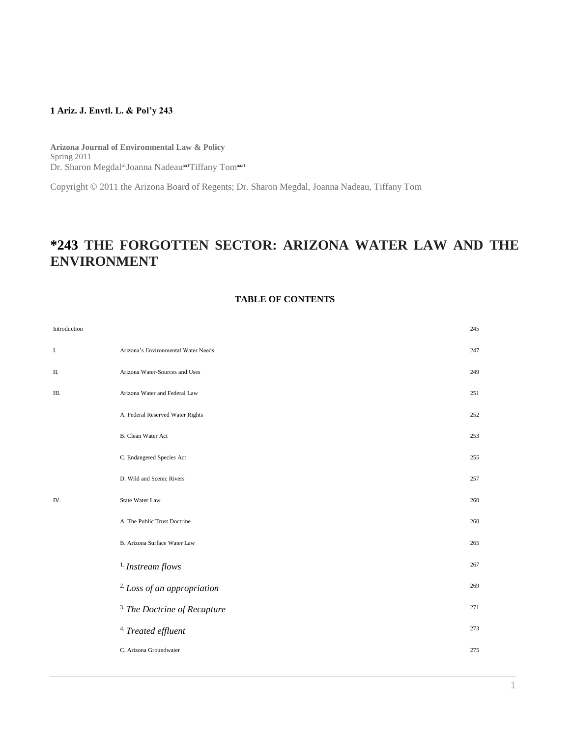**1 Ariz. J. Envtl. L. & Pol'y 243**

**Arizona Journal of Environmental Law & Policy**
Spring 2011
Dr. Sharon Megdal[a1] Joanna Nadeau[aa1] Tiffany Tom[aaa1]

Copyright © 2011 the Arizona Board of Regents; Dr. Sharon Megdal, Joanna Nadeau, Tiffany Tom

# *243 THE FORGOTTEN SECTOR: ARIZONA WATER LAW AND THE ENVIRONMENT

**TABLE OF CONTENTS**

| | | |
|---|---|---|
| Introduction | | 245 |
| I. | Arizona's Environmental Water Needs | 247 |
| II. | Arizona Water-Sources and Uses | 249 |
| III. | Arizona Water and Federal Law | 251 |
| | A. Federal Reserved Water Rights | 252 |
| | B. Clean Water Act | 253 |
| | C. Endangered Species Act | 255 |
| | D. Wild and Scenic Rivers | 257 |
| IV. | State Water Law | 260 |
| | A. The Public Trust Doctrine | 260 |
| | B. Arizona Surface Water Law | 265 |
| | 1. *Instream flows* | 267 |
| | 2. *Loss of an appropriation* | 269 |
| | 3. *The Doctrine of Recapture* | 271 |
| | 4. *Treated effluent* | 273 |
| | C. Arizona Groundwater | 275 |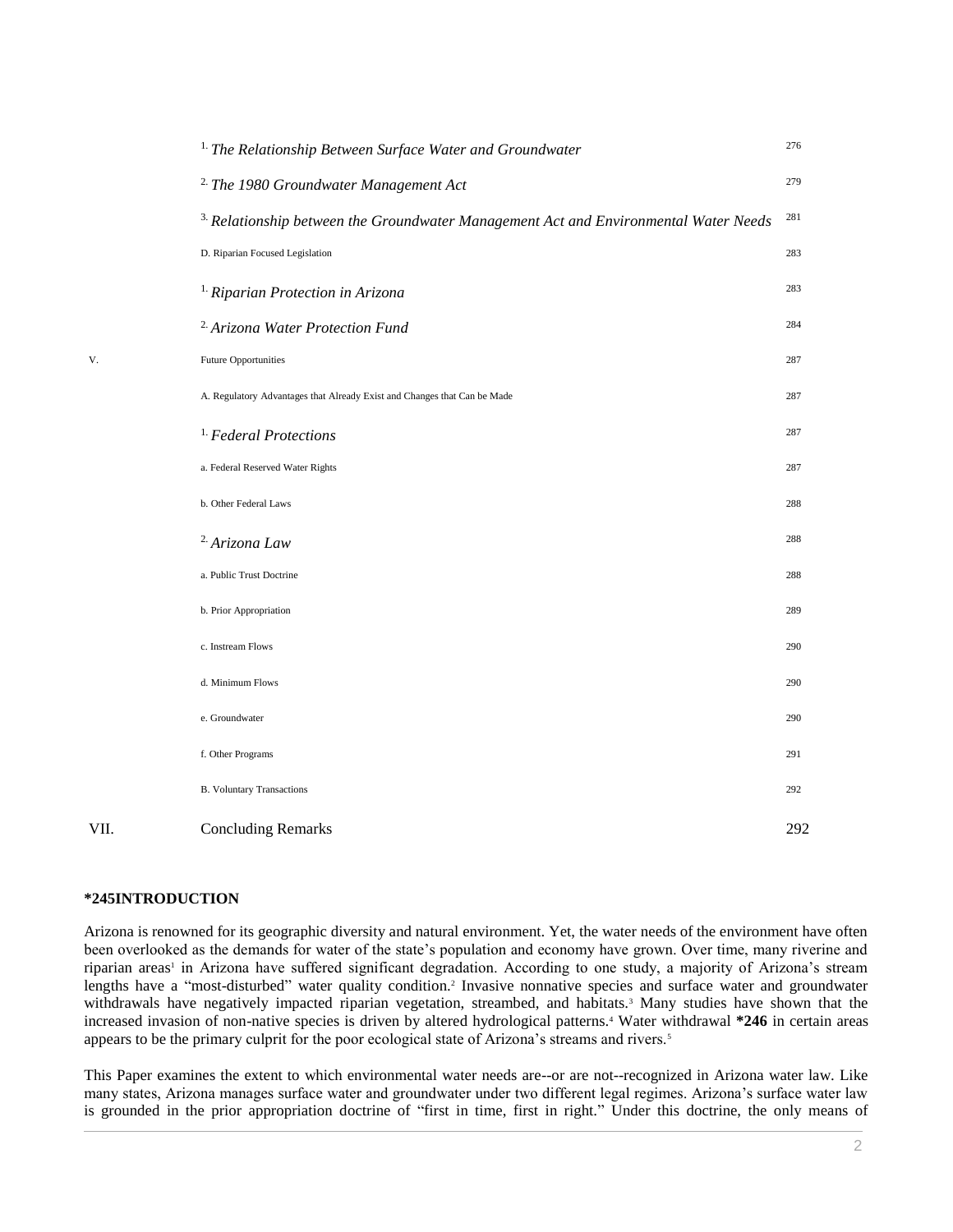| | | |
|---|---|---|
| | 1. *The Relationship Between Surface Water and Groundwater* | 276 |
| | 2. *The 1980 Groundwater Management Act* | 279 |
| | 3. *Relationship between the Groundwater Management Act and Environmental Water Needs* | 281 |
| | D. Riparian Focused Legislation | 283 |
| | 1. *Riparian Protection in Arizona* | 283 |
| | 2. *Arizona Water Protection Fund* | 284 |
| V. | Future Opportunities | 287 |
| | A. Regulatory Advantages that Already Exist and Changes that Can be Made | 287 |
| | 1. *Federal Protections* | 287 |
| | a. Federal Reserved Water Rights | 287 |
| | b. Other Federal Laws | 288 |
| | 2. *Arizona Law* | 288 |
| | a. Public Trust Doctrine | 288 |
| | b. Prior Appropriation | 289 |
| | c. Instream Flows | 290 |
| | d. Minimum Flows | 290 |
| | e. Groundwater | 290 |
| | f. Other Programs | 291 |
| | B. Voluntary Transactions | 292 |
| VII. | Concluding Remarks | 292 |

**\*245INTRODUCTION**

Arizona is renowned for its geographic diversity and natural environment. Yet, the water needs of the environment have often been overlooked as the demands for water of the state's population and economy have grown. Over time, many riverine and riparian areas[1] in Arizona have suffered significant degradation. According to one study, a majority of Arizona's stream lengths have a "most-disturbed" water quality condition.[2] Invasive nonnative species and surface water and groundwater withdrawals have negatively impacted riparian vegetation, streambed, and habitats.[3] Many studies have shown that the increased invasion of non-native species is driven by altered hydrological patterns.[4] Water withdrawal **\*246** in certain areas appears to be the primary culprit for the poor ecological state of Arizona's streams and rivers.[5]

This Paper examines the extent to which environmental water needs are--or are not--recognized in Arizona water law. Like many states, Arizona manages surface water and groundwater under two different legal regimes. Arizona's surface water law is grounded in the prior appropriation doctrine of "first in time, first in right." Under this doctrine, the only means of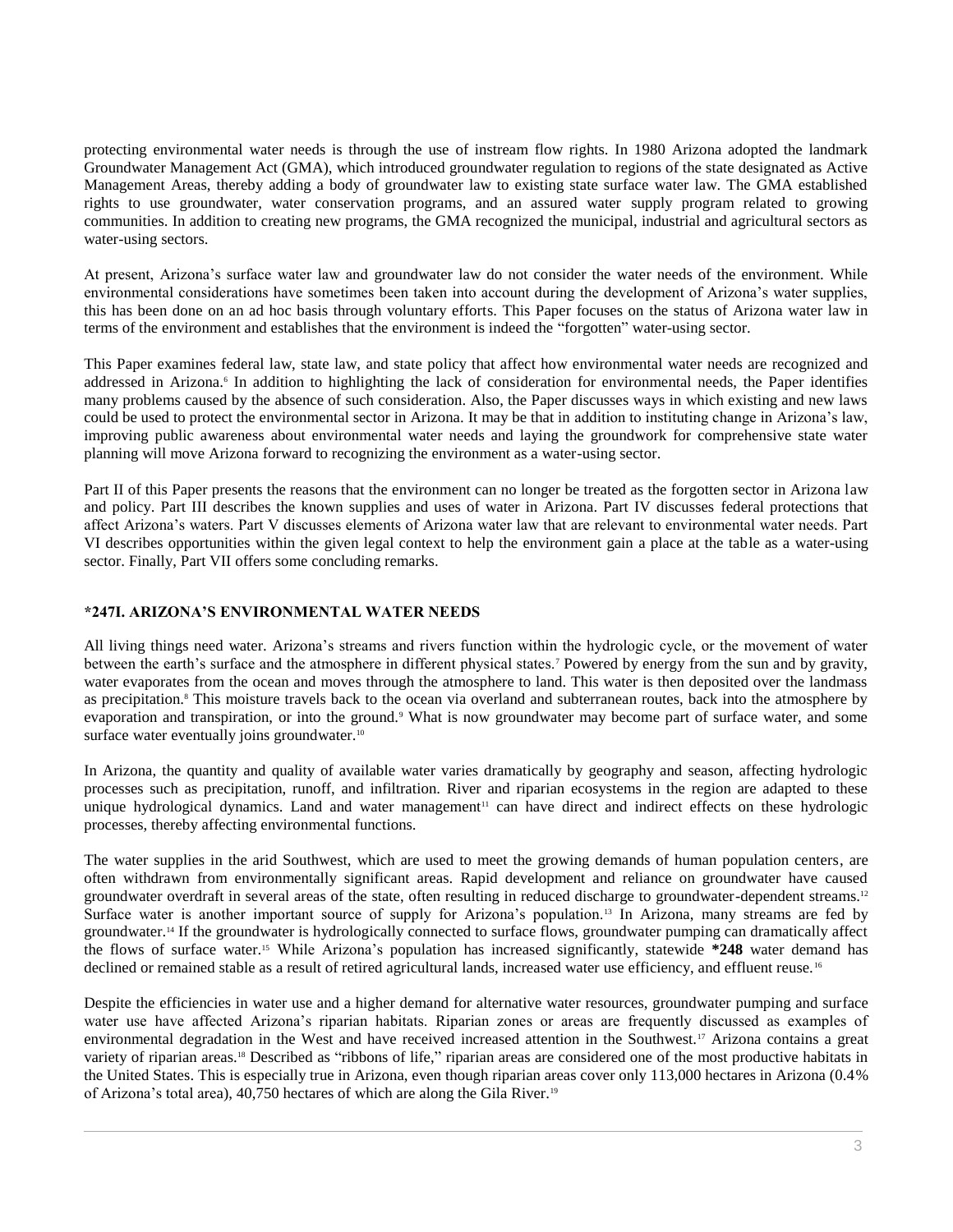protecting environmental water needs is through the use of instream flow rights. In 1980 Arizona adopted the landmark Groundwater Management Act (GMA), which introduced groundwater regulation to regions of the state designated as Active Management Areas, thereby adding a body of groundwater law to existing state surface water law. The GMA established rights to use groundwater, water conservation programs, and an assured water supply program related to growing communities. In addition to creating new programs, the GMA recognized the municipal, industrial and agricultural sectors as water-using sectors.

At present, Arizona's surface water law and groundwater law do not consider the water needs of the environment. While environmental considerations have sometimes been taken into account during the development of Arizona's water supplies, this has been done on an ad hoc basis through voluntary efforts. This Paper focuses on the status of Arizona water law in terms of the environment and establishes that the environment is indeed the "forgotten" water-using sector.

This Paper examines federal law, state law, and state policy that affect how environmental water needs are recognized and addressed in Arizona.[6] In addition to highlighting the lack of consideration for environmental needs, the Paper identifies many problems caused by the absence of such consideration. Also, the Paper discusses ways in which existing and new laws could be used to protect the environmental sector in Arizona. It may be that in addition to instituting change in Arizona's law, improving public awareness about environmental water needs and laying the groundwork for comprehensive state water planning will move Arizona forward to recognizing the environment as a water-using sector.

Part II of this Paper presents the reasons that the environment can no longer be treated as the forgotten sector in Arizona law and policy. Part III describes the known supplies and uses of water in Arizona. Part IV discusses federal protections that affect Arizona's waters. Part V discusses elements of Arizona water law that are relevant to environmental water needs. Part VI describes opportunities within the given legal context to help the environment gain a place at the table as a water-using sector. Finally, Part VII offers some concluding remarks.

### *247I. ARIZONA'S ENVIRONMENTAL WATER NEEDS

All living things need water. Arizona's streams and rivers function within the hydrologic cycle, or the movement of water between the earth's surface and the atmosphere in different physical states.[7] Powered by energy from the sun and by gravity, water evaporates from the ocean and moves through the atmosphere to land. This water is then deposited over the landmass as precipitation.[8] This moisture travels back to the ocean via overland and subterranean routes, back into the atmosphere by evaporation and transpiration, or into the ground.[9] What is now groundwater may become part of surface water, and some surface water eventually joins groundwater.[10]

In Arizona, the quantity and quality of available water varies dramatically by geography and season, affecting hydrologic processes such as precipitation, runoff, and infiltration. River and riparian ecosystems in the region are adapted to these unique hydrological dynamics. Land and water management[11] can have direct and indirect effects on these hydrologic processes, thereby affecting environmental functions.

The water supplies in the arid Southwest, which are used to meet the growing demands of human population centers, are often withdrawn from environmentally significant areas. Rapid development and reliance on groundwater have caused groundwater overdraft in several areas of the state, often resulting in reduced discharge to groundwater-dependent streams.[12] Surface water is another important source of supply for Arizona's population.[13] In Arizona, many streams are fed by groundwater.[14] If the groundwater is hydrologically connected to surface flows, groundwater pumping can dramatically affect the flows of surface water.[15] While Arizona's population has increased significantly, statewide **\*248** water demand has declined or remained stable as a result of retired agricultural lands, increased water use efficiency, and effluent reuse.[16]

Despite the efficiencies in water use and a higher demand for alternative water resources, groundwater pumping and surface water use have affected Arizona's riparian habitats. Riparian zones or areas are frequently discussed as examples of environmental degradation in the West and have received increased attention in the Southwest.[17] Arizona contains a great variety of riparian areas.[18] Described as "ribbons of life," riparian areas are considered one of the most productive habitats in the United States. This is especially true in Arizona, even though riparian areas cover only 113,000 hectares in Arizona (0.4% of Arizona's total area), 40,750 hectares of which are along the Gila River.[19]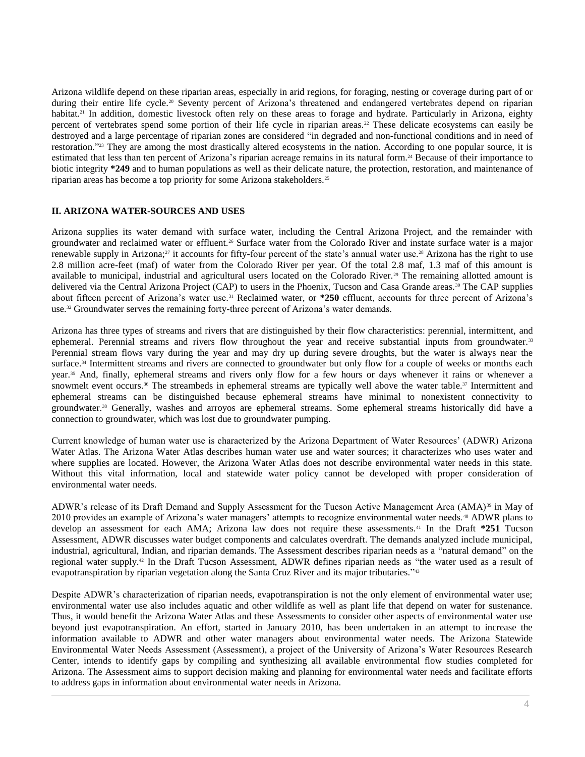Arizona wildlife depend on these riparian areas, especially in arid regions, for foraging, nesting or coverage during part of or during their entire life cycle.[20] Seventy percent of Arizona's threatened and endangered vertebrates depend on riparian habitat.[21] In addition, domestic livestock often rely on these areas to forage and hydrate. Particularly in Arizona, eighty percent of vertebrates spend some portion of their life cycle in riparian areas.[22] These delicate ecosystems can easily be destroyed and a large percentage of riparian zones are considered "in degraded and non-functional conditions and in need of restoration."[23] They are among the most drastically altered ecosystems in the nation. According to one popular source, it is estimated that less than ten percent of Arizona's riparian acreage remains in its natural form.[24] Because of their importance to biotic integrity **\*249** and to human populations as well as their delicate nature, the protection, restoration, and maintenance of riparian areas has become a top priority for some Arizona stakeholders.[25]

## II. ARIZONA WATER-SOURCES AND USES

Arizona supplies its water demand with surface water, including the Central Arizona Project, and the remainder with groundwater and reclaimed water or effluent.[26] Surface water from the Colorado River and instate surface water is a major renewable supply in Arizona;[27] it accounts for fifty-four percent of the state's annual water use.[28] Arizona has the right to use 2.8 million acre-feet (maf) of water from the Colorado River per year. Of the total 2.8 maf, 1.3 maf of this amount is available to municipal, industrial and agricultural users located on the Colorado River.[29] The remaining allotted amount is delivered via the Central Arizona Project (CAP) to users in the Phoenix, Tucson and Casa Grande areas.[30] The CAP supplies about fifteen percent of Arizona's water use.[31] Reclaimed water, or **\*250** effluent, accounts for three percent of Arizona's use.[32] Groundwater serves the remaining forty-three percent of Arizona's water demands.

Arizona has three types of streams and rivers that are distinguished by their flow characteristics: perennial, intermittent, and ephemeral. Perennial streams and rivers flow throughout the year and receive substantial inputs from groundwater.[33] Perennial stream flows vary during the year and may dry up during severe droughts, but the water is always near the surface.[34] Intermittent streams and rivers are connected to groundwater but only flow for a couple of weeks or months each year.[35] And, finally, ephemeral streams and rivers only flow for a few hours or days whenever it rains or whenever a snowmelt event occurs.[36] The streambeds in ephemeral streams are typically well above the water table.[37] Intermittent and ephemeral streams can be distinguished because ephemeral streams have minimal to nonexistent connectivity to groundwater.[38] Generally, washes and arroyos are ephemeral streams. Some ephemeral streams historically did have a connection to groundwater, which was lost due to groundwater pumping.

Current knowledge of human water use is characterized by the Arizona Department of Water Resources' (ADWR) Arizona Water Atlas. The Arizona Water Atlas describes human water use and water sources; it characterizes who uses water and where supplies are located. However, the Arizona Water Atlas does not describe environmental water needs in this state. Without this vital information, local and statewide water policy cannot be developed with proper consideration of environmental water needs.

ADWR's release of its Draft Demand and Supply Assessment for the Tucson Active Management Area (AMA)[39] in May of 2010 provides an example of Arizona's water managers' attempts to recognize environmental water needs.[40] ADWR plans to develop an assessment for each AMA; Arizona law does not require these assessments.[41] In the Draft **\*251** Tucson Assessment, ADWR discusses water budget components and calculates overdraft. The demands analyzed include municipal, industrial, agricultural, Indian, and riparian demands. The Assessment describes riparian needs as a "natural demand" on the regional water supply.[42] In the Draft Tucson Assessment, ADWR defines riparian needs as "the water used as a result of evapotranspiration by riparian vegetation along the Santa Cruz River and its major tributaries."[43]

Despite ADWR's characterization of riparian needs, evapotranspiration is not the only element of environmental water use; environmental water use also includes aquatic and other wildlife as well as plant life that depend on water for sustenance. Thus, it would benefit the Arizona Water Atlas and these Assessments to consider other aspects of environmental water use beyond just evapotranspiration. An effort, started in January 2010, has been undertaken in an attempt to increase the information available to ADWR and other water managers about environmental water needs. The Arizona Statewide Environmental Water Needs Assessment (Assessment), a project of the University of Arizona's Water Resources Research Center, intends to identify gaps by compiling and synthesizing all available environmental flow studies completed for Arizona. The Assessment aims to support decision making and planning for environmental water needs and facilitate efforts to address gaps in information about environmental water needs in Arizona.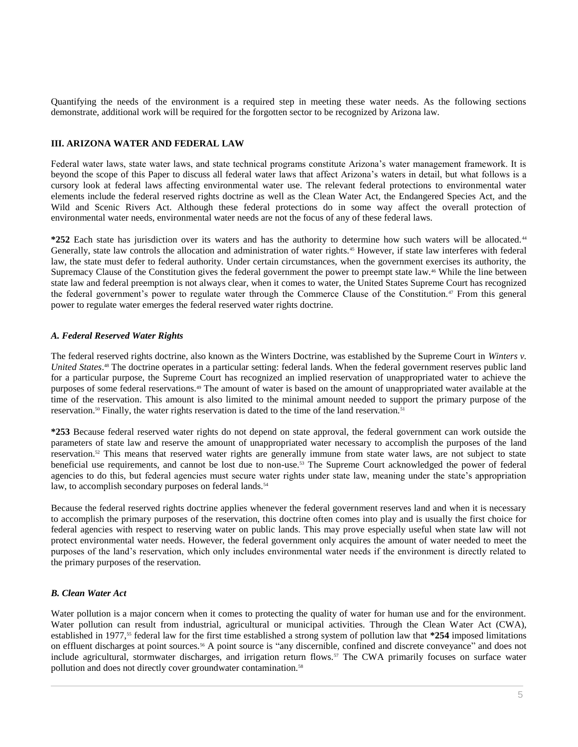Quantifying the needs of the environment is a required step in meeting these water needs. As the following sections demonstrate, additional work will be required for the forgotten sector to be recognized by Arizona law.

### III. ARIZONA WATER AND FEDERAL LAW

Federal water laws, state water laws, and state technical programs constitute Arizona's water management framework. It is beyond the scope of this Paper to discuss all federal water laws that affect Arizona's waters in detail, but what follows is a cursory look at federal laws affecting environmental water use. The relevant federal protections to environmental water elements include the federal reserved rights doctrine as well as the Clean Water Act, the Endangered Species Act, and the Wild and Scenic Rivers Act. Although these federal protections do in some way affect the overall protection of environmental water needs, environmental water needs are not the focus of any of these federal laws.

**\*252** Each state has jurisdiction over its waters and has the authority to determine how such waters will be allocated.[44] Generally, state law controls the allocation and administration of water rights.[45] However, if state law interferes with federal law, the state must defer to federal authority. Under certain circumstances, when the government exercises its authority, the Supremacy Clause of the Constitution gives the federal government the power to preempt state law.[46] While the line between state law and federal preemption is not always clear, when it comes to water, the United States Supreme Court has recognized the federal government's power to regulate water through the Commerce Clause of the Constitution.[47] From this general power to regulate water emerges the federal reserved water rights doctrine.

#### *A. Federal Reserved Water Rights*

The federal reserved rights doctrine, also known as the Winters Doctrine, was established by the Supreme Court in *Winters v. United States*.[48] The doctrine operates in a particular setting: federal lands. When the federal government reserves public land for a particular purpose, the Supreme Court has recognized an implied reservation of unappropriated water to achieve the purposes of some federal reservations.[49] The amount of water is based on the amount of unappropriated water available at the time of the reservation. This amount is also limited to the minimal amount needed to support the primary purpose of the reservation.[50] Finally, the water rights reservation is dated to the time of the land reservation.[51]

**\*253** Because federal reserved water rights do not depend on state approval, the federal government can work outside the parameters of state law and reserve the amount of unappropriated water necessary to accomplish the purposes of the land reservation.[52] This means that reserved water rights are generally immune from state water laws, are not subject to state beneficial use requirements, and cannot be lost due to non-use.[53] The Supreme Court acknowledged the power of federal agencies to do this, but federal agencies must secure water rights under state law, meaning under the state's appropriation law, to accomplish secondary purposes on federal lands.[54]

Because the federal reserved rights doctrine applies whenever the federal government reserves land and when it is necessary to accomplish the primary purposes of the reservation, this doctrine often comes into play and is usually the first choice for federal agencies with respect to reserving water on public lands. This may prove especially useful when state law will not protect environmental water needs. However, the federal government only acquires the amount of water needed to meet the purposes of the land's reservation, which only includes environmental water needs if the environment is directly related to the primary purposes of the reservation.

#### *B. Clean Water Act*

Water pollution is a major concern when it comes to protecting the quality of water for human use and for the environment. Water pollution can result from industrial, agricultural or municipal activities. Through the Clean Water Act (CWA), established in 1977,[55] federal law for the first time established a strong system of pollution law that **\*254** imposed limitations on effluent discharges at point sources.[56] A point source is "any discernible, confined and discrete conveyance" and does not include agricultural, stormwater discharges, and irrigation return flows.[57] The CWA primarily focuses on surface water pollution and does not directly cover groundwater contamination.[58]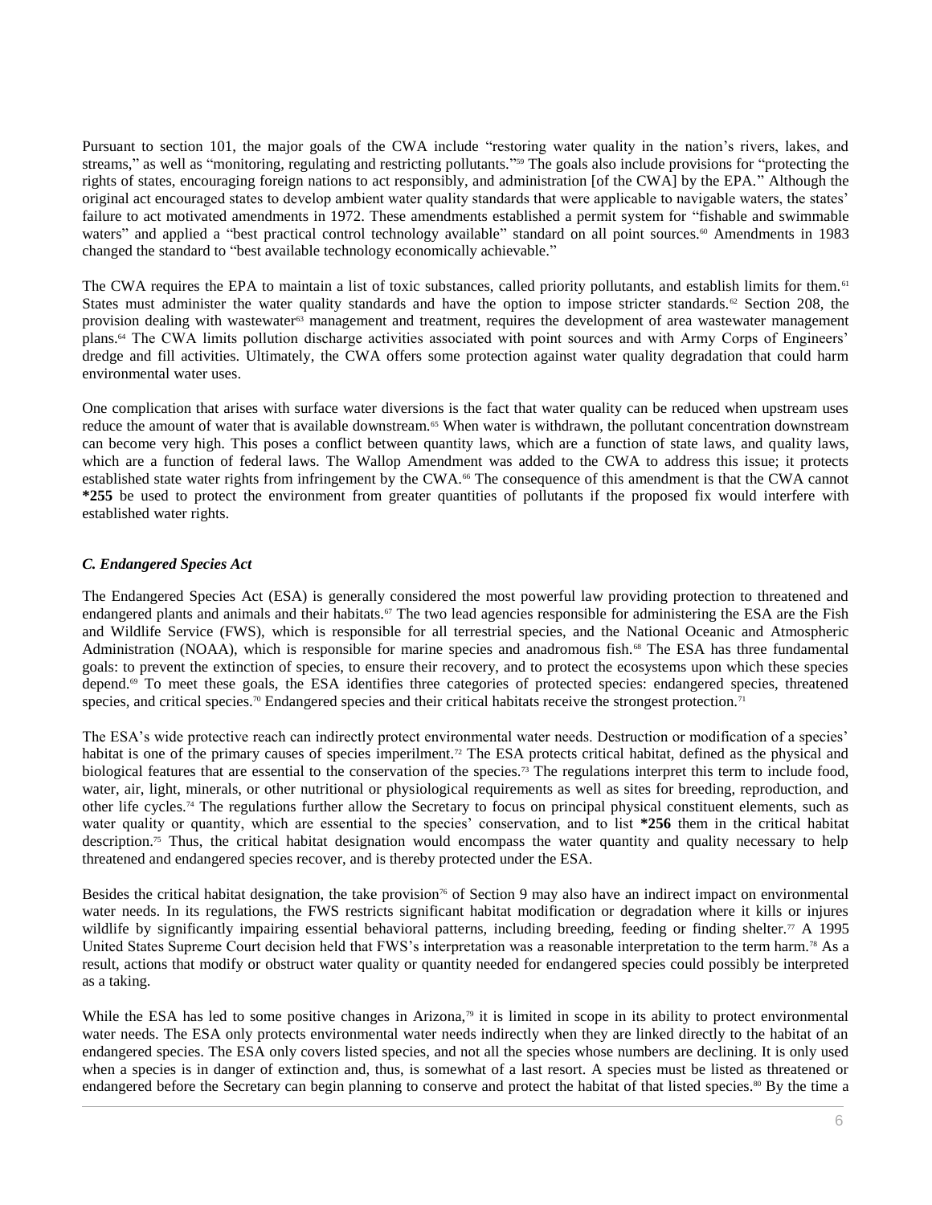Pursuant to section 101, the major goals of the CWA include "restoring water quality in the nation's rivers, lakes, and streams," as well as "monitoring, regulating and restricting pollutants."[59] The goals also include provisions for "protecting the rights of states, encouraging foreign nations to act responsibly, and administration [of the CWA] by the EPA." Although the original act encouraged states to develop ambient water quality standards that were applicable to navigable waters, the states' failure to act motivated amendments in 1972. These amendments established a permit system for "fishable and swimmable waters" and applied a "best practical control technology available" standard on all point sources.[60] Amendments in 1983 changed the standard to "best available technology economically achievable."

The CWA requires the EPA to maintain a list of toxic substances, called priority pollutants, and establish limits for them.[61] States must administer the water quality standards and have the option to impose stricter standards.[62] Section 208, the provision dealing with wastewater[63] management and treatment, requires the development of area wastewater management plans.[64] The CWA limits pollution discharge activities associated with point sources and with Army Corps of Engineers' dredge and fill activities. Ultimately, the CWA offers some protection against water quality degradation that could harm environmental water uses.

One complication that arises with surface water diversions is the fact that water quality can be reduced when upstream uses reduce the amount of water that is available downstream.[65] When water is withdrawn, the pollutant concentration downstream can become very high. This poses a conflict between quantity laws, which are a function of state laws, and quality laws, which are a function of federal laws. The Wallop Amendment was added to the CWA to address this issue; it protects established state water rights from infringement by the CWA.[66] The consequence of this amendment is that the CWA cannot **\*255** be used to protect the environment from greater quantities of pollutants if the proposed fix would interfere with established water rights.

### *C. Endangered Species Act*

The Endangered Species Act (ESA) is generally considered the most powerful law providing protection to threatened and endangered plants and animals and their habitats.[67] The two lead agencies responsible for administering the ESA are the Fish and Wildlife Service (FWS), which is responsible for all terrestrial species, and the National Oceanic and Atmospheric Administration (NOAA), which is responsible for marine species and anadromous fish.[68] The ESA has three fundamental goals: to prevent the extinction of species, to ensure their recovery, and to protect the ecosystems upon which these species depend.[69] To meet these goals, the ESA identifies three categories of protected species: endangered species, threatened species, and critical species.[70] Endangered species and their critical habitats receive the strongest protection.[71]

The ESA's wide protective reach can indirectly protect environmental water needs. Destruction or modification of a species' habitat is one of the primary causes of species imperilment.[72] The ESA protects critical habitat, defined as the physical and biological features that are essential to the conservation of the species.[73] The regulations interpret this term to include food, water, air, light, minerals, or other nutritional or physiological requirements as well as sites for breeding, reproduction, and other life cycles.[74] The regulations further allow the Secretary to focus on principal physical constituent elements, such as water quality or quantity, which are essential to the species' conservation, and to list **\*256** them in the critical habitat description.[75] Thus, the critical habitat designation would encompass the water quantity and quality necessary to help threatened and endangered species recover, and is thereby protected under the ESA.

Besides the critical habitat designation, the take provision[76] of Section 9 may also have an indirect impact on environmental water needs. In its regulations, the FWS restricts significant habitat modification or degradation where it kills or injures wildlife by significantly impairing essential behavioral patterns, including breeding, feeding or finding shelter.[77] A 1995 United States Supreme Court decision held that FWS's interpretation was a reasonable interpretation to the term harm.[78] As a result, actions that modify or obstruct water quality or quantity needed for endangered species could possibly be interpreted as a taking.

While the ESA has led to some positive changes in Arizona,[79] it is limited in scope in its ability to protect environmental water needs. The ESA only protects environmental water needs indirectly when they are linked directly to the habitat of an endangered species. The ESA only covers listed species, and not all the species whose numbers are declining. It is only used when a species is in danger of extinction and, thus, is somewhat of a last resort. A species must be listed as threatened or endangered before the Secretary can begin planning to conserve and protect the habitat of that listed species.[80] By the time a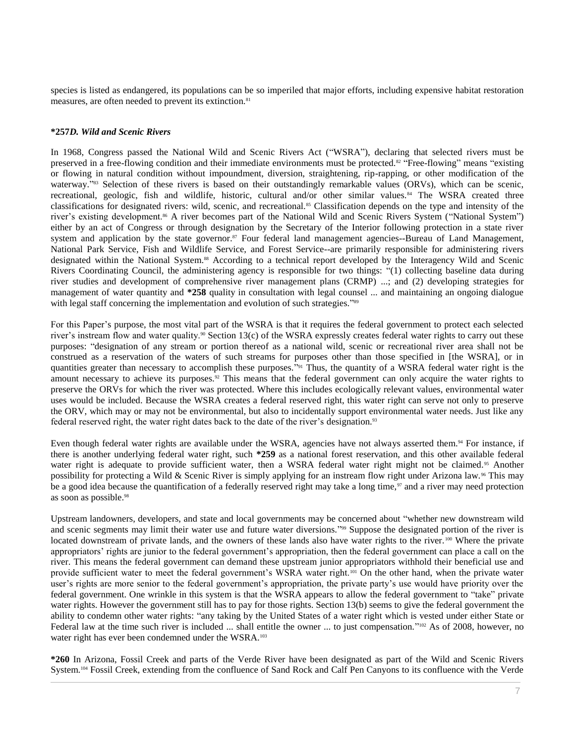species is listed as endangered, its populations can be so imperiled that major efforts, including expensive habitat restoration measures, are often needed to prevent its extinction.[81]

### **\*257***D. Wild and Scenic Rivers*

In 1968, Congress passed the National Wild and Scenic Rivers Act ("WSRA"), declaring that selected rivers must be preserved in a free-flowing condition and their immediate environments must be protected.[82] "Free-flowing" means "existing or flowing in natural condition without impoundment, diversion, straightening, rip-rapping, or other modification of the waterway."[83] Selection of these rivers is based on their outstandingly remarkable values (ORVs), which can be scenic, recreational, geologic, fish and wildlife, historic, cultural and/or other similar values.[84] The WSRA created three classifications for designated rivers: wild, scenic, and recreational.[85] Classification depends on the type and intensity of the river's existing development.[86] A river becomes part of the National Wild and Scenic Rivers System ("National System") either by an act of Congress or through designation by the Secretary of the Interior following protection in a state river system and application by the state governor.[87] Four federal land management agencies--Bureau of Land Management, National Park Service, Fish and Wildlife Service, and Forest Service--are primarily responsible for administering rivers designated within the National System.[88] According to a technical report developed by the Interagency Wild and Scenic Rivers Coordinating Council, the administering agency is responsible for two things: "(1) collecting baseline data during river studies and development of comprehensive river management plans (CRMP) ...; and (2) developing strategies for management of water quantity and **\*258** quality in consultation with legal counsel ... and maintaining an ongoing dialogue with legal staff concerning the implementation and evolution of such strategies."[89]

For this Paper's purpose, the most vital part of the WSRA is that it requires the federal government to protect each selected river's instream flow and water quality.[90] Section 13(c) of the WSRA expressly creates federal water rights to carry out these purposes: "designation of any stream or portion thereof as a national wild, scenic or recreational river area shall not be construed as a reservation of the waters of such streams for purposes other than those specified in [the WSRA], or in quantities greater than necessary to accomplish these purposes."[91] Thus, the quantity of a WSRA federal water right is the amount necessary to achieve its purposes.[92] This means that the federal government can only acquire the water rights to preserve the ORVs for which the river was protected. Where this includes ecologically relevant values, environmental water uses would be included. Because the WSRA creates a federal reserved right, this water right can serve not only to preserve the ORV, which may or may not be environmental, but also to incidentally support environmental water needs. Just like any federal reserved right, the water right dates back to the date of the river's designation.[93]

Even though federal water rights are available under the WSRA, agencies have not always asserted them.[94] For instance, if there is another underlying federal water right, such **\*259** as a national forest reservation, and this other available federal water right is adequate to provide sufficient water, then a WSRA federal water right might not be claimed.[95] Another possibility for protecting a Wild & Scenic River is simply applying for an instream flow right under Arizona law.[96] This may be a good idea because the quantification of a federally reserved right may take a long time,[97] and a river may need protection as soon as possible.[98]

Upstream landowners, developers, and state and local governments may be concerned about "whether new downstream wild and scenic segments may limit their water use and future water diversions."[99] Suppose the designated portion of the river is located downstream of private lands, and the owners of these lands also have water rights to the river.[100] Where the private appropriators' rights are junior to the federal government's appropriation, then the federal government can place a call on the river. This means the federal government can demand these upstream junior appropriators withhold their beneficial use and provide sufficient water to meet the federal government's WSRA water right.[101] On the other hand, when the private water user's rights are more senior to the federal government's appropriation, the private party's use would have priority over the federal government. One wrinkle in this system is that the WSRA appears to allow the federal government to "take" private water rights. However the government still has to pay for those rights. Section 13(b) seems to give the federal government the ability to condemn other water rights: "any taking by the United States of a water right which is vested under either State or Federal law at the time such river is included ... shall entitle the owner ... to just compensation."[102] As of 2008, however, no water right has ever been condemned under the WSRA.[103]

**\*260** In Arizona, Fossil Creek and parts of the Verde River have been designated as part of the Wild and Scenic Rivers System.[104] Fossil Creek, extending from the confluence of Sand Rock and Calf Pen Canyons to its confluence with the Verde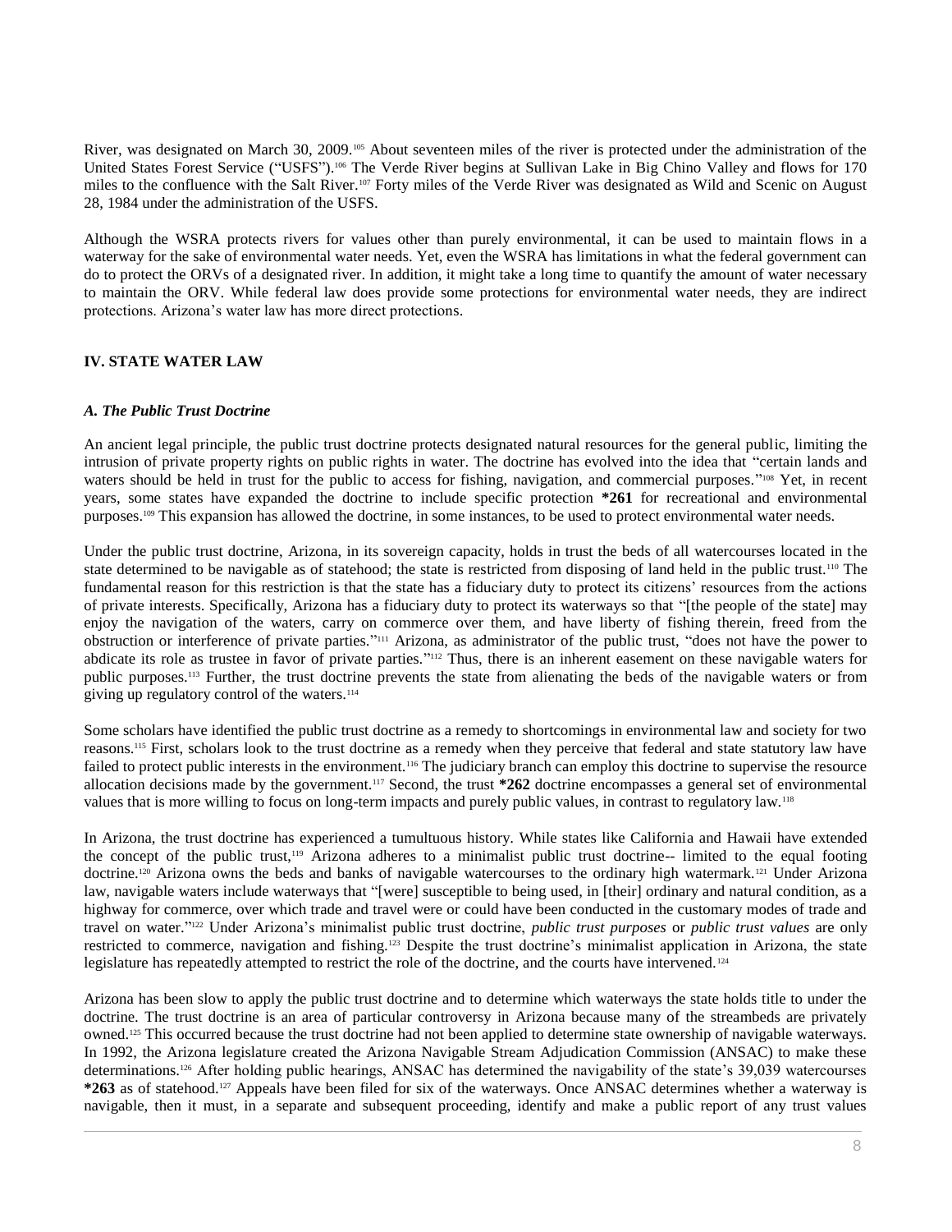River, was designated on March 30, 2009.[105] About seventeen miles of the river is protected under the administration of the United States Forest Service ("USFS").[106] The Verde River begins at Sullivan Lake in Big Chino Valley and flows for 170 miles to the confluence with the Salt River.[107] Forty miles of the Verde River was designated as Wild and Scenic on August 28, 1984 under the administration of the USFS.

Although the WSRA protects rivers for values other than purely environmental, it can be used to maintain flows in a waterway for the sake of environmental water needs. Yet, even the WSRA has limitations in what the federal government can do to protect the ORVs of a designated river. In addition, it might take a long time to quantify the amount of water necessary to maintain the ORV. While federal law does provide some protections for environmental water needs, they are indirect protections. Arizona's water law has more direct protections.

## IV. STATE WATER LAW

### *A. The Public Trust Doctrine*

An ancient legal principle, the public trust doctrine protects designated natural resources for the general public, limiting the intrusion of private property rights on public rights in water. The doctrine has evolved into the idea that "certain lands and waters should be held in trust for the public to access for fishing, navigation, and commercial purposes."[108] Yet, in recent years, some states have expanded the doctrine to include specific protection **\*261** for recreational and environmental purposes.[109] This expansion has allowed the doctrine, in some instances, to be used to protect environmental water needs.

Under the public trust doctrine, Arizona, in its sovereign capacity, holds in trust the beds of all watercourses located in the state determined to be navigable as of statehood; the state is restricted from disposing of land held in the public trust.[110] The fundamental reason for this restriction is that the state has a fiduciary duty to protect its citizens' resources from the actions of private interests. Specifically, Arizona has a fiduciary duty to protect its waterways so that "[the people of the state] may enjoy the navigation of the waters, carry on commerce over them, and have liberty of fishing therein, freed from the obstruction or interference of private parties."[111] Arizona, as administrator of the public trust, "does not have the power to abdicate its role as trustee in favor of private parties."[112] Thus, there is an inherent easement on these navigable waters for public purposes.[113] Further, the trust doctrine prevents the state from alienating the beds of the navigable waters or from giving up regulatory control of the waters.[114]

Some scholars have identified the public trust doctrine as a remedy to shortcomings in environmental law and society for two reasons.[115] First, scholars look to the trust doctrine as a remedy when they perceive that federal and state statutory law have failed to protect public interests in the environment.[116] The judiciary branch can employ this doctrine to supervise the resource allocation decisions made by the government.[117] Second, the trust **\*262** doctrine encompasses a general set of environmental values that is more willing to focus on long-term impacts and purely public values, in contrast to regulatory law.[118]

In Arizona, the trust doctrine has experienced a tumultuous history. While states like California and Hawaii have extended the concept of the public trust,[119] Arizona adheres to a minimalist public trust doctrine-- limited to the equal footing doctrine.[120] Arizona owns the beds and banks of navigable watercourses to the ordinary high watermark.[121] Under Arizona law, navigable waters include waterways that "[were] susceptible to being used, in [their] ordinary and natural condition, as a highway for commerce, over which trade and travel were or could have been conducted in the customary modes of trade and travel on water."[122] Under Arizona's minimalist public trust doctrine, *public trust purposes* or *public trust values* are only restricted to commerce, navigation and fishing.[123] Despite the trust doctrine's minimalist application in Arizona, the state legislature has repeatedly attempted to restrict the role of the doctrine, and the courts have intervened.[124]

Arizona has been slow to apply the public trust doctrine and to determine which waterways the state holds title to under the doctrine. The trust doctrine is an area of particular controversy in Arizona because many of the streambeds are privately owned.[125] This occurred because the trust doctrine had not been applied to determine state ownership of navigable waterways. In 1992, the Arizona legislature created the Arizona Navigable Stream Adjudication Commission (ANSAC) to make these determinations.[126] After holding public hearings, ANSAC has determined the navigability of the state's 39,039 watercourses **\*263** as of statehood.[127] Appeals have been filed for six of the waterways. Once ANSAC determines whether a waterway is navigable, then it must, in a separate and subsequent proceeding, identify and make a public report of any trust values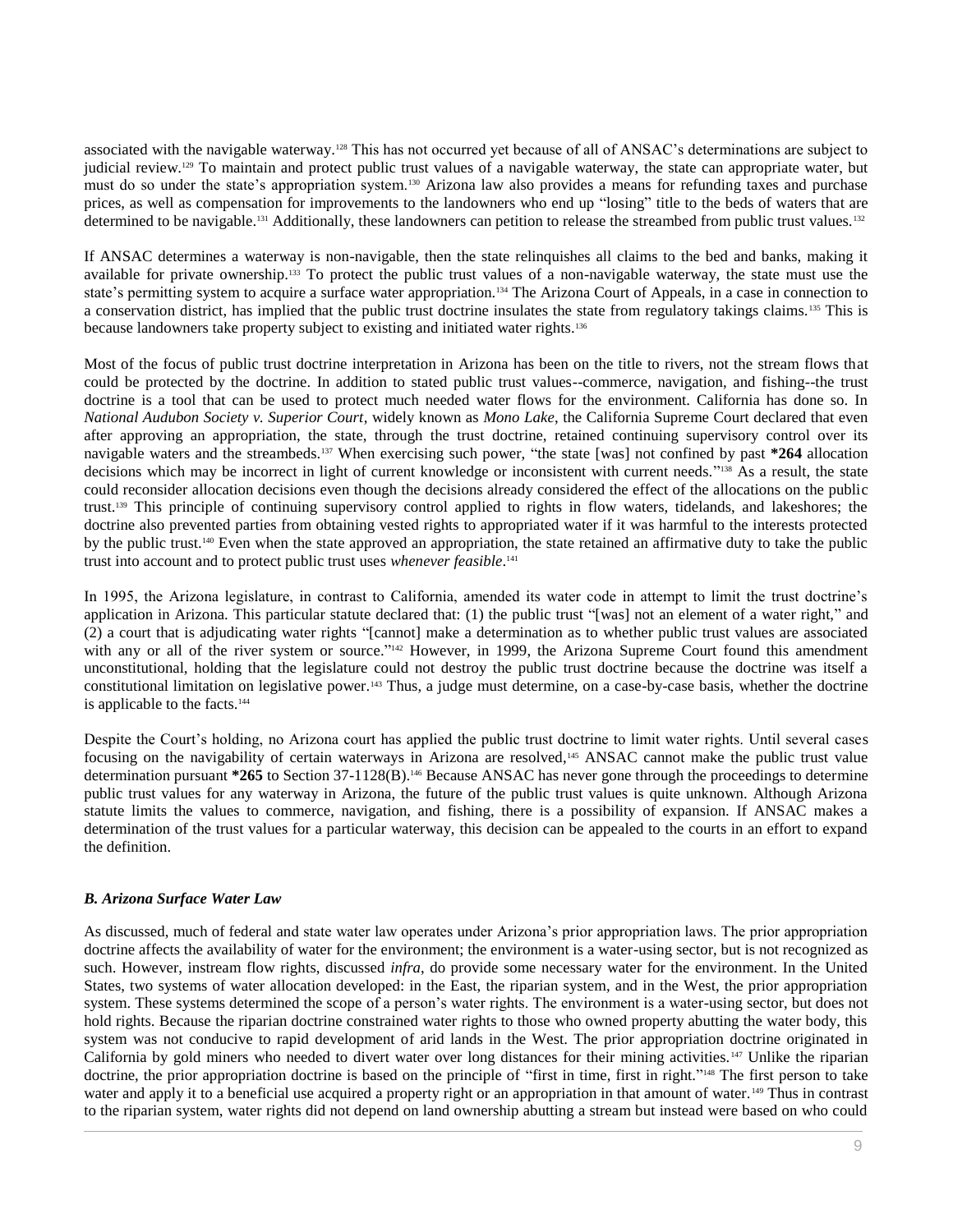associated with the navigable waterway.[128] This has not occurred yet because of all of ANSAC's determinations are subject to judicial review.[129] To maintain and protect public trust values of a navigable waterway, the state can appropriate water, but must do so under the state's appropriation system.[130] Arizona law also provides a means for refunding taxes and purchase prices, as well as compensation for improvements to the landowners who end up "losing" title to the beds of waters that are determined to be navigable.[131] Additionally, these landowners can petition to release the streambed from public trust values.[132]

If ANSAC determines a waterway is non-navigable, then the state relinquishes all claims to the bed and banks, making it available for private ownership.[133] To protect the public trust values of a non-navigable waterway, the state must use the state's permitting system to acquire a surface water appropriation.[134] The Arizona Court of Appeals, in a case in connection to a conservation district, has implied that the public trust doctrine insulates the state from regulatory takings claims.[135] This is because landowners take property subject to existing and initiated water rights.[136]

Most of the focus of public trust doctrine interpretation in Arizona has been on the title to rivers, not the stream flows that could be protected by the doctrine. In addition to stated public trust values--commerce, navigation, and fishing--the trust doctrine is a tool that can be used to protect much needed water flows for the environment. California has done so. In *National Audubon Society v. Superior Court*, widely known as *Mono Lake*, the California Supreme Court declared that even after approving an appropriation, the state, through the trust doctrine, retained continuing supervisory control over its navigable waters and the streambeds.[137] When exercising such power, "the state [was] not confined by past **\*264** allocation decisions which may be incorrect in light of current knowledge or inconsistent with current needs."[138] As a result, the state could reconsider allocation decisions even though the decisions already considered the effect of the allocations on the public trust.[139] This principle of continuing supervisory control applied to rights in flow waters, tidelands, and lakeshores; the doctrine also prevented parties from obtaining vested rights to appropriated water if it was harmful to the interests protected by the public trust.[140] Even when the state approved an appropriation, the state retained an affirmative duty to take the public trust into account and to protect public trust uses *whenever feasible*.[141]

In 1995, the Arizona legislature, in contrast to California, amended its water code in attempt to limit the trust doctrine's application in Arizona. This particular statute declared that: (1) the public trust "[was] not an element of a water right," and (2) a court that is adjudicating water rights "[cannot] make a determination as to whether public trust values are associated with any or all of the river system or source."[142] However, in 1999, the Arizona Supreme Court found this amendment unconstitutional, holding that the legislature could not destroy the public trust doctrine because the doctrine was itself a constitutional limitation on legislative power.[143] Thus, a judge must determine, on a case-by-case basis, whether the doctrine is applicable to the facts.[144]

Despite the Court's holding, no Arizona court has applied the public trust doctrine to limit water rights. Until several cases focusing on the navigability of certain waterways in Arizona are resolved,[145] ANSAC cannot make the public trust value determination pursuant **\*265** to Section 37-1128(B).[146] Because ANSAC has never gone through the proceedings to determine public trust values for any waterway in Arizona, the future of the public trust values is quite unknown. Although Arizona statute limits the values to commerce, navigation, and fishing, there is a possibility of expansion. If ANSAC makes a determination of the trust values for a particular waterway, this decision can be appealed to the courts in an effort to expand the definition.

### *B. Arizona Surface Water Law*

As discussed, much of federal and state water law operates under Arizona's prior appropriation laws. The prior appropriation doctrine affects the availability of water for the environment; the environment is a water-using sector, but is not recognized as such. However, instream flow rights, discussed *infra*, do provide some necessary water for the environment. In the United States, two systems of water allocation developed: in the East, the riparian system, and in the West, the prior appropriation system. These systems determined the scope of a person's water rights. The environment is a water-using sector, but does not hold rights. Because the riparian doctrine constrained water rights to those who owned property abutting the water body, this system was not conducive to rapid development of arid lands in the West. The prior appropriation doctrine originated in California by gold miners who needed to divert water over long distances for their mining activities.[147] Unlike the riparian doctrine, the prior appropriation doctrine is based on the principle of "first in time, first in right."[148] The first person to take water and apply it to a beneficial use acquired a property right or an appropriation in that amount of water.[149] Thus in contrast to the riparian system, water rights did not depend on land ownership abutting a stream but instead were based on who could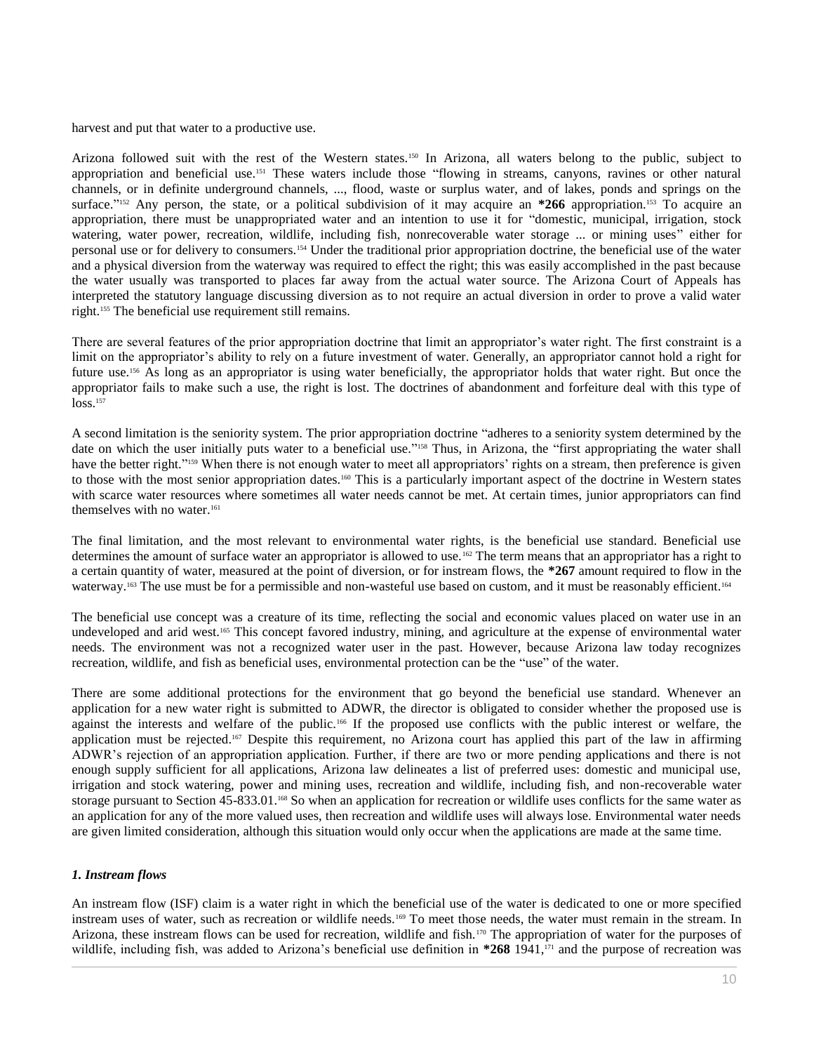harvest and put that water to a productive use.

Arizona followed suit with the rest of the Western states.[150] In Arizona, all waters belong to the public, subject to appropriation and beneficial use.[151] These waters include those "flowing in streams, canyons, ravines or other natural channels, or in definite underground channels, ..., flood, waste or surplus water, and of lakes, ponds and springs on the surface."[152] Any person, the state, or a political subdivision of it may acquire an **\*266** appropriation.[153] To acquire an appropriation, there must be unappropriated water and an intention to use it for "domestic, municipal, irrigation, stock watering, water power, recreation, wildlife, including fish, nonrecoverable water storage ... or mining uses" either for personal use or for delivery to consumers.[154] Under the traditional prior appropriation doctrine, the beneficial use of the water and a physical diversion from the waterway was required to effect the right; this was easily accomplished in the past because the water usually was transported to places far away from the actual water source. The Arizona Court of Appeals has interpreted the statutory language discussing diversion as to not require an actual diversion in order to prove a valid water right.[155] The beneficial use requirement still remains.

There are several features of the prior appropriation doctrine that limit an appropriator's water right. The first constraint is a limit on the appropriator's ability to rely on a future investment of water. Generally, an appropriator cannot hold a right for future use.[156] As long as an appropriator is using water beneficially, the appropriator holds that water right. But once the appropriator fails to make such a use, the right is lost. The doctrines of abandonment and forfeiture deal with this type of loss.[157]

A second limitation is the seniority system. The prior appropriation doctrine "adheres to a seniority system determined by the date on which the user initially puts water to a beneficial use."[158] Thus, in Arizona, the "first appropriating the water shall have the better right."[159] When there is not enough water to meet all appropriators' rights on a stream, then preference is given to those with the most senior appropriation dates.[160] This is a particularly important aspect of the doctrine in Western states with scarce water resources where sometimes all water needs cannot be met. At certain times, junior appropriators can find themselves with no water.[161]

The final limitation, and the most relevant to environmental water rights, is the beneficial use standard. Beneficial use determines the amount of surface water an appropriator is allowed to use.[162] The term means that an appropriator has a right to a certain quantity of water, measured at the point of diversion, or for instream flows, the **\*267** amount required to flow in the waterway.[163] The use must be for a permissible and non-wasteful use based on custom, and it must be reasonably efficient.[164]

The beneficial use concept was a creature of its time, reflecting the social and economic values placed on water use in an undeveloped and arid west.[165] This concept favored industry, mining, and agriculture at the expense of environmental water needs. The environment was not a recognized water user in the past. However, because Arizona law today recognizes recreation, wildlife, and fish as beneficial uses, environmental protection can be the "use" of the water.

There are some additional protections for the environment that go beyond the beneficial use standard. Whenever an application for a new water right is submitted to ADWR, the director is obligated to consider whether the proposed use is against the interests and welfare of the public.[166] If the proposed use conflicts with the public interest or welfare, the application must be rejected.[167] Despite this requirement, no Arizona court has applied this part of the law in affirming ADWR's rejection of an appropriation application. Further, if there are two or more pending applications and there is not enough supply sufficient for all applications, Arizona law delineates a list of preferred uses: domestic and municipal use, irrigation and stock watering, power and mining uses, recreation and wildlife, including fish, and non-recoverable water storage pursuant to Section 45-833.01.[168] So when an application for recreation or wildlife uses conflicts for the same water as an application for any of the more valued uses, then recreation and wildlife uses will always lose. Environmental water needs are given limited consideration, although this situation would only occur when the applications are made at the same time.

### *1. Instream flows*

An instream flow (ISF) claim is a water right in which the beneficial use of the water is dedicated to one or more specified instream uses of water, such as recreation or wildlife needs.[169] To meet those needs, the water must remain in the stream. In Arizona, these instream flows can be used for recreation, wildlife and fish.[170] The appropriation of water for the purposes of wildlife, including fish, was added to Arizona's beneficial use definition in **\*268** 1941,[171] and the purpose of recreation was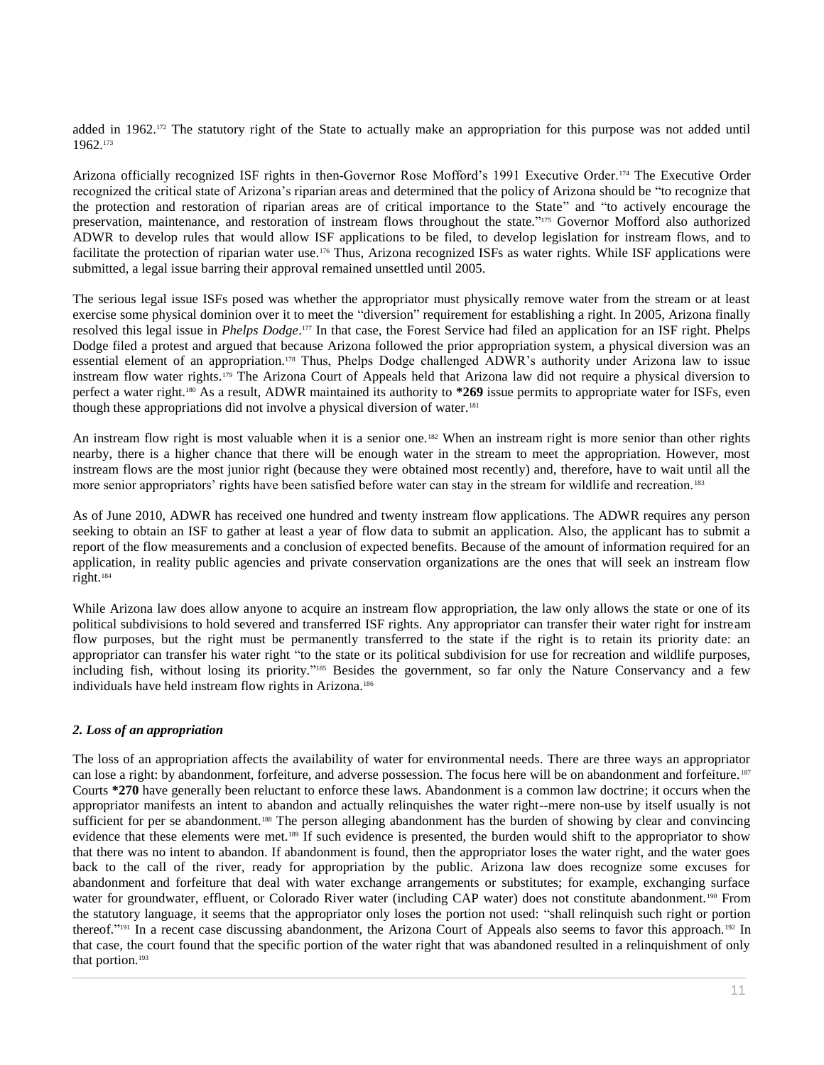added in 1962.[172] The statutory right of the State to actually make an appropriation for this purpose was not added until 1962.[173]

Arizona officially recognized ISF rights in then-Governor Rose Mofford's 1991 Executive Order.[174] The Executive Order recognized the critical state of Arizona's riparian areas and determined that the policy of Arizona should be "to recognize that the protection and restoration of riparian areas are of critical importance to the State" and "to actively encourage the preservation, maintenance, and restoration of instream flows throughout the state."[175] Governor Mofford also authorized ADWR to develop rules that would allow ISF applications to be filed, to develop legislation for instream flows, and to facilitate the protection of riparian water use.[176] Thus, Arizona recognized ISFs as water rights. While ISF applications were submitted, a legal issue barring their approval remained unsettled until 2005.

The serious legal issue ISFs posed was whether the appropriator must physically remove water from the stream or at least exercise some physical dominion over it to meet the "diversion" requirement for establishing a right. In 2005, Arizona finally resolved this legal issue in *Phelps Dodge*.[177] In that case, the Forest Service had filed an application for an ISF right. Phelps Dodge filed a protest and argued that because Arizona followed the prior appropriation system, a physical diversion was an essential element of an appropriation.[178] Thus, Phelps Dodge challenged ADWR's authority under Arizona law to issue instream flow water rights.[179] The Arizona Court of Appeals held that Arizona law did not require a physical diversion to perfect a water right.[180] As a result, ADWR maintained its authority to **\*269** issue permits to appropriate water for ISFs, even though these appropriations did not involve a physical diversion of water.[181]

An instream flow right is most valuable when it is a senior one.[182] When an instream right is more senior than other rights nearby, there is a higher chance that there will be enough water in the stream to meet the appropriation. However, most instream flows are the most junior right (because they were obtained most recently) and, therefore, have to wait until all the more senior appropriators' rights have been satisfied before water can stay in the stream for wildlife and recreation.[183]

As of June 2010, ADWR has received one hundred and twenty instream flow applications. The ADWR requires any person seeking to obtain an ISF to gather at least a year of flow data to submit an application. Also, the applicant has to submit a report of the flow measurements and a conclusion of expected benefits. Because of the amount of information required for an application, in reality public agencies and private conservation organizations are the ones that will seek an instream flow right.[184]

While Arizona law does allow anyone to acquire an instream flow appropriation, the law only allows the state or one of its political subdivisions to hold severed and transferred ISF rights. Any appropriator can transfer their water right for instream flow purposes, but the right must be permanently transferred to the state if the right is to retain its priority date: an appropriator can transfer his water right "to the state or its political subdivision for use for recreation and wildlife purposes, including fish, without losing its priority."[185] Besides the government, so far only the Nature Conservancy and a few individuals have held instream flow rights in Arizona.[186]

### *2. Loss of an appropriation*

The loss of an appropriation affects the availability of water for environmental needs. There are three ways an appropriator can lose a right: by abandonment, forfeiture, and adverse possession. The focus here will be on abandonment and forfeiture.[187] Courts **\*270** have generally been reluctant to enforce these laws. Abandonment is a common law doctrine; it occurs when the appropriator manifests an intent to abandon and actually relinquishes the water right--mere non-use by itself usually is not sufficient for per se abandonment.[188] The person alleging abandonment has the burden of showing by clear and convincing evidence that these elements were met.[189] If such evidence is presented, the burden would shift to the appropriator to show that there was no intent to abandon. If abandonment is found, then the appropriator loses the water right, and the water goes back to the call of the river, ready for appropriation by the public. Arizona law does recognize some excuses for abandonment and forfeiture that deal with water exchange arrangements or substitutes; for example, exchanging surface water for groundwater, effluent, or Colorado River water (including CAP water) does not constitute abandonment.[190] From the statutory language, it seems that the appropriator only loses the portion not used: "shall relinquish such right or portion thereof."[191] In a recent case discussing abandonment, the Arizona Court of Appeals also seems to favor this approach.[192] In that case, the court found that the specific portion of the water right that was abandoned resulted in a relinquishment of only that portion.[193]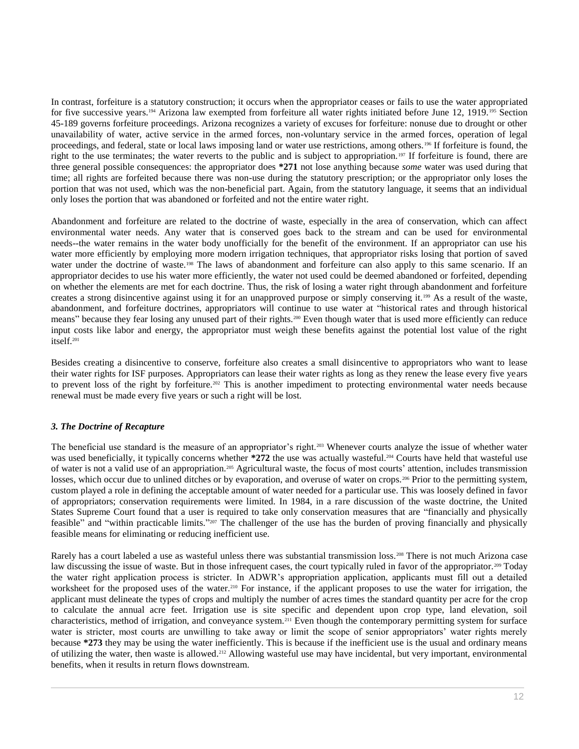In contrast, forfeiture is a statutory construction; it occurs when the appropriator ceases or fails to use the water appropriated for five successive years.[194] Arizona law exempted from forfeiture all water rights initiated before June 12, 1919.[195] Section 45-189 governs forfeiture proceedings. Arizona recognizes a variety of excuses for forfeiture: nonuse due to drought or other unavailability of water, active service in the armed forces, non-voluntary service in the armed forces, operation of legal proceedings, and federal, state or local laws imposing land or water use restrictions, among others.[196] If forfeiture is found, the right to the use terminates; the water reverts to the public and is subject to appropriation.[197] If forfeiture is found, there are three general possible consequences: the appropriator does **\*271** not lose anything because *some* water was used during that time; all rights are forfeited because there was non-use during the statutory prescription; or the appropriator only loses the portion that was not used, which was the non-beneficial part. Again, from the statutory language, it seems that an individual only loses the portion that was abandoned or forfeited and not the entire water right.

Abandonment and forfeiture are related to the doctrine of waste, especially in the area of conservation, which can affect environmental water needs. Any water that is conserved goes back to the stream and can be used for environmental needs--the water remains in the water body unofficially for the benefit of the environment. If an appropriator can use his water more efficiently by employing more modern irrigation techniques, that appropriator risks losing that portion of saved water under the doctrine of waste.[198] The laws of abandonment and forfeiture can also apply to this same scenario. If an appropriator decides to use his water more efficiently, the water not used could be deemed abandoned or forfeited, depending on whether the elements are met for each doctrine. Thus, the risk of losing a water right through abandonment and forfeiture creates a strong disincentive against using it for an unapproved purpose or simply conserving it.[199] As a result of the waste, abandonment, and forfeiture doctrines, appropriators will continue to use water at "historical rates and through historical means" because they fear losing any unused part of their rights.[200] Even though water that is used more efficiently can reduce input costs like labor and energy, the appropriator must weigh these benefits against the potential lost value of the right itself.[201]

Besides creating a disincentive to conserve, forfeiture also creates a small disincentive to appropriators who want to lease their water rights for ISF purposes. Appropriators can lease their water rights as long as they renew the lease every five years to prevent loss of the right by forfeiture.[202] This is another impediment to protecting environmental water needs because renewal must be made every five years or such a right will be lost.

### *3. The Doctrine of Recapture*

The beneficial use standard is the measure of an appropriator's right.[203] Whenever courts analyze the issue of whether water was used beneficially, it typically concerns whether **\*272** the use was actually wasteful.[204] Courts have held that wasteful use of water is not a valid use of an appropriation.[205] Agricultural waste, the focus of most courts' attention, includes transmission losses, which occur due to unlined ditches or by evaporation, and overuse of water on crops.[206] Prior to the permitting system, custom played a role in defining the acceptable amount of water needed for a particular use. This was loosely defined in favor of appropriators; conservation requirements were limited. In 1984, in a rare discussion of the waste doctrine, the United States Supreme Court found that a user is required to take only conservation measures that are "financially and physically feasible" and "within practicable limits."[207] The challenger of the use has the burden of proving financially and physically feasible means for eliminating or reducing inefficient use.

Rarely has a court labeled a use as wasteful unless there was substantial transmission loss.[208] There is not much Arizona case law discussing the issue of waste. But in those infrequent cases, the court typically ruled in favor of the appropriator.[209] Today the water right application process is stricter. In ADWR's appropriation application, applicants must fill out a detailed worksheet for the proposed uses of the water.[210] For instance, if the applicant proposes to use the water for irrigation, the applicant must delineate the types of crops and multiply the number of acres times the standard quantity per acre for the crop to calculate the annual acre feet. Irrigation use is site specific and dependent upon crop type, land elevation, soil characteristics, method of irrigation, and conveyance system.[211] Even though the contemporary permitting system for surface water is stricter, most courts are unwilling to take away or limit the scope of senior appropriators' water rights merely because **\*273** they may be using the water inefficiently. This is because if the inefficient use is the usual and ordinary means of utilizing the water, then waste is allowed.[212] Allowing wasteful use may have incidental, but very important, environmental benefits, when it results in return flows downstream.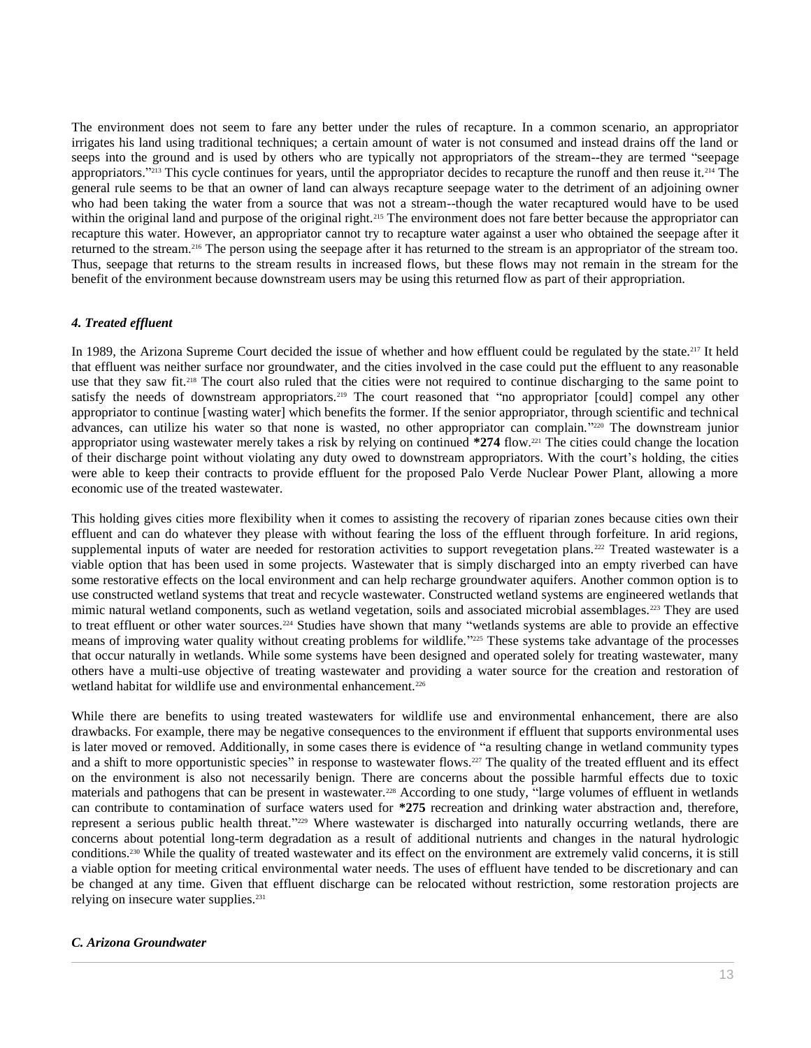The environment does not seem to fare any better under the rules of recapture. In a common scenario, an appropriator irrigates his land using traditional techniques; a certain amount of water is not consumed and instead drains off the land or seeps into the ground and is used by others who are typically not appropriators of the stream--they are termed "seepage appropriators."[213] This cycle continues for years, until the appropriator decides to recapture the runoff and then reuse it.[214] The general rule seems to be that an owner of land can always recapture seepage water to the detriment of an adjoining owner who had been taking the water from a source that was not a stream--though the water recaptured would have to be used within the original land and purpose of the original right.[215] The environment does not fare better because the appropriator can recapture this water. However, an appropriator cannot try to recapture water against a user who obtained the seepage after it returned to the stream.[216] The person using the seepage after it has returned to the stream is an appropriator of the stream too. Thus, seepage that returns to the stream results in increased flows, but these flows may not remain in the stream for the benefit of the environment because downstream users may be using this returned flow as part of their appropriation.

#### *4. Treated effluent*

In 1989, the Arizona Supreme Court decided the issue of whether and how effluent could be regulated by the state.[217] It held that effluent was neither surface nor groundwater, and the cities involved in the case could put the effluent to any reasonable use that they saw fit.[218] The court also ruled that the cities were not required to continue discharging to the same point to satisfy the needs of downstream appropriators.[219] The court reasoned that "no appropriator [could] compel any other appropriator to continue [wasting water] which benefits the former. If the senior appropriator, through scientific and technical advances, can utilize his water so that none is wasted, no other appropriator can complain."[220] The downstream junior appropriator using wastewater merely takes a risk by relying on continued **\*274** flow.[221] The cities could change the location of their discharge point without violating any duty owed to downstream appropriators. With the court's holding, the cities were able to keep their contracts to provide effluent for the proposed Palo Verde Nuclear Power Plant, allowing a more economic use of the treated wastewater.

This holding gives cities more flexibility when it comes to assisting the recovery of riparian zones because cities own their effluent and can do whatever they please with without fearing the loss of the effluent through forfeiture. In arid regions, supplemental inputs of water are needed for restoration activities to support revegetation plans.[222] Treated wastewater is a viable option that has been used in some projects. Wastewater that is simply discharged into an empty riverbed can have some restorative effects on the local environment and can help recharge groundwater aquifers. Another common option is to use constructed wetland systems that treat and recycle wastewater. Constructed wetland systems are engineered wetlands that mimic natural wetland components, such as wetland vegetation, soils and associated microbial assemblages.[223] They are used to treat effluent or other water sources.[224] Studies have shown that many "wetlands systems are able to provide an effective means of improving water quality without creating problems for wildlife."[225] These systems take advantage of the processes that occur naturally in wetlands. While some systems have been designed and operated solely for treating wastewater, many others have a multi-use objective of treating wastewater and providing a water source for the creation and restoration of wetland habitat for wildlife use and environmental enhancement.[226]

While there are benefits to using treated wastewaters for wildlife use and environmental enhancement, there are also drawbacks. For example, there may be negative consequences to the environment if effluent that supports environmental uses is later moved or removed. Additionally, in some cases there is evidence of "a resulting change in wetland community types and a shift to more opportunistic species" in response to wastewater flows.[227] The quality of the treated effluent and its effect on the environment is also not necessarily benign. There are concerns about the possible harmful effects due to toxic materials and pathogens that can be present in wastewater.[228] According to one study, "large volumes of effluent in wetlands can contribute to contamination of surface waters used for **\*275** recreation and drinking water abstraction and, therefore, represent a serious public health threat."[229] Where wastewater is discharged into naturally occurring wetlands, there are concerns about potential long-term degradation as a result of additional nutrients and changes in the natural hydrologic conditions.[230] While the quality of treated wastewater and its effect on the environment are extremely valid concerns, it is still a viable option for meeting critical environmental water needs. The uses of effluent have tended to be discretionary and can be changed at any time. Given that effluent discharge can be relocated without restriction, some restoration projects are relying on insecure water supplies.[231]

### *C. Arizona Groundwater*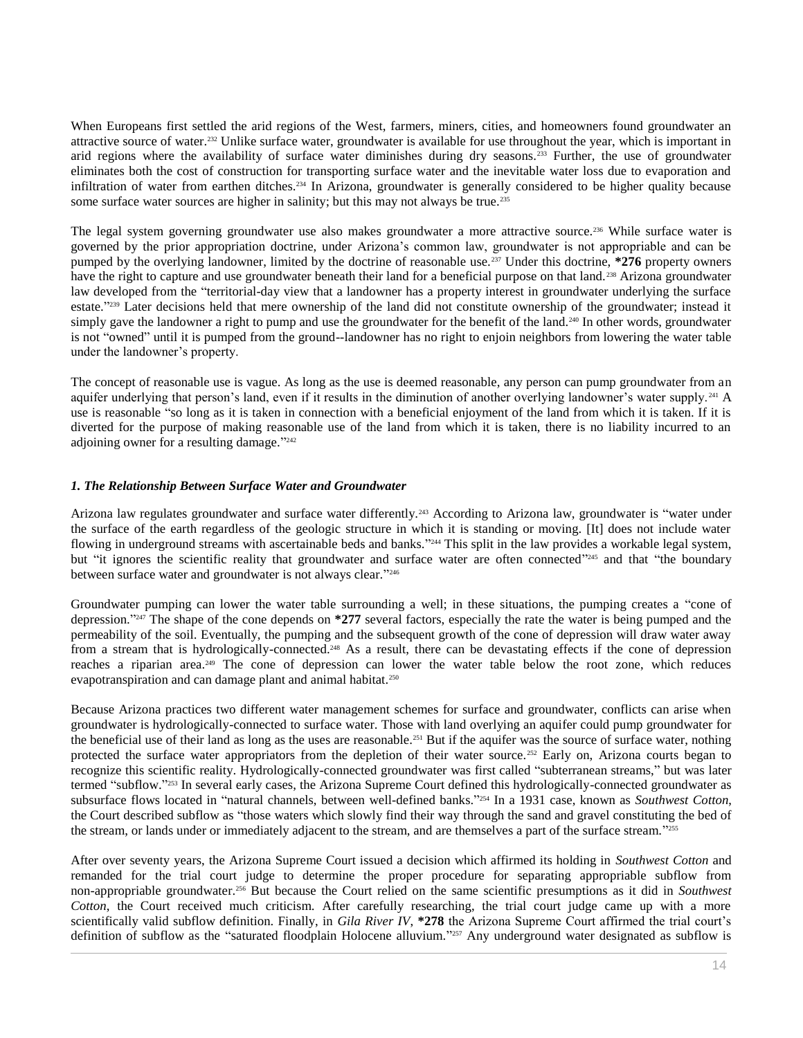When Europeans first settled the arid regions of the West, farmers, miners, cities, and homeowners found groundwater an attractive source of water.[232] Unlike surface water, groundwater is available for use throughout the year, which is important in arid regions where the availability of surface water diminishes during dry seasons.[233] Further, the use of groundwater eliminates both the cost of construction for transporting surface water and the inevitable water loss due to evaporation and infiltration of water from earthen ditches.[234] In Arizona, groundwater is generally considered to be higher quality because some surface water sources are higher in salinity; but this may not always be true.[235]

The legal system governing groundwater use also makes groundwater a more attractive source.[236] While surface water is governed by the prior appropriation doctrine, under Arizona's common law, groundwater is not appropriable and can be pumped by the overlying landowner, limited by the doctrine of reasonable use.[237] Under this doctrine, **\*276** property owners have the right to capture and use groundwater beneath their land for a beneficial purpose on that land.[238] Arizona groundwater law developed from the "territorial-day view that a landowner has a property interest in groundwater underlying the surface estate."[239] Later decisions held that mere ownership of the land did not constitute ownership of the groundwater; instead it simply gave the landowner a right to pump and use the groundwater for the benefit of the land.[240] In other words, groundwater is not "owned" until it is pumped from the ground--landowner has no right to enjoin neighbors from lowering the water table under the landowner's property.

The concept of reasonable use is vague. As long as the use is deemed reasonable, any person can pump groundwater from an aquifer underlying that person's land, even if it results in the diminution of another overlying landowner's water supply.[241] A use is reasonable "so long as it is taken in connection with a beneficial enjoyment of the land from which it is taken. If it is diverted for the purpose of making reasonable use of the land from which it is taken, there is no liability incurred to an adjoining owner for a resulting damage."[242]

### *1. The Relationship Between Surface Water and Groundwater*

Arizona law regulates groundwater and surface water differently.[243] According to Arizona law, groundwater is "water under the surface of the earth regardless of the geologic structure in which it is standing or moving. [It] does not include water flowing in underground streams with ascertainable beds and banks."[244] This split in the law provides a workable legal system, but "it ignores the scientific reality that groundwater and surface water are often connected"[245] and that "the boundary between surface water and groundwater is not always clear."[246]

Groundwater pumping can lower the water table surrounding a well; in these situations, the pumping creates a "cone of depression."[247] The shape of the cone depends on **\*277** several factors, especially the rate the water is being pumped and the permeability of the soil. Eventually, the pumping and the subsequent growth of the cone of depression will draw water away from a stream that is hydrologically-connected.[248] As a result, there can be devastating effects if the cone of depression reaches a riparian area.[249] The cone of depression can lower the water table below the root zone, which reduces evapotranspiration and can damage plant and animal habitat.[250]

Because Arizona practices two different water management schemes for surface and groundwater, conflicts can arise when groundwater is hydrologically-connected to surface water. Those with land overlying an aquifer could pump groundwater for the beneficial use of their land as long as the uses are reasonable.[251] But if the aquifer was the source of surface water, nothing protected the surface water appropriators from the depletion of their water source.[252] Early on, Arizona courts began to recognize this scientific reality. Hydrologically-connected groundwater was first called "subterranean streams," but was later termed "subflow."[253] In several early cases, the Arizona Supreme Court defined this hydrologically-connected groundwater as subsurface flows located in "natural channels, between well-defined banks."[254] In a 1931 case, known as *Southwest Cotton*, the Court described subflow as "those waters which slowly find their way through the sand and gravel constituting the bed of the stream, or lands under or immediately adjacent to the stream, and are themselves a part of the surface stream."[255]

After over seventy years, the Arizona Supreme Court issued a decision which affirmed its holding in *Southwest Cotton* and remanded for the trial court judge to determine the proper procedure for separating appropriable subflow from non-appropriable groundwater.[256] But because the Court relied on the same scientific presumptions as it did in *Southwest Cotton*, the Court received much criticism. After carefully researching, the trial court judge came up with a more scientifically valid subflow definition. Finally, in *Gila River IV*, **\*278** the Arizona Supreme Court affirmed the trial court's definition of subflow as the "saturated floodplain Holocene alluvium."[257] Any underground water designated as subflow is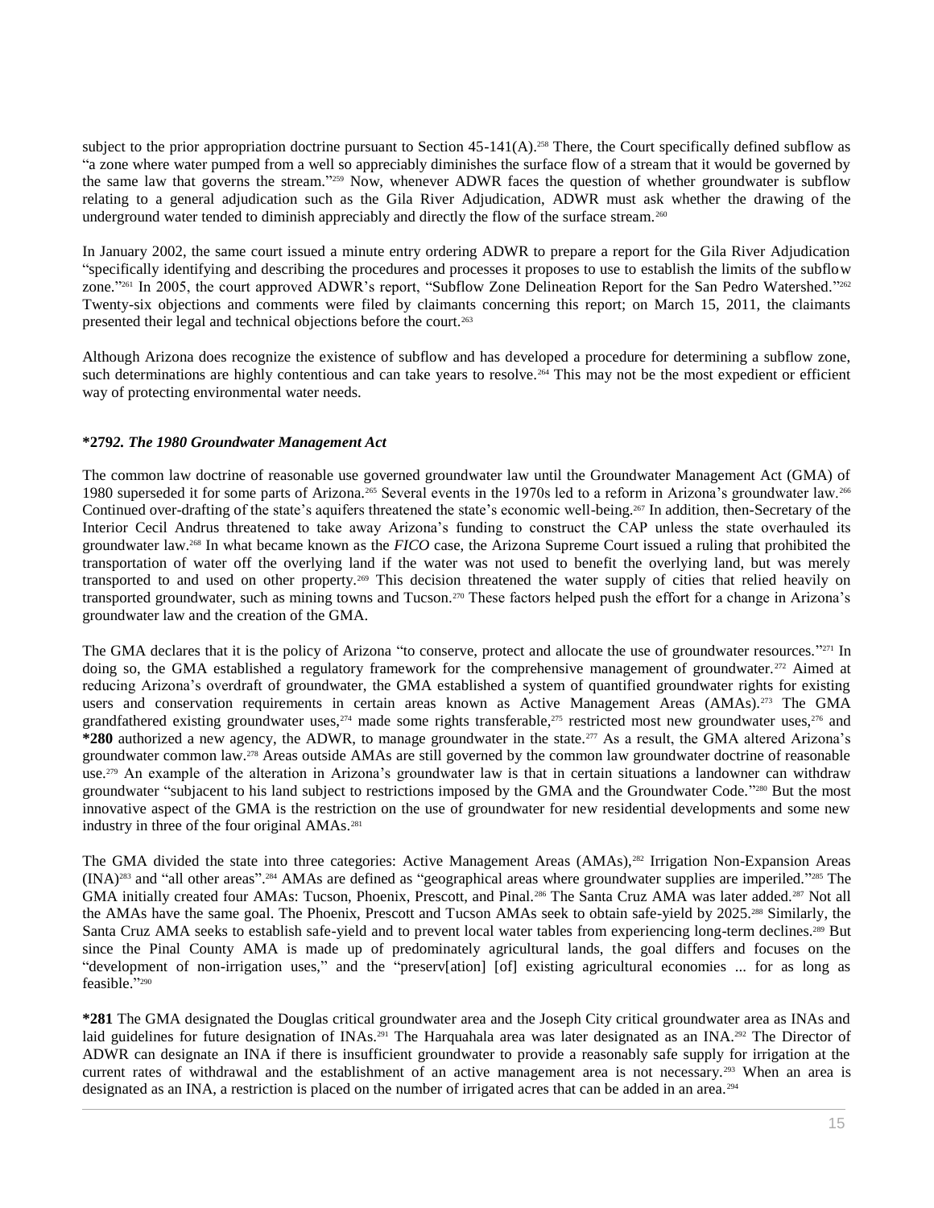subject to the prior appropriation doctrine pursuant to Section 45-141(A).[258] There, the Court specifically defined subflow as "a zone where water pumped from a well so appreciably diminishes the surface flow of a stream that it would be governed by the same law that governs the stream."[259] Now, whenever ADWR faces the question of whether groundwater is subflow relating to a general adjudication such as the Gila River Adjudication, ADWR must ask whether the drawing of the underground water tended to diminish appreciably and directly the flow of the surface stream.[260]

In January 2002, the same court issued a minute entry ordering ADWR to prepare a report for the Gila River Adjudication "specifically identifying and describing the procedures and processes it proposes to use to establish the limits of the subflow zone."[261] In 2005, the court approved ADWR's report, "Subflow Zone Delineation Report for the San Pedro Watershed."[262] Twenty-six objections and comments were filed by claimants concerning this report; on March 15, 2011, the claimants presented their legal and technical objections before the court.[263]

Although Arizona does recognize the existence of subflow and has developed a procedure for determining a subflow zone, such determinations are highly contentious and can take years to resolve.[264] This may not be the most expedient or efficient way of protecting environmental water needs.

**\*279*2. The 1980 Groundwater Management Act***

The common law doctrine of reasonable use governed groundwater law until the Groundwater Management Act (GMA) of 1980 superseded it for some parts of Arizona.[265] Several events in the 1970s led to a reform in Arizona's groundwater law.[266] Continued over-drafting of the state's aquifers threatened the state's economic well-being.[267] In addition, then-Secretary of the Interior Cecil Andrus threatened to take away Arizona's funding to construct the CAP unless the state overhauled its groundwater law.[268] In what became known as the *FICO* case, the Arizona Supreme Court issued a ruling that prohibited the transportation of water off the overlying land if the water was not used to benefit the overlying land, but was merely transported to and used on other property.[269] This decision threatened the water supply of cities that relied heavily on transported groundwater, such as mining towns and Tucson.[270] These factors helped push the effort for a change in Arizona's groundwater law and the creation of the GMA.

The GMA declares that it is the policy of Arizona "to conserve, protect and allocate the use of groundwater resources."[271] In doing so, the GMA established a regulatory framework for the comprehensive management of groundwater.[272] Aimed at reducing Arizona's overdraft of groundwater, the GMA established a system of quantified groundwater rights for existing users and conservation requirements in certain areas known as Active Management Areas (AMAs).[273] The GMA grandfathered existing groundwater uses,[274] made some rights transferable,[275] restricted most new groundwater uses,[276] and **\*280** authorized a new agency, the ADWR, to manage groundwater in the state.[277] As a result, the GMA altered Arizona's groundwater common law.[278] Areas outside AMAs are still governed by the common law groundwater doctrine of reasonable use.[279] An example of the alteration in Arizona's groundwater law is that in certain situations a landowner can withdraw groundwater "subjacent to his land subject to restrictions imposed by the GMA and the Groundwater Code."[280] But the most innovative aspect of the GMA is the restriction on the use of groundwater for new residential developments and some new industry in three of the four original AMAs.[281]

The GMA divided the state into three categories: Active Management Areas (AMAs),[282] Irrigation Non-Expansion Areas (INA)[283] and "all other areas".[284] AMAs are defined as "geographical areas where groundwater supplies are imperiled."[285] The GMA initially created four AMAs: Tucson, Phoenix, Prescott, and Pinal.[286] The Santa Cruz AMA was later added.[287] Not all the AMAs have the same goal. The Phoenix, Prescott and Tucson AMAs seek to obtain safe-yield by 2025.[288] Similarly, the Santa Cruz AMA seeks to establish safe-yield and to prevent local water tables from experiencing long-term declines.[289] But since the Pinal County AMA is made up of predominately agricultural lands, the goal differs and focuses on the "development of non-irrigation uses," and the "preserv[ation] [of] existing agricultural economies ... for as long as feasible."[290]

**\*281** The GMA designated the Douglas critical groundwater area and the Joseph City critical groundwater area as INAs and laid guidelines for future designation of INAs.[291] The Harquahala area was later designated as an INA.[292] The Director of ADWR can designate an INA if there is insufficient groundwater to provide a reasonably safe supply for irrigation at the current rates of withdrawal and the establishment of an active management area is not necessary.[293] When an area is designated as an INA, a restriction is placed on the number of irrigated acres that can be added in an area.[294]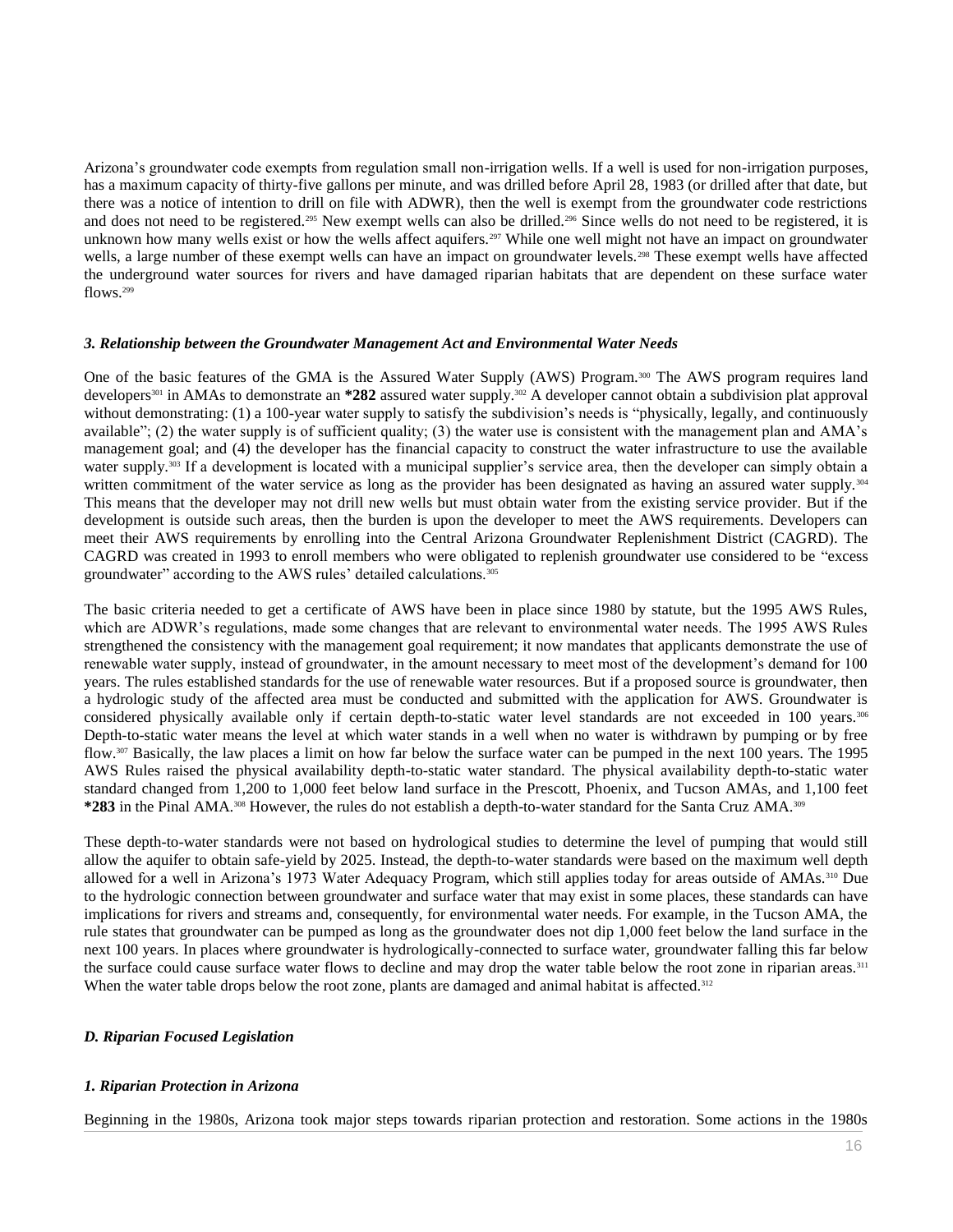Arizona's groundwater code exempts from regulation small non-irrigation wells. If a well is used for non-irrigation purposes, has a maximum capacity of thirty-five gallons per minute, and was drilled before April 28, 1983 (or drilled after that date, but there was a notice of intention to drill on file with ADWR), then the well is exempt from the groundwater code restrictions and does not need to be registered.[295] New exempt wells can also be drilled.[296] Since wells do not need to be registered, it is unknown how many wells exist or how the wells affect aquifers.[297] While one well might not have an impact on groundwater wells, a large number of these exempt wells can have an impact on groundwater levels.[298] These exempt wells have affected the underground water sources for rivers and have damaged riparian habitats that are dependent on these surface water flows.[299]

### *3. Relationship between the Groundwater Management Act and Environmental Water Needs*

One of the basic features of the GMA is the Assured Water Supply (AWS) Program.[300] The AWS program requires land developers[301] in AMAs to demonstrate an **\*282** assured water supply.[302] A developer cannot obtain a subdivision plat approval without demonstrating: (1) a 100-year water supply to satisfy the subdivision's needs is "physically, legally, and continuously available"; (2) the water supply is of sufficient quality; (3) the water use is consistent with the management plan and AMA's management goal; and (4) the developer has the financial capacity to construct the water infrastructure to use the available water supply.[303] If a development is located with a municipal supplier's service area, then the developer can simply obtain a written commitment of the water service as long as the provider has been designated as having an assured water supply.[304] This means that the developer may not drill new wells but must obtain water from the existing service provider. But if the development is outside such areas, then the burden is upon the developer to meet the AWS requirements. Developers can meet their AWS requirements by enrolling into the Central Arizona Groundwater Replenishment District (CAGRD). The CAGRD was created in 1993 to enroll members who were obligated to replenish groundwater use considered to be "excess groundwater" according to the AWS rules' detailed calculations.[305]

The basic criteria needed to get a certificate of AWS have been in place since 1980 by statute, but the 1995 AWS Rules, which are ADWR's regulations, made some changes that are relevant to environmental water needs. The 1995 AWS Rules strengthened the consistency with the management goal requirement; it now mandates that applicants demonstrate the use of renewable water supply, instead of groundwater, in the amount necessary to meet most of the development's demand for 100 years. The rules established standards for the use of renewable water resources. But if a proposed source is groundwater, then a hydrologic study of the affected area must be conducted and submitted with the application for AWS. Groundwater is considered physically available only if certain depth-to-static water level standards are not exceeded in 100 years.[306] Depth-to-static water means the level at which water stands in a well when no water is withdrawn by pumping or by free flow.[307] Basically, the law places a limit on how far below the surface water can be pumped in the next 100 years. The 1995 AWS Rules raised the physical availability depth-to-static water standard. The physical availability depth-to-static water standard changed from 1,200 to 1,000 feet below land surface in the Prescott, Phoenix, and Tucson AMAs, and 1,100 feet **\*283** in the Pinal AMA.[308] However, the rules do not establish a depth-to-water standard for the Santa Cruz AMA.[309]

These depth-to-water standards were not based on hydrological studies to determine the level of pumping that would still allow the aquifer to obtain safe-yield by 2025. Instead, the depth-to-water standards were based on the maximum well depth allowed for a well in Arizona's 1973 Water Adequacy Program, which still applies today for areas outside of AMAs.[310] Due to the hydrologic connection between groundwater and surface water that may exist in some places, these standards can have implications for rivers and streams and, consequently, for environmental water needs. For example, in the Tucson AMA, the rule states that groundwater can be pumped as long as the groundwater does not dip 1,000 feet below the land surface in the next 100 years. In places where groundwater is hydrologically-connected to surface water, groundwater falling this far below the surface could cause surface water flows to decline and may drop the water table below the root zone in riparian areas.[311] When the water table drops below the root zone, plants are damaged and animal habitat is affected.[312]

## *D. Riparian Focused Legislation*

### *1. Riparian Protection in Arizona*

Beginning in the 1980s, Arizona took major steps towards riparian protection and restoration. Some actions in the 1980s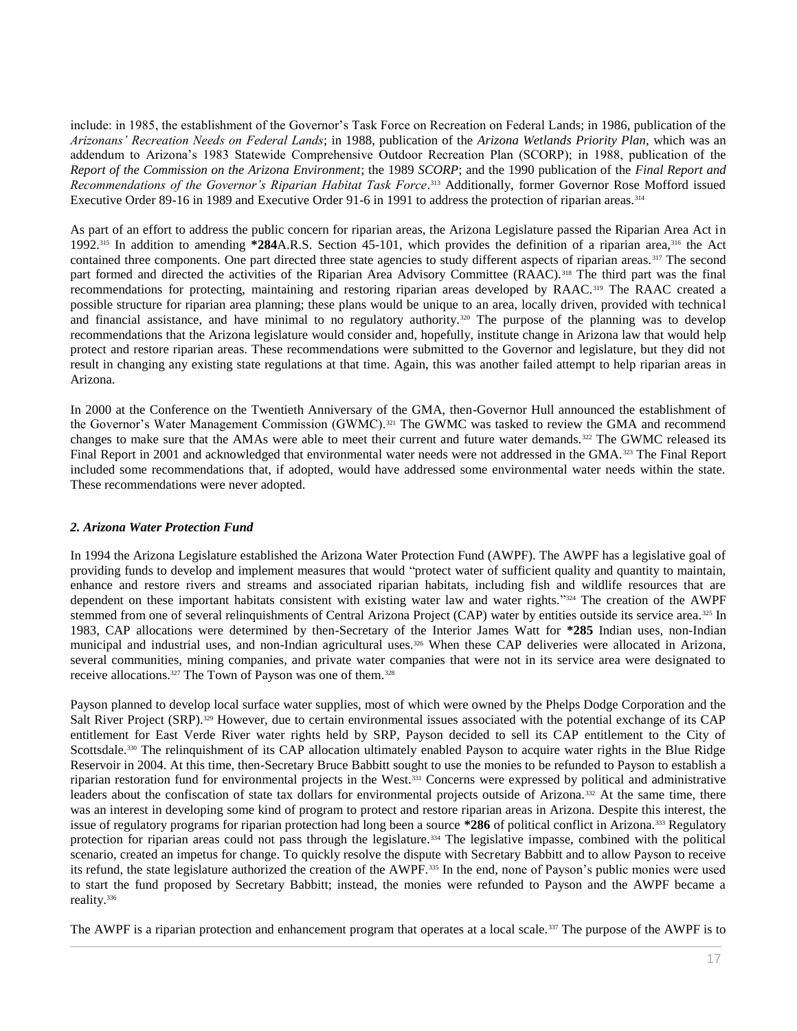include: in 1985, the establishment of the Governor's Task Force on Recreation on Federal Lands; in 1986, publication of the *Arizonans' Recreation Needs on Federal Lands*; in 1988, publication of the *Arizona Wetlands Priority Plan*, which was an addendum to Arizona's 1983 Statewide Comprehensive Outdoor Recreation Plan (SCORP); in 1988, publication of the *Report of the Commission on the Arizona Environment*; the 1989 *SCORP*; and the 1990 publication of the *Final Report and Recommendations of the Governor's Riparian Habitat Task Force*.[313] Additionally, former Governor Rose Mofford issued Executive Order 89-16 in 1989 and Executive Order 91-6 in 1991 to address the protection of riparian areas.[314]

As part of an effort to address the public concern for riparian areas, the Arizona Legislature passed the Riparian Area Act in 1992.[315] In addition to amending **\*284**A.R.S. Section 45-101, which provides the definition of a riparian area,[316] the Act contained three components. One part directed three state agencies to study different aspects of riparian areas.[317] The second part formed and directed the activities of the Riparian Area Advisory Committee (RAAC).[318] The third part was the final recommendations for protecting, maintaining and restoring riparian areas developed by RAAC.[319] The RAAC created a possible structure for riparian area planning; these plans would be unique to an area, locally driven, provided with technical and financial assistance, and have minimal to no regulatory authority.[320] The purpose of the planning was to develop recommendations that the Arizona legislature would consider and, hopefully, institute change in Arizona law that would help protect and restore riparian areas. These recommendations were submitted to the Governor and legislature, but they did not result in changing any existing state regulations at that time. Again, this was another failed attempt to help riparian areas in Arizona.

In 2000 at the Conference on the Twentieth Anniversary of the GMA, then-Governor Hull announced the establishment of the Governor's Water Management Commission (GWMC).[321] The GWMC was tasked to review the GMA and recommend changes to make sure that the AMAs were able to meet their current and future water demands.[322] The GWMC released its Final Report in 2001 and acknowledged that environmental water needs were not addressed in the GMA.[323] The Final Report included some recommendations that, if adopted, would have addressed some environmental water needs within the state. These recommendations were never adopted.

### *2. Arizona Water Protection Fund*

In 1994 the Arizona Legislature established the Arizona Water Protection Fund (AWPF). The AWPF has a legislative goal of providing funds to develop and implement measures that would "protect water of sufficient quality and quantity to maintain, enhance and restore rivers and streams and associated riparian habitats, including fish and wildlife resources that are dependent on these important habitats consistent with existing water law and water rights."[324] The creation of the AWPF stemmed from one of several relinquishments of Central Arizona Project (CAP) water by entities outside its service area.[325] In 1983, CAP allocations were determined by then-Secretary of the Interior James Watt for **\*285** Indian uses, non-Indian municipal and industrial uses, and non-Indian agricultural uses.[326] When these CAP deliveries were allocated in Arizona, several communities, mining companies, and private water companies that were not in its service area were designated to receive allocations.[327] The Town of Payson was one of them.[328]

Payson planned to develop local surface water supplies, most of which were owned by the Phelps Dodge Corporation and the Salt River Project (SRP).[329] However, due to certain environmental issues associated with the potential exchange of its CAP entitlement for East Verde River water rights held by SRP, Payson decided to sell its CAP entitlement to the City of Scottsdale.[330] The relinquishment of its CAP allocation ultimately enabled Payson to acquire water rights in the Blue Ridge Reservoir in 2004. At this time, then-Secretary Bruce Babbitt sought to use the monies to be refunded to Payson to establish a riparian restoration fund for environmental projects in the West.[331] Concerns were expressed by political and administrative leaders about the confiscation of state tax dollars for environmental projects outside of Arizona.[332] At the same time, there was an interest in developing some kind of program to protect and restore riparian areas in Arizona. Despite this interest, the issue of regulatory programs for riparian protection had long been a source **\*286** of political conflict in Arizona.[333] Regulatory protection for riparian areas could not pass through the legislature.[334] The legislative impasse, combined with the political scenario, created an impetus for change. To quickly resolve the dispute with Secretary Babbitt and to allow Payson to receive its refund, the state legislature authorized the creation of the AWPF.[335] In the end, none of Payson's public monies were used to start the fund proposed by Secretary Babbitt; instead, the monies were refunded to Payson and the AWPF became a reality.[336]

The AWPF is a riparian protection and enhancement program that operates at a local scale.[337] The purpose of the AWPF is to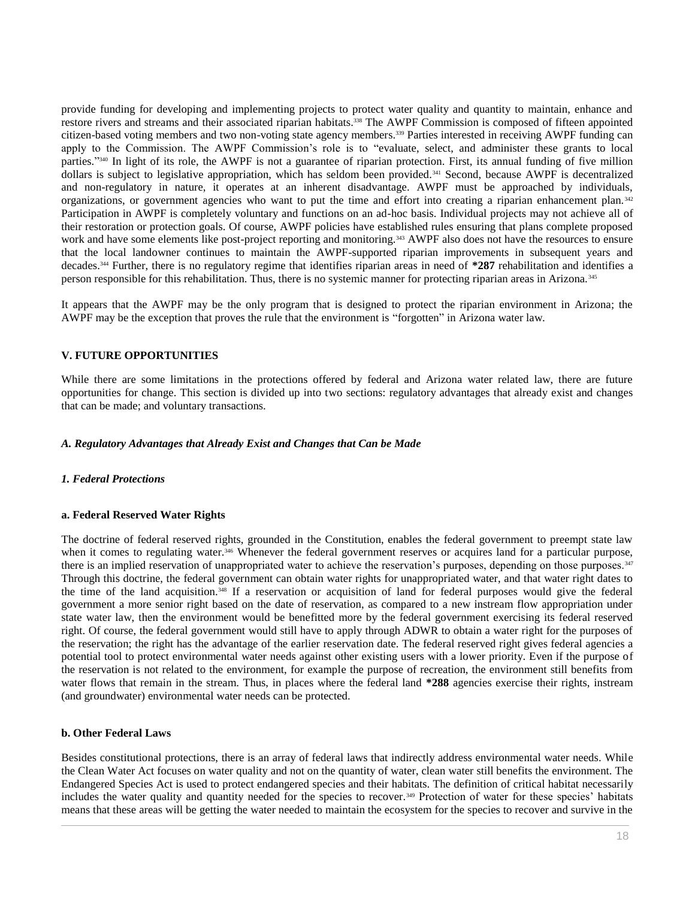provide funding for developing and implementing projects to protect water quality and quantity to maintain, enhance and restore rivers and streams and their associated riparian habitats.[338] The AWPF Commission is composed of fifteen appointed citizen-based voting members and two non-voting state agency members.[339] Parties interested in receiving AWPF funding can apply to the Commission. The AWPF Commission's role is to "evaluate, select, and administer these grants to local parties."[340] In light of its role, the AWPF is not a guarantee of riparian protection. First, its annual funding of five million dollars is subject to legislative appropriation, which has seldom been provided.[341] Second, because AWPF is decentralized and non-regulatory in nature, it operates at an inherent disadvantage. AWPF must be approached by individuals, organizations, or government agencies who want to put the time and effort into creating a riparian enhancement plan.[342] Participation in AWPF is completely voluntary and functions on an ad-hoc basis. Individual projects may not achieve all of their restoration or protection goals. Of course, AWPF policies have established rules ensuring that plans complete proposed work and have some elements like post-project reporting and monitoring.[343] AWPF also does not have the resources to ensure that the local landowner continues to maintain the AWPF-supported riparian improvements in subsequent years and decades.[344] Further, there is no regulatory regime that identifies riparian areas in need of **\*287** rehabilitation and identifies a person responsible for this rehabilitation. Thus, there is no systemic manner for protecting riparian areas in Arizona.[345]

It appears that the AWPF may be the only program that is designed to protect the riparian environment in Arizona; the AWPF may be the exception that proves the rule that the environment is "forgotten" in Arizona water law.

## V. FUTURE OPPORTUNITIES

While there are some limitations in the protections offered by federal and Arizona water related law, there are future opportunities for change. This section is divided up into two sections: regulatory advantages that already exist and changes that can be made; and voluntary transactions.

### *A. Regulatory Advantages that Already Exist and Changes that Can be Made*

#### *1. Federal Protections*

##### a. Federal Reserved Water Rights

The doctrine of federal reserved rights, grounded in the Constitution, enables the federal government to preempt state law when it comes to regulating water.[346] Whenever the federal government reserves or acquires land for a particular purpose, there is an implied reservation of unappropriated water to achieve the reservation's purposes, depending on those purposes.[347] Through this doctrine, the federal government can obtain water rights for unappropriated water, and that water right dates to the time of the land acquisition.[348] If a reservation or acquisition of land for federal purposes would give the federal government a more senior right based on the date of reservation, as compared to a new instream flow appropriation under state water law, then the environment would be benefitted more by the federal government exercising its federal reserved right. Of course, the federal government would still have to apply through ADWR to obtain a water right for the purposes of the reservation; the right has the advantage of the earlier reservation date. The federal reserved right gives federal agencies a potential tool to protect environmental water needs against other existing users with a lower priority. Even if the purpose of the reservation is not related to the environment, for example the purpose of recreation, the environment still benefits from water flows that remain in the stream. Thus, in places where the federal land **\*288** agencies exercise their rights, instream (and groundwater) environmental water needs can be protected.

##### b. Other Federal Laws

Besides constitutional protections, there is an array of federal laws that indirectly address environmental water needs. While the Clean Water Act focuses on water quality and not on the quantity of water, clean water still benefits the environment. The Endangered Species Act is used to protect endangered species and their habitats. The definition of critical habitat necessarily includes the water quality and quantity needed for the species to recover.[349] Protection of water for these species' habitats means that these areas will be getting the water needed to maintain the ecosystem for the species to recover and survive in the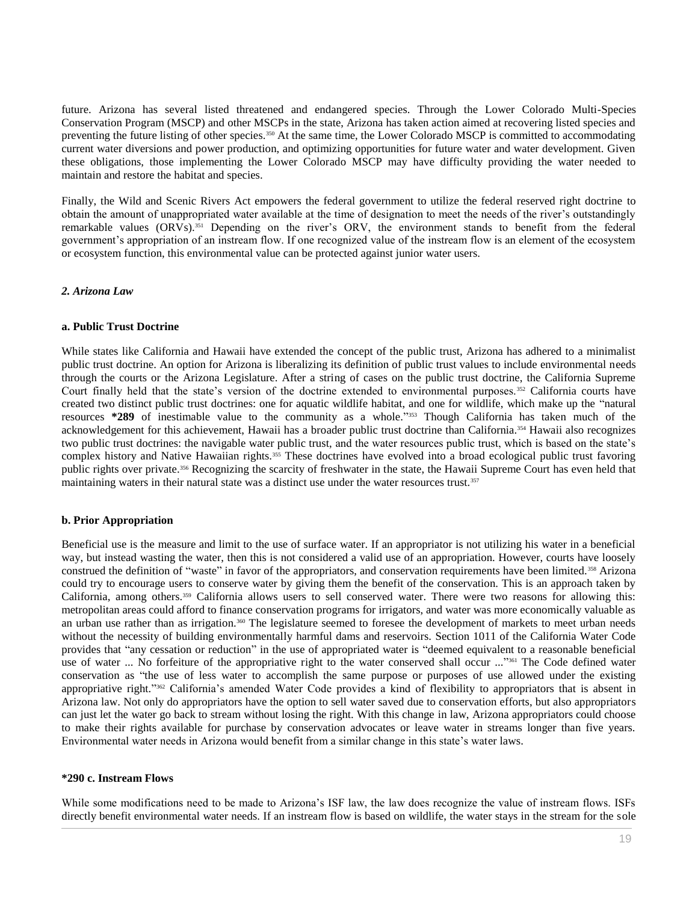future. Arizona has several listed threatened and endangered species. Through the Lower Colorado Multi-Species Conservation Program (MSCP) and other MSCPs in the state, Arizona has taken action aimed at recovering listed species and preventing the future listing of other species.[350] At the same time, the Lower Colorado MSCP is committed to accommodating current water diversions and power production, and optimizing opportunities for future water and water development. Given these obligations, those implementing the Lower Colorado MSCP may have difficulty providing the water needed to maintain and restore the habitat and species.

Finally, the Wild and Scenic Rivers Act empowers the federal government to utilize the federal reserved right doctrine to obtain the amount of unappropriated water available at the time of designation to meet the needs of the river's outstandingly remarkable values (ORVs).[351] Depending on the river's ORV, the environment stands to benefit from the federal government's appropriation of an instream flow. If one recognized value of the instream flow is an element of the ecosystem or ecosystem function, this environmental value can be protected against junior water users.

### *2. Arizona Law*

#### a. Public Trust Doctrine

While states like California and Hawaii have extended the concept of the public trust, Arizona has adhered to a minimalist public trust doctrine. An option for Arizona is liberalizing its definition of public trust values to include environmental needs through the courts or the Arizona Legislature. After a string of cases on the public trust doctrine, the California Supreme Court finally held that the state's version of the doctrine extended to environmental purposes.[352] California courts have created two distinct public trust doctrines: one for aquatic wildlife habitat, and one for wildlife, which make up the "natural resources **\*289** of inestimable value to the community as a whole."[353] Though California has taken much of the acknowledgement for this achievement, Hawaii has a broader public trust doctrine than California.[354] Hawaii also recognizes two public trust doctrines: the navigable water public trust, and the water resources public trust, which is based on the state's complex history and Native Hawaiian rights.[355] These doctrines have evolved into a broad ecological public trust favoring public rights over private.[356] Recognizing the scarcity of freshwater in the state, the Hawaii Supreme Court has even held that maintaining waters in their natural state was a distinct use under the water resources trust.[357]

#### b. Prior Appropriation

Beneficial use is the measure and limit to the use of surface water. If an appropriator is not utilizing his water in a beneficial way, but instead wasting the water, then this is not considered a valid use of an appropriation. However, courts have loosely construed the definition of "waste" in favor of the appropriators, and conservation requirements have been limited.[358] Arizona could try to encourage users to conserve water by giving them the benefit of the conservation. This is an approach taken by California, among others.[359] California allows users to sell conserved water. There were two reasons for allowing this: metropolitan areas could afford to finance conservation programs for irrigators, and water was more economically valuable as an urban use rather than as irrigation.[360] The legislature seemed to foresee the development of markets to meet urban needs without the necessity of building environmentally harmful dams and reservoirs. Section 1011 of the California Water Code provides that "any cessation or reduction" in the use of appropriated water is "deemed equivalent to a reasonable beneficial use of water ... No forfeiture of the appropriative right to the water conserved shall occur ..."[361] The Code defined water conservation as "the use of less water to accomplish the same purpose or purposes of use allowed under the existing appropriative right."[362] California's amended Water Code provides a kind of flexibility to appropriators that is absent in Arizona law. Not only do appropriators have the option to sell water saved due to conservation efforts, but also appropriators can just let the water go back to stream without losing the right. With this change in law, Arizona appropriators could choose to make their rights available for purchase by conservation advocates or leave water in streams longer than five years. Environmental water needs in Arizona would benefit from a similar change in this state's water laws.

#### \*290 c. Instream Flows

While some modifications need to be made to Arizona's ISF law, the law does recognize the value of instream flows. ISFs directly benefit environmental water needs. If an instream flow is based on wildlife, the water stays in the stream for the sole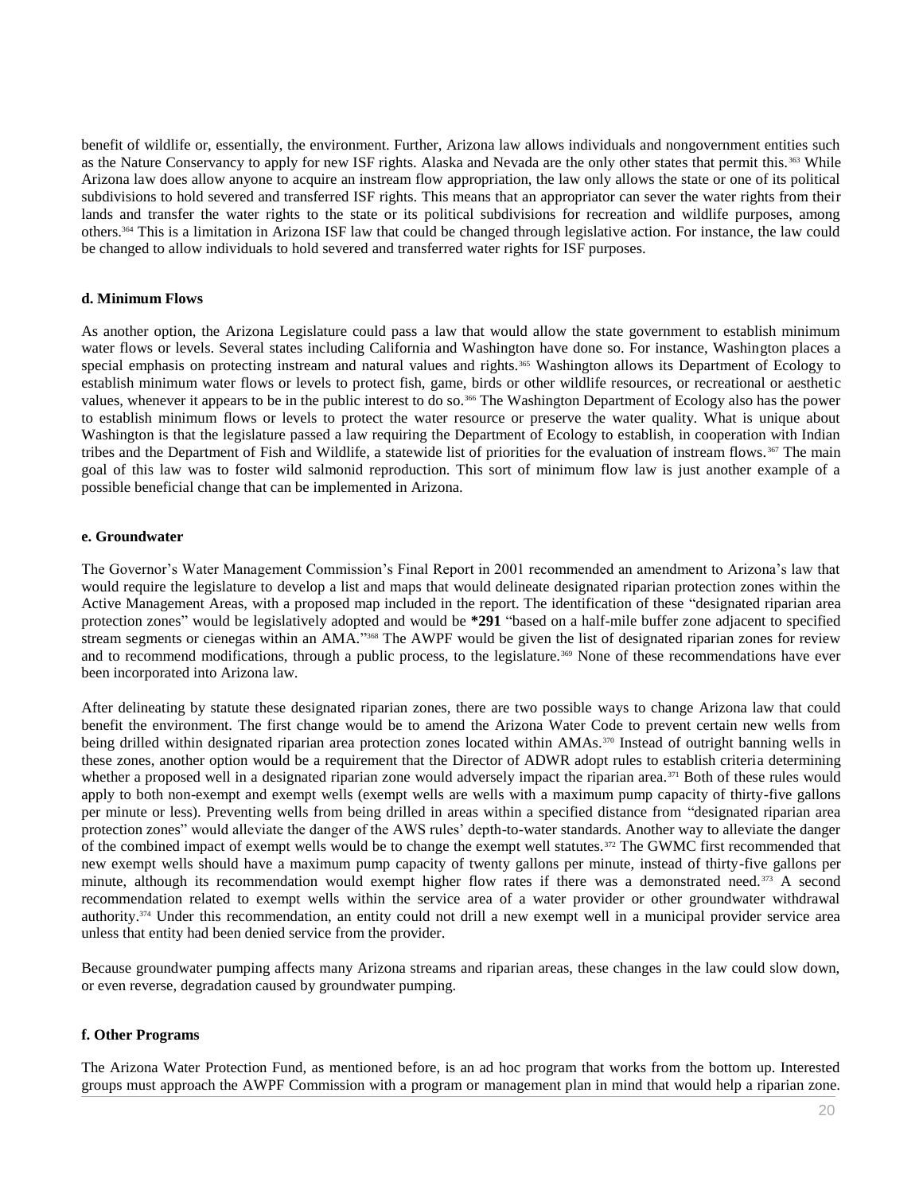benefit of wildlife or, essentially, the environment. Further, Arizona law allows individuals and nongovernment entities such as the Nature Conservancy to apply for new ISF rights. Alaska and Nevada are the only other states that permit this.[363] While Arizona law does allow anyone to acquire an instream flow appropriation, the law only allows the state or one of its political subdivisions to hold severed and transferred ISF rights. This means that an appropriator can sever the water rights from their lands and transfer the water rights to the state or its political subdivisions for recreation and wildlife purposes, among others.[364] This is a limitation in Arizona ISF law that could be changed through legislative action. For instance, the law could be changed to allow individuals to hold severed and transferred water rights for ISF purposes.

#### d. Minimum Flows

As another option, the Arizona Legislature could pass a law that would allow the state government to establish minimum water flows or levels. Several states including California and Washington have done so. For instance, Washington places a special emphasis on protecting instream and natural values and rights.[365] Washington allows its Department of Ecology to establish minimum water flows or levels to protect fish, game, birds or other wildlife resources, or recreational or aesthetic values, whenever it appears to be in the public interest to do so.[366] The Washington Department of Ecology also has the power to establish minimum flows or levels to protect the water resource or preserve the water quality. What is unique about Washington is that the legislature passed a law requiring the Department of Ecology to establish, in cooperation with Indian tribes and the Department of Fish and Wildlife, a statewide list of priorities for the evaluation of instream flows.[367] The main goal of this law was to foster wild salmonid reproduction. This sort of minimum flow law is just another example of a possible beneficial change that can be implemented in Arizona.

#### e. Groundwater

The Governor's Water Management Commission's Final Report in 2001 recommended an amendment to Arizona's law that would require the legislature to develop a list and maps that would delineate designated riparian protection zones within the Active Management Areas, with a proposed map included in the report. The identification of these "designated riparian area protection zones" would be legislatively adopted and would be **\*291** "based on a half-mile buffer zone adjacent to specified stream segments or cienegas within an AMA."[368] The AWPF would be given the list of designated riparian zones for review and to recommend modifications, through a public process, to the legislature.[369] None of these recommendations have ever been incorporated into Arizona law.

After delineating by statute these designated riparian zones, there are two possible ways to change Arizona law that could benefit the environment. The first change would be to amend the Arizona Water Code to prevent certain new wells from being drilled within designated riparian area protection zones located within AMAs.[370] Instead of outright banning wells in these zones, another option would be a requirement that the Director of ADWR adopt rules to establish criteria determining whether a proposed well in a designated riparian zone would adversely impact the riparian area.[371] Both of these rules would apply to both non-exempt and exempt wells (exempt wells are wells with a maximum pump capacity of thirty-five gallons per minute or less). Preventing wells from being drilled in areas within a specified distance from "designated riparian area protection zones" would alleviate the danger of the AWS rules' depth-to-water standards. Another way to alleviate the danger of the combined impact of exempt wells would be to change the exempt well statutes.[372] The GWMC first recommended that new exempt wells should have a maximum pump capacity of twenty gallons per minute, instead of thirty-five gallons per minute, although its recommendation would exempt higher flow rates if there was a demonstrated need.[373] A second recommendation related to exempt wells within the service area of a water provider or other groundwater withdrawal authority.[374] Under this recommendation, an entity could not drill a new exempt well in a municipal provider service area unless that entity had been denied service from the provider.

Because groundwater pumping affects many Arizona streams and riparian areas, these changes in the law could slow down, or even reverse, degradation caused by groundwater pumping.

#### f. Other Programs

The Arizona Water Protection Fund, as mentioned before, is an ad hoc program that works from the bottom up. Interested groups must approach the AWPF Commission with a program or management plan in mind that would help a riparian zone.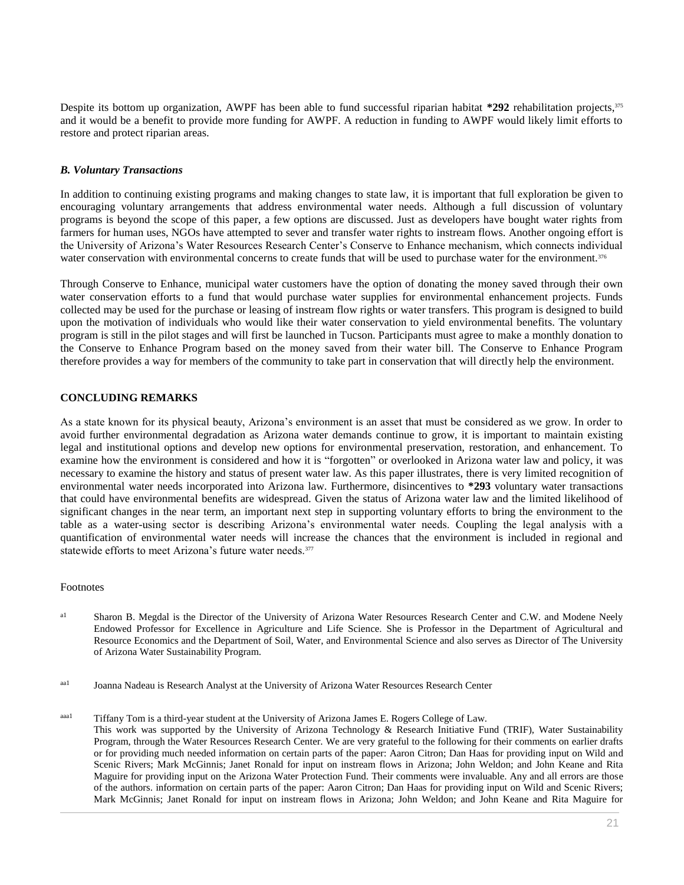Despite its bottom up organization, AWPF has been able to fund successful riparian habitat **\*292** rehabilitation projects,[375] and it would be a benefit to provide more funding for AWPF. A reduction in funding to AWPF would likely limit efforts to restore and protect riparian areas.

### *B. Voluntary Transactions*

In addition to continuing existing programs and making changes to state law, it is important that full exploration be given to encouraging voluntary arrangements that address environmental water needs. Although a full discussion of voluntary programs is beyond the scope of this paper, a few options are discussed. Just as developers have bought water rights from farmers for human uses, NGOs have attempted to sever and transfer water rights to instream flows. Another ongoing effort is the University of Arizona's Water Resources Research Center's Conserve to Enhance mechanism, which connects individual water conservation with environmental concerns to create funds that will be used to purchase water for the environment.[376]

Through Conserve to Enhance, municipal water customers have the option of donating the money saved through their own water conservation efforts to a fund that would purchase water supplies for environmental enhancement projects. Funds collected may be used for the purchase or leasing of instream flow rights or water transfers. This program is designed to build upon the motivation of individuals who would like their water conservation to yield environmental benefits. The voluntary program is still in the pilot stages and will first be launched in Tucson. Participants must agree to make a monthly donation to the Conserve to Enhance Program based on the money saved from their water bill. The Conserve to Enhance Program therefore provides a way for members of the community to take part in conservation that will directly help the environment.

## CONCLUDING REMARKS

As a state known for its physical beauty, Arizona's environment is an asset that must be considered as we grow. In order to avoid further environmental degradation as Arizona water demands continue to grow, it is important to maintain existing legal and institutional options and develop new options for environmental preservation, restoration, and enhancement. To examine how the environment is considered and how it is "forgotten" or overlooked in Arizona water law and policy, it was necessary to examine the history and status of present water law. As this paper illustrates, there is very limited recognition of environmental water needs incorporated into Arizona law. Furthermore, disincentives to **\*293** voluntary water transactions that could have environmental benefits are widespread. Given the status of Arizona water law and the limited likelihood of significant changes in the near term, an important next step in supporting voluntary efforts to bring the environment to the table as a water-using sector is describing Arizona's environmental water needs. Coupling the legal analysis with a quantification of environmental water needs will increase the chances that the environment is included in regional and statewide efforts to meet Arizona's future water needs.[377]

Footnotes

[a1] Sharon B. Megdal is the Director of the University of Arizona Water Resources Research Center and C.W. and Modene Neely Endowed Professor for Excellence in Agriculture and Life Science. She is Professor in the Department of Agricultural and Resource Economics and the Department of Soil, Water, and Environmental Science and also serves as Director of The University of Arizona Water Sustainability Program.

[aa1] Joanna Nadeau is Research Analyst at the University of Arizona Water Resources Research Center

[aaa1] Tiffany Tom is a third-year student at the University of Arizona James E. Rogers College of Law.
This work was supported by the University of Arizona Technology & Research Initiative Fund (TRIF), Water Sustainability Program, through the Water Resources Research Center. We are very grateful to the following for their comments on earlier drafts or for providing much needed information on certain parts of the paper: Aaron Citron; Dan Haas for providing input on Wild and Scenic Rivers; Mark McGinnis; Janet Ronald for input on instream flows in Arizona; John Weldon; and John Keane and Rita Maguire for providing input on the Arizona Water Protection Fund. Their comments were invaluable. Any and all errors are those of the authors. information on certain parts of the paper: Aaron Citron; Dan Haas for providing input on Wild and Scenic Rivers; Mark McGinnis; Janet Ronald for input on instream flows in Arizona; John Weldon; and John Keane and Rita Maguire for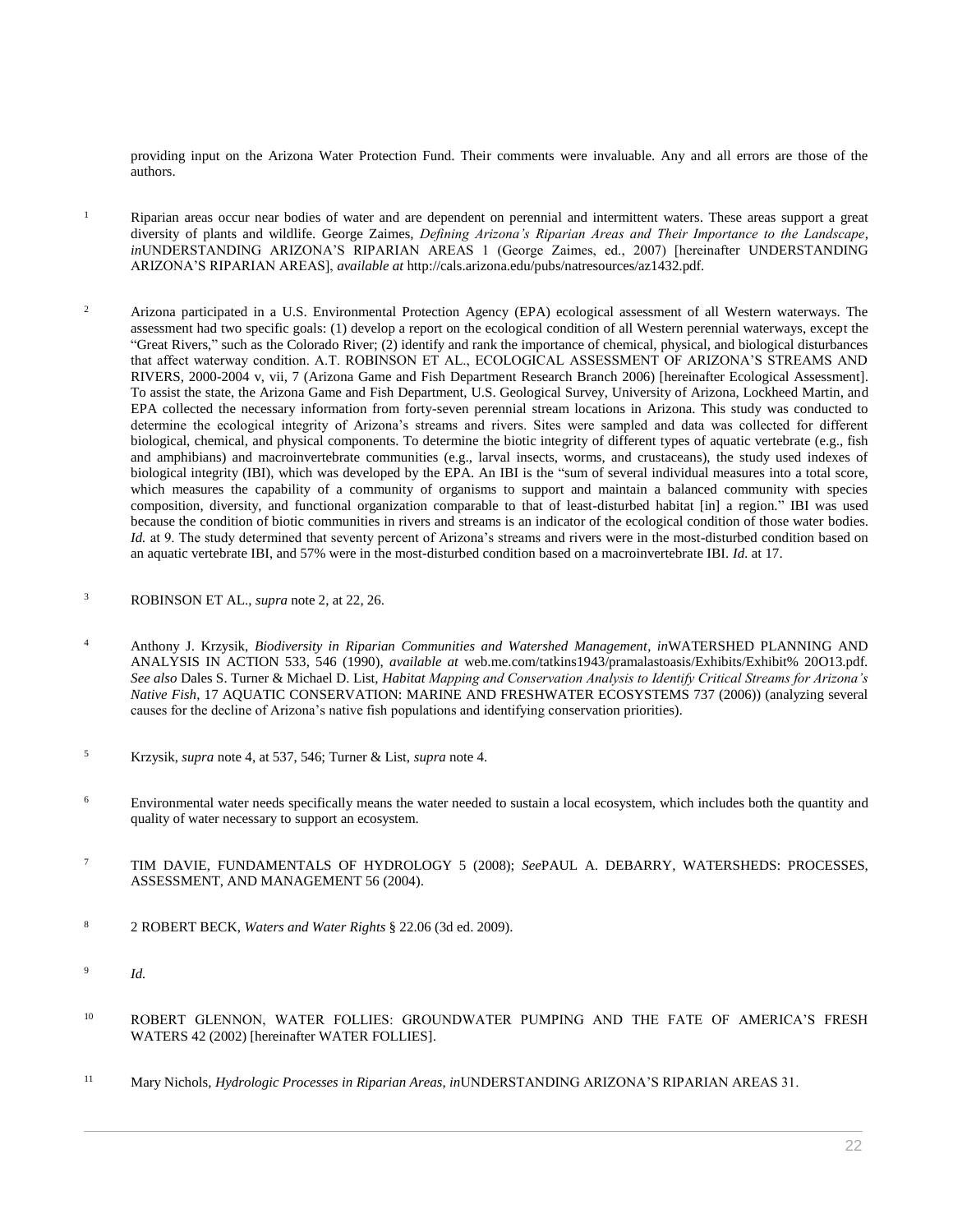providing input on the Arizona Water Protection Fund. Their comments were invaluable. Any and all errors are those of the authors.

1 Riparian areas occur near bodies of water and are dependent on perennial and intermittent waters. These areas support a great diversity of plants and wildlife. George Zaimes, *Defining Arizona's Riparian Areas and Their Importance to the Landscape*, *in*UNDERSTANDING ARIZONA'S RIPARIAN AREAS 1 (George Zaimes, ed., 2007) [hereinafter UNDERSTANDING ARIZONA'S RIPARIAN AREAS], *available at* http://cals.arizona.edu/pubs/natresources/az1432.pdf.

2 Arizona participated in a U.S. Environmental Protection Agency (EPA) ecological assessment of all Western waterways. The assessment had two specific goals: (1) develop a report on the ecological condition of all Western perennial waterways, except the "Great Rivers," such as the Colorado River; (2) identify and rank the importance of chemical, physical, and biological disturbances that affect waterway condition. A.T. ROBINSON ET AL., ECOLOGICAL ASSESSMENT OF ARIZONA'S STREAMS AND RIVERS, 2000-2004 v, vii, 7 (Arizona Game and Fish Department Research Branch 2006) [hereinafter Ecological Assessment]. To assist the state, the Arizona Game and Fish Department, U.S. Geological Survey, University of Arizona, Lockheed Martin, and EPA collected the necessary information from forty-seven perennial stream locations in Arizona. This study was conducted to determine the ecological integrity of Arizona's streams and rivers. Sites were sampled and data was collected for different biological, chemical, and physical components. To determine the biotic integrity of different types of aquatic vertebrate (e.g., fish and amphibians) and macroinvertebrate communities (e.g., larval insects, worms, and crustaceans), the study used indexes of biological integrity (IBI), which was developed by the EPA. An IBI is the "sum of several individual measures into a total score, which measures the capability of a community of organisms to support and maintain a balanced community with species composition, diversity, and functional organization comparable to that of least-disturbed habitat [in] a region." IBI was used because the condition of biotic communities in rivers and streams is an indicator of the ecological condition of those water bodies. *Id.* at 9. The study determined that seventy percent of Arizona's streams and rivers were in the most-disturbed condition based on an aquatic vertebrate IBI, and 57% were in the most-disturbed condition based on a macroinvertebrate IBI. *Id.* at 17.

3 ROBINSON ET AL., *supra* note 2, at 22, 26.

4 Anthony J. Krzysik, *Biodiversity in Riparian Communities and Watershed Management*, *in*WATERSHED PLANNING AND ANALYSIS IN ACTION 533, 546 (1990), *available at* web.me.com/tatkins1943/pramalastoasis/Exhibits/Exhibit% 20O13.pdf. *See also* Dales S. Turner & Michael D. List, *Habitat Mapping and Conservation Analysis to Identify Critical Streams for Arizona's Native Fish*, 17 AQUATIC CONSERVATION: MARINE AND FRESHWATER ECOSYSTEMS 737 (2006)) (analyzing several causes for the decline of Arizona's native fish populations and identifying conservation priorities).

5 Krzysik, *supra* note 4, at 537, 546; Turner & List, *supra* note 4.

6 Environmental water needs specifically means the water needed to sustain a local ecosystem, which includes both the quantity and quality of water necessary to support an ecosystem.

7 TIM DAVIE, FUNDAMENTALS OF HYDROLOGY 5 (2008); *See*PAUL A. DEBARRY, WATERSHEDS: PROCESSES, ASSESSMENT, AND MANAGEMENT 56 (2004).

8 2 ROBERT BECK, *Waters and Water Rights* § 22.06 (3d ed. 2009).

9 *Id.*

10 ROBERT GLENNON, WATER FOLLIES: GROUNDWATER PUMPING AND THE FATE OF AMERICA'S FRESH WATERS 42 (2002) [hereinafter WATER FOLLIES].

11 Mary Nichols, *Hydrologic Processes in Riparian Areas*, *in*UNDERSTANDING ARIZONA'S RIPARIAN AREAS 31.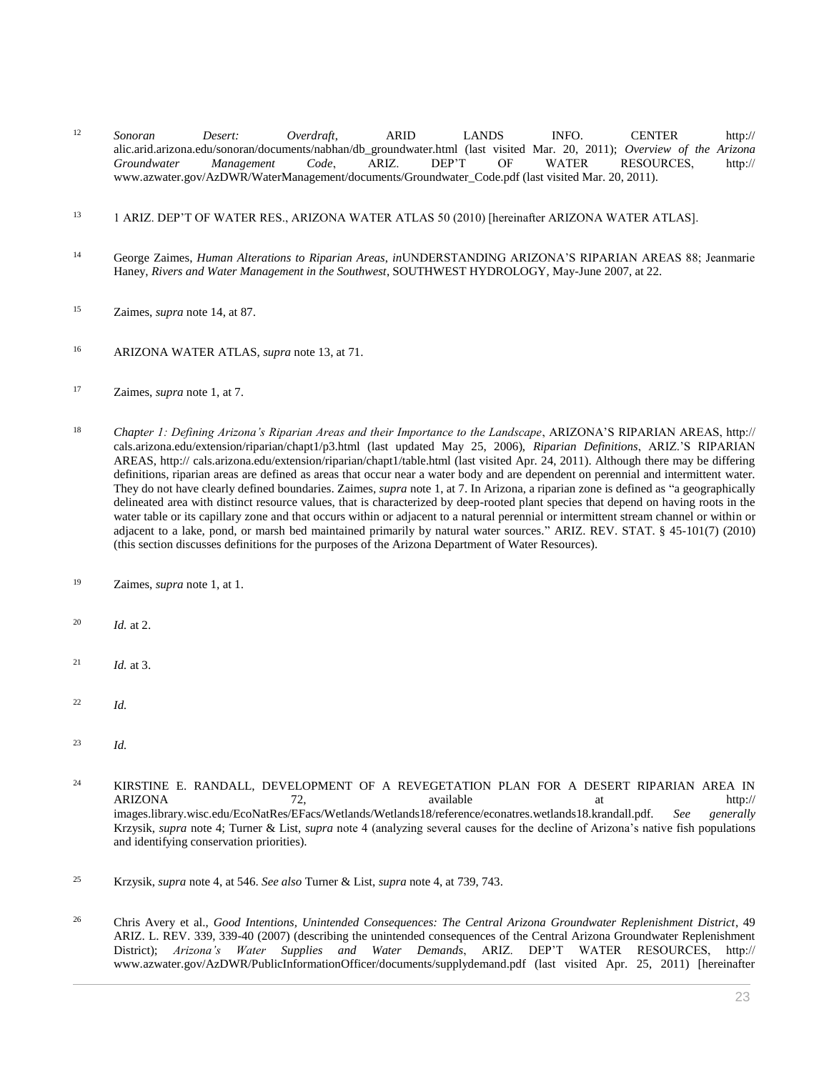12 *Sonoran Desert: Overdraft*, ARID LANDS INFO. CENTER http:// alic.arid.arizona.edu/sonoran/documents/nabhan/db_groundwater.html (last visited Mar. 20, 2011); *Overview of the Arizona Groundwater Management Code*, ARIZ. DEP'T OF WATER RESOURCES, http:// www.azwater.gov/AzDWR/WaterManagement/documents/Groundwater_Code.pdf (last visited Mar. 20, 2011).

13 1 ARIZ. DEP'T OF WATER RES., ARIZONA WATER ATLAS 50 (2010) [hereinafter ARIZONA WATER ATLAS].

14 George Zaimes, *Human Alterations to Riparian Areas*, *in*UNDERSTANDING ARIZONA'S RIPARIAN AREAS 88; Jeanmarie Haney, *Rivers and Water Management in the Southwest*, SOUTHWEST HYDROLOGY, May-June 2007, at 22.

15 Zaimes, *supra* note 14, at 87.

16 ARIZONA WATER ATLAS, *supra* note 13, at 71.

17 Zaimes, *supra* note 1, at 7.

18 *Chapter 1: Defining Arizona's Riparian Areas and their Importance to the Landscape*, ARIZONA'S RIPARIAN AREAS, http:// cals.arizona.edu/extension/riparian/chapt1/p3.html (last updated May 25, 2006), *Riparian Definitions*, ARIZ.'S RIPARIAN AREAS, http:// cals.arizona.edu/extension/riparian/chapt1/table.html (last visited Apr. 24, 2011). Although there may be differing definitions, riparian areas are defined as areas that occur near a water body and are dependent on perennial and intermittent water. They do not have clearly defined boundaries. Zaimes, *supra* note 1, at 7. In Arizona, a riparian zone is defined as "a geographically delineated area with distinct resource values, that is characterized by deep-rooted plant species that depend on having roots in the water table or its capillary zone and that occurs within or adjacent to a natural perennial or intermittent stream channel or within or adjacent to a lake, pond, or marsh bed maintained primarily by natural water sources." ARIZ. REV. STAT. § 45-101(7) (2010) (this section discusses definitions for the purposes of the Arizona Department of Water Resources).

19 Zaimes, *supra* note 1, at 1.

20 *Id.* at 2.

21 *Id.* at 3.

22 *Id.*

23 *Id.*

24 KIRSTINE E. RANDALL, DEVELOPMENT OF A REVEGETATION PLAN FOR A DESERT RIPARIAN AREA IN ARIZONA 72, available at http:// images.library.wisc.edu/EcoNatRes/EFacs/Wetlands/Wetlands18/reference/econatres.wetlands18.krandall.pdf. *See generally* Krzysik, *supra* note 4; Turner & List, *supra* note 4 (analyzing several causes for the decline of Arizona's native fish populations and identifying conservation priorities).

25 Krzysik, *supra* note 4, at 546. *See also* Turner & List, *supra* note 4, at 739, 743.

26 Chris Avery et al., *Good Intentions, Unintended Consequences: The Central Arizona Groundwater Replenishment District*, 49 ARIZ. L. REV. 339, 339-40 (2007) (describing the unintended consequences of the Central Arizona Groundwater Replenishment District); *Arizona's Water Supplies and Water Demands*, ARIZ. DEP'T WATER RESOURCES, http:// www.azwater.gov/AzDWR/PublicInformationOfficer/documents/supplydemand.pdf (last visited Apr. 25, 2011) [hereinafter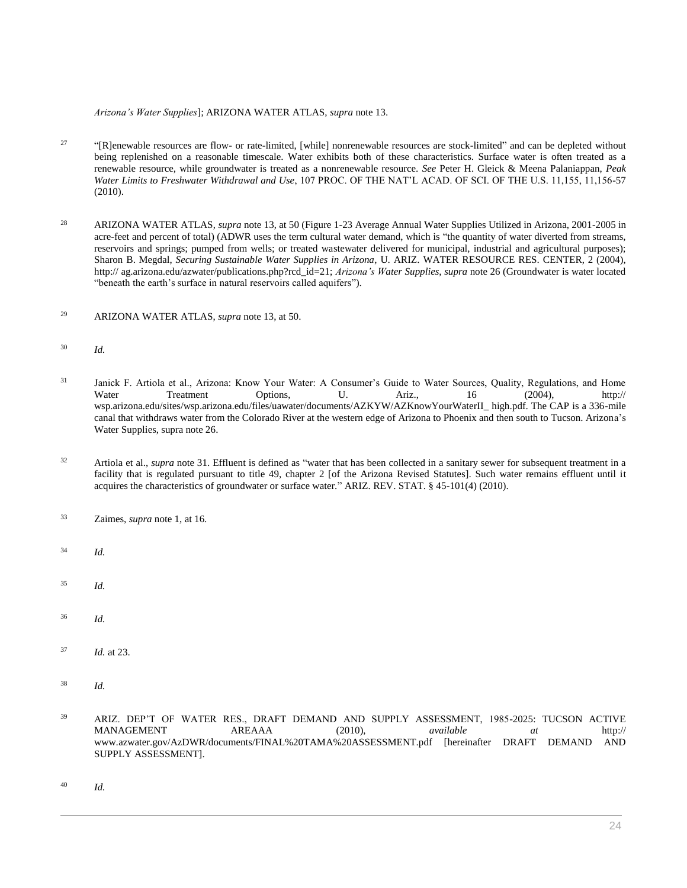*Arizona's Water Supplies*]; ARIZONA WATER ATLAS, *supra* note 13.

[27] "[R]enewable resources are flow- or rate-limited, [while] nonrenewable resources are stock-limited" and can be depleted without being replenished on a reasonable timescale. Water exhibits both of these characteristics. Surface water is often treated as a renewable resource, while groundwater is treated as a nonrenewable resource. *See* Peter H. Gleick & Meena Palaniappan, *Peak Water Limits to Freshwater Withdrawal and Use*, 107 PROC. OF THE NAT'L ACAD. OF SCI. OF THE U.S. 11,155, 11,156-57 (2010).

[28] ARIZONA WATER ATLAS, *supra* note 13, at 50 (Figure 1-23 Average Annual Water Supplies Utilized in Arizona, 2001-2005 in acre-feet and percent of total) (ADWR uses the term cultural water demand, which is "the quantity of water diverted from streams, reservoirs and springs; pumped from wells; or treated wastewater delivered for municipal, industrial and agricultural purposes); Sharon B. Megdal, *Securing Sustainable Water Supplies in Arizona*, U. ARIZ. WATER RESOURCE RES. CENTER, 2 (2004), http:// ag.arizona.edu/azwater/publications.php?rcd_id=21; *Arizona's Water Supplies*, *supra* note 26 (Groundwater is water located "beneath the earth's surface in natural reservoirs called aquifers").

[29] ARIZONA WATER ATLAS, *supra* note 13, at 50.

[30] *Id.*

[31] Janick F. Artiola et al., Arizona: Know Your Water: A Consumer's Guide to Water Sources, Quality, Regulations, and Home Water Treatment Options, U. Ariz., 16 (2004), http:// wsp.arizona.edu/sites/wsp.arizona.edu/files/uawater/documents/AZKYW/AZKnowYourWaterII_ high.pdf. The CAP is a 336-mile canal that withdraws water from the Colorado River at the western edge of Arizona to Phoenix and then south to Tucson. Arizona's Water Supplies, supra note 26.

[32] Artiola et al., *supra* note 31. Effluent is defined as "water that has been collected in a sanitary sewer for subsequent treatment in a facility that is regulated pursuant to title 49, chapter 2 [of the Arizona Revised Statutes]. Such water remains effluent until it acquires the characteristics of groundwater or surface water." ARIZ. REV. STAT. § 45-101(4) (2010).

[33] Zaimes, *supra* note 1, at 16.

[34] *Id.*

[35] *Id.*

[36] *Id.*

[37] *Id.* at 23.

[38] *Id.*

[39] ARIZ. DEP'T OF WATER RES., DRAFT DEMAND AND SUPPLY ASSESSMENT, 1985-2025: TUCSON ACTIVE MANAGEMENT AREAAA (2010), *available at* http:// www.azwater.gov/AzDWR/documents/FINAL%20TAMA%20ASSESSMENT.pdf [hereinafter DRAFT DEMAND AND SUPPLY ASSESSMENT].

[40] *Id.*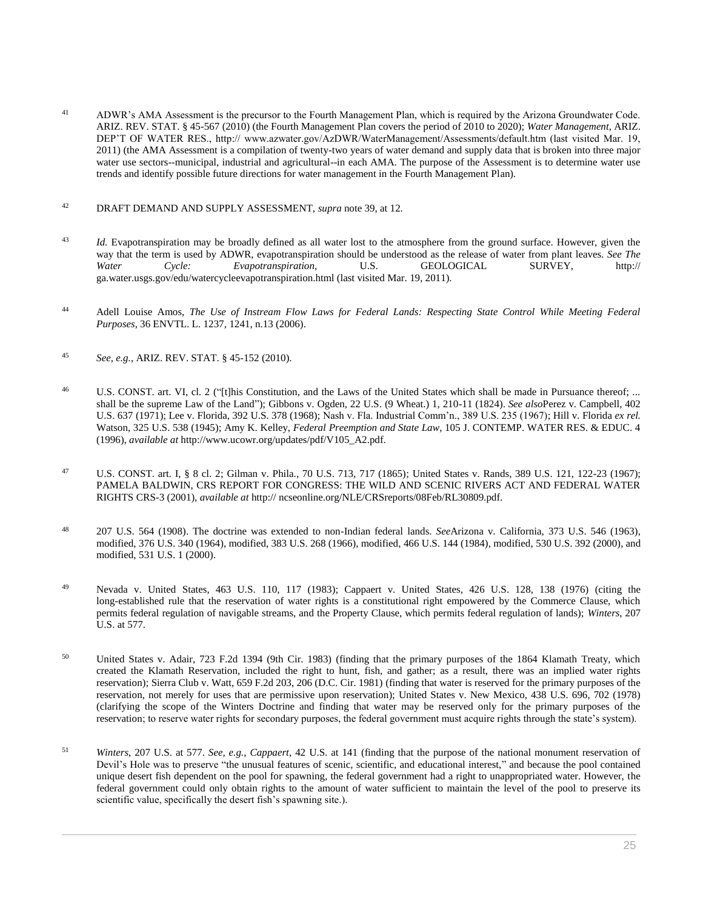41 ADWR's AMA Assessment is the precursor to the Fourth Management Plan, which is required by the Arizona Groundwater Code. ARIZ. REV. STAT. § 45-567 (2010) (the Fourth Management Plan covers the period of 2010 to 2020); *Water Management*, ARIZ. DEP'T OF WATER RES., http:// www.azwater.gov/AzDWR/WaterManagement/Assessments/default.htm (last visited Mar. 19, 2011) (the AMA Assessment is a compilation of twenty-two years of water demand and supply data that is broken into three major water use sectors--municipal, industrial and agricultural--in each AMA. The purpose of the Assessment is to determine water use trends and identify possible future directions for water management in the Fourth Management Plan).

42 DRAFT DEMAND AND SUPPLY ASSESSMENT, *supra* note 39, at 12.

43 *Id.* Evapotranspiration may be broadly defined as all water lost to the atmosphere from the ground surface. However, given the way that the term is used by ADWR, evapotranspiration should be understood as the release of water from plant leaves. *See The Water Cycle: Evapotranspiration*, U.S. GEOLOGICAL SURVEY, http:// ga.water.usgs.gov/edu/watercycleevapotranspiration.html (last visited Mar. 19, 2011).

44 Adell Louise Amos, *The Use of Instream Flow Laws for Federal Lands: Respecting State Control While Meeting Federal Purposes*, 36 ENVTL. L. 1237, 1241, n.13 (2006).

45 *See, e.g.*, ARIZ. REV. STAT. § 45-152 (2010).

46 U.S. CONST. art. VI, cl. 2 ("[t]his Constitution, and the Laws of the United States which shall be made in Pursuance thereof; ... shall be the supreme Law of the Land"); Gibbons v. Ogden, 22 U.S. (9 Wheat.) 1, 210-11 (1824). *See also*Perez v. Campbell, 402 U.S. 637 (1971); Lee v. Florida, 392 U.S. 378 (1968); Nash v. Fla. Industrial Comm'n., 389 U.S. 235 (1967); Hill v. Florida *ex rel.* Watson, 325 U.S. 538 (1945); Amy K. Kelley, *Federal Preemption and State Law*, 105 J. CONTEMP. WATER RES. & EDUC. 4 (1996), *available at* http://www.ucowr.org/updates/pdf/V105_A2.pdf.

47 U.S. CONST. art. I, § 8 cl. 2; Gilman v. Phila., 70 U.S. 713, 717 (1865); United States v. Rands, 389 U.S. 121, 122-23 (1967); PAMELA BALDWIN, CRS REPORT FOR CONGRESS: THE WILD AND SCENIC RIVERS ACT AND FEDERAL WATER RIGHTS CRS-3 (2001), *available at* http:// ncseonline.org/NLE/CRSreports/08Feb/RL30809.pdf.

48 207 U.S. 564 (1908). The doctrine was extended to non-Indian federal lands. *See*Arizona v. California, 373 U.S. 546 (1963), modified, 376 U.S. 340 (1964), modified, 383 U.S. 268 (1966), modified, 466 U.S. 144 (1984), modified, 530 U.S. 392 (2000), and modified, 531 U.S. 1 (2000).

49 Nevada v. United States, 463 U.S. 110, 117 (1983); Cappaert v. United States, 426 U.S. 128, 138 (1976) (citing the long-established rule that the reservation of water rights is a constitutional right empowered by the Commerce Clause, which permits federal regulation of navigable streams, and the Property Clause, which permits federal regulation of lands); *Winters*, 207 U.S. at 577.

50 United States v. Adair, 723 F.2d 1394 (9th Cir. 1983) (finding that the primary purposes of the 1864 Klamath Treaty, which created the Klamath Reservation, included the right to hunt, fish, and gather; as a result, there was an implied water rights reservation); Sierra Club v. Watt, 659 F.2d 203, 206 (D.C. Cir. 1981) (finding that water is reserved for the primary purposes of the reservation, not merely for uses that are permissive upon reservation); United States v. New Mexico, 438 U.S. 696, 702 (1978) (clarifying the scope of the Winters Doctrine and finding that water may be reserved only for the primary purposes of the reservation; to reserve water rights for secondary purposes, the federal government must acquire rights through the state's system).

51 *Winters*, 207 U.S. at 577. *See, e.g., Cappaert*, 42 U.S. at 141 (finding that the purpose of the national monument reservation of Devil's Hole was to preserve "the unusual features of scenic, scientific, and educational interest," and because the pool contained unique desert fish dependent on the pool for spawning, the federal government had a right to unappropriated water. However, the federal government could only obtain rights to the amount of water sufficient to maintain the level of the pool to preserve its scientific value, specifically the desert fish's spawning site.).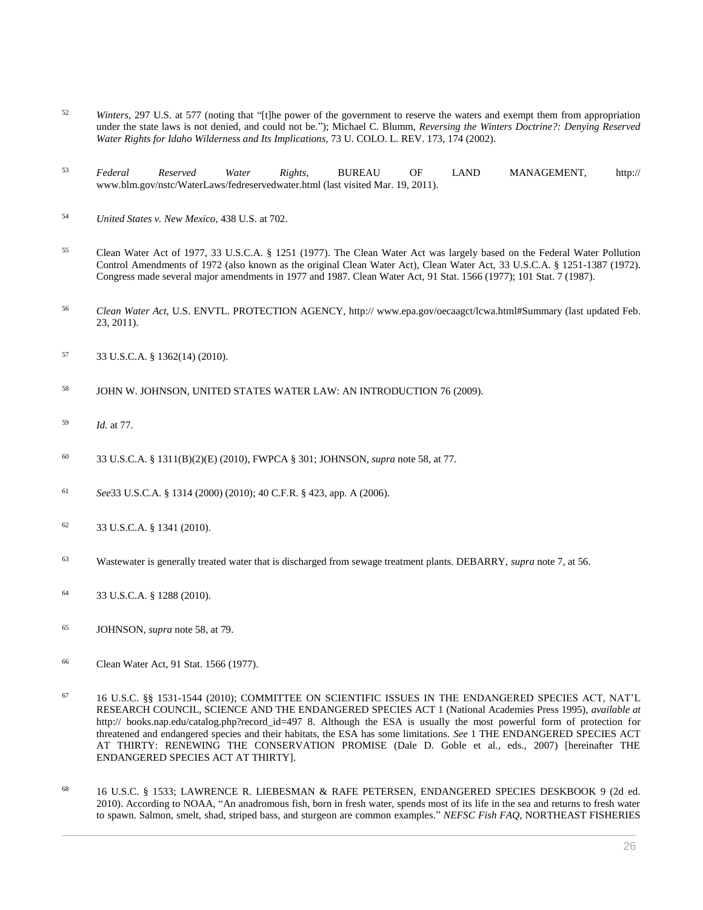52 *Winters*, 297 U.S. at 577 (noting that "[t]he power of the government to reserve the waters and exempt them from appropriation under the state laws is not denied, and could not be."); Michael C. Blumm, *Reversing the Winters Doctrine?: Denying Reserved Water Rights for Idaho Wilderness and Its Implications*, 73 U. COLO. L. REV. 173, 174 (2002).

53 *Federal Reserved Water Rights*, BUREAU OF LAND MANAGEMENT, http:// www.blm.gov/nstc/WaterLaws/fedreservedwater.html (last visited Mar. 19, 2011).

54 *United States v. New Mexico*, 438 U.S. at 702.

55 Clean Water Act of 1977, 33 U.S.C.A. § 1251 (1977). The Clean Water Act was largely based on the Federal Water Pollution Control Amendments of 1972 (also known as the original Clean Water Act), Clean Water Act, 33 U.S.C.A. § 1251-1387 (1972). Congress made several major amendments in 1977 and 1987. Clean Water Act, 91 Stat. 1566 (1977); 101 Stat. 7 (1987).

56 *Clean Water Act*, U.S. ENVTL. PROTECTION AGENCY, http:// www.epa.gov/oecaagct/lcwa.html#Summary (last updated Feb. 23, 2011).

57 33 U.S.C.A. § 1362(14) (2010).

58 JOHN W. JOHNSON, UNITED STATES WATER LAW: AN INTRODUCTION 76 (2009).

59 *Id.* at 77.

60 33 U.S.C.A. § 1311(B)(2)(E) (2010), FWPCA § 301; JOHNSON, *supra* note 58, at 77.

61 *See*33 U.S.C.A. § 1314 (2000) (2010); 40 C.F.R. § 423, app. A (2006).

62 33 U.S.C.A. § 1341 (2010).

63 Wastewater is generally treated water that is discharged from sewage treatment plants. DEBARRY, *supra* note 7, at 56.

64 33 U.S.C.A. § 1288 (2010).

65 JOHNSON, *supra* note 58, at 79.

66 Clean Water Act, 91 Stat. 1566 (1977).

67 16 U.S.C. §§ 1531-1544 (2010); COMMITTEE ON SCIENTIFIC ISSUES IN THE ENDANGERED SPECIES ACT, NAT'L RESEARCH COUNCIL, SCIENCE AND THE ENDANGERED SPECIES ACT 1 (National Academies Press 1995), *available at* http:// books.nap.edu/catalog.php?record_id=497 8. Although the ESA is usually the most powerful form of protection for threatened and endangered species and their habitats, the ESA has some limitations. *See* 1 THE ENDANGERED SPECIES ACT AT THIRTY: RENEWING THE CONSERVATION PROMISE (Dale D. Goble et al., eds., 2007) [hereinafter THE ENDANGERED SPECIES ACT AT THIRTY].

68 16 U.S.C. § 1533; LAWRENCE R. LIEBESMAN & RAFE PETERSEN, ENDANGERED SPECIES DESKBOOK 9 (2d ed. 2010). According to NOAA, "An anadromous fish, born in fresh water, spends most of its life in the sea and returns to fresh water to spawn. Salmon, smelt, shad, striped bass, and sturgeon are common examples." *NEFSC Fish FAQ*, NORTHEAST FISHERIES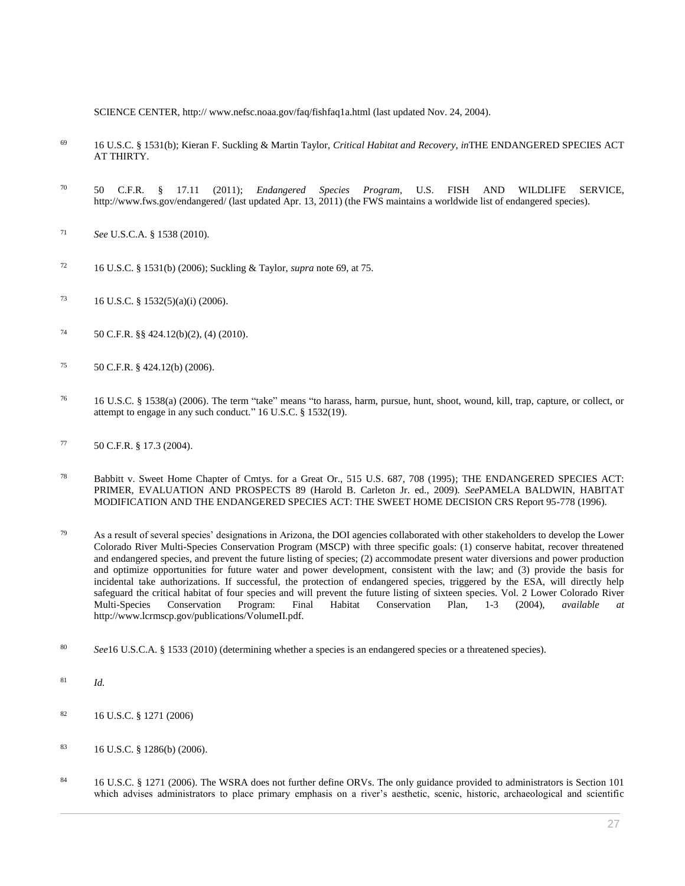SCIENCE CENTER, http:// www.nefsc.noaa.gov/faq/fishfaq1a.html (last updated Nov. 24, 2004).

69 16 U.S.C. § 1531(b); Kieran F. Suckling & Martin Taylor, *Critical Habitat and Recovery*, *in*THE ENDANGERED SPECIES ACT AT THIRTY.

70 50 C.F.R. § 17.11 (2011); *Endangered Species Program*, U.S. FISH AND WILDLIFE SERVICE, http://www.fws.gov/endangered/ (last updated Apr. 13, 2011) (the FWS maintains a worldwide list of endangered species).

71 *See* U.S.C.A. § 1538 (2010).

72 16 U.S.C. § 1531(b) (2006); Suckling & Taylor, *supra* note 69, at 75.

73 16 U.S.C. § 1532(5)(a)(i) (2006).

74 50 C.F.R. §§ 424.12(b)(2), (4) (2010).

75 50 C.F.R. § 424.12(b) (2006).

76 16 U.S.C. § 1538(a) (2006). The term "take" means "to harass, harm, pursue, hunt, shoot, wound, kill, trap, capture, or collect, or attempt to engage in any such conduct." 16 U.S.C. § 1532(19).

77 50 C.F.R. § 17.3 (2004).

78 Babbitt v. Sweet Home Chapter of Cmtys. for a Great Or., 515 U.S. 687, 708 (1995); THE ENDANGERED SPECIES ACT: PRIMER, EVALUATION AND PROSPECTS 89 (Harold B. Carleton Jr. ed., 2009). *See*PAMELA BALDWIN, HABITAT MODIFICATION AND THE ENDANGERED SPECIES ACT: THE SWEET HOME DECISION CRS Report 95-778 (1996).

79 As a result of several species' designations in Arizona, the DOI agencies collaborated with other stakeholders to develop the Lower Colorado River Multi-Species Conservation Program (MSCP) with three specific goals: (1) conserve habitat, recover threatened and endangered species, and prevent the future listing of species; (2) accommodate present water diversions and power production and optimize opportunities for future water and power development, consistent with the law; and (3) provide the basis for incidental take authorizations. If successful, the protection of endangered species, triggered by the ESA, will directly help safeguard the critical habitat of four species and will prevent the future listing of sixteen species. Vol. 2 Lower Colorado River Multi-Species Conservation Program: Final Habitat Conservation Plan, 1-3 (2004), *available at* http://www.lcrmscp.gov/publications/VolumeII.pdf.

80 *See*16 U.S.C.A. § 1533 (2010) (determining whether a species is an endangered species or a threatened species).

81 *Id.*

82 16 U.S.C. § 1271 (2006)

83 16 U.S.C. § 1286(b) (2006).

84 16 U.S.C. § 1271 (2006). The WSRA does not further define ORVs. The only guidance provided to administrators is Section 101 which advises administrators to place primary emphasis on a river's aesthetic, scenic, historic, archaeological and scientific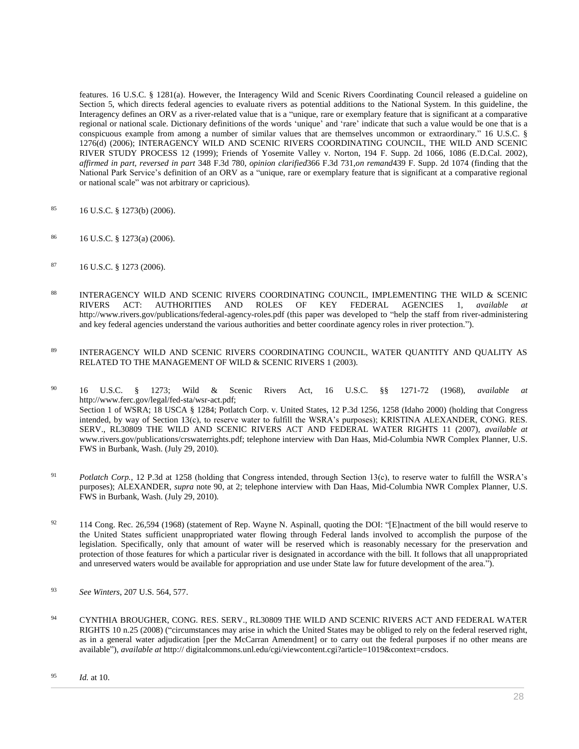features. 16 U.S.C. § 1281(a). However, the Interagency Wild and Scenic Rivers Coordinating Council released a guideline on Section 5, which directs federal agencies to evaluate rivers as potential additions to the National System. In this guideline, the Interagency defines an ORV as a river-related value that is a "unique, rare or exemplary feature that is significant at a comparative regional or national scale. Dictionary definitions of the words 'unique' and 'rare' indicate that such a value would be one that is a conspicuous example from among a number of similar values that are themselves uncommon or extraordinary." 16 U.S.C. § 1276(d) (2006); INTERAGENCY WILD AND SCENIC RIVERS COORDINATING COUNCIL, THE WILD AND SCENIC RIVER STUDY PROCESS 12 (1999); Friends of Yosemite Valley v. Norton, 194 F. Supp. 2d 1066, 1086 (E.D.Cal. 2002), *affirmed in part, reversed in part* 348 F.3d 780, *opinion clarified*366 F.3d 731,*on remand*439 F. Supp. 2d 1074 (finding that the National Park Service's definition of an ORV as a "unique, rare or exemplary feature that is significant at a comparative regional or national scale" was not arbitrary or capricious).

85 16 U.S.C. § 1273(b) (2006).

86 16 U.S.C. § 1273(a) (2006).

87 16 U.S.C. § 1273 (2006).

88 INTERAGENCY WILD AND SCENIC RIVERS COORDINATING COUNCIL, IMPLEMENTING THE WILD & SCENIC RIVERS ACT: AUTHORITIES AND ROLES OF KEY FEDERAL AGENCIES 1, *available at* http://www.rivers.gov/publications/federal-agency-roles.pdf (this paper was developed to "help the staff from river-administering and key federal agencies understand the various authorities and better coordinate agency roles in river protection.").

89 INTERAGENCY WILD AND SCENIC RIVERS COORDINATING COUNCIL, WATER QUANTITY AND QUALITY AS RELATED TO THE MANAGEMENT OF WILD & SCENIC RIVERS 1 (2003).

90 16 U.S.C. § 1273; Wild & Scenic Rivers Act, 16 U.S.C. §§ 1271-72 (1968), *available at* http://www.ferc.gov/legal/fed-sta/wsr-act.pdf;
Section 1 of WSRA; 18 USCA § 1284; Potlatch Corp. v. United States, 12 P.3d 1256, 1258 (Idaho 2000) (holding that Congress intended, by way of Section 13(c), to reserve water to fulfill the WSRA's purposes); KRISTINA ALEXANDER, CONG. RES. SERV., RL30809 THE WILD AND SCENIC RIVERS ACT AND FEDERAL WATER RIGHTS 11 (2007), *available at* www.rivers.gov/publications/crswaterrights.pdf; telephone interview with Dan Haas, Mid-Columbia NWR Complex Planner, U.S. FWS in Burbank, Wash. (July 29, 2010).

91 *Potlatch Corp.*, 12 P.3d at 1258 (holding that Congress intended, through Section 13(c), to reserve water to fulfill the WSRA's purposes); ALEXANDER, *supra* note 90, at 2; telephone interview with Dan Haas, Mid-Columbia NWR Complex Planner, U.S. FWS in Burbank, Wash. (July 29, 2010).

92 114 Cong. Rec. 26,594 (1968) (statement of Rep. Wayne N. Aspinall, quoting the DOI: "[E]nactment of the bill would reserve to the United States sufficient unappropriated water flowing through Federal lands involved to accomplish the purpose of the legislation. Specifically, only that amount of water will be reserved which is reasonably necessary for the preservation and protection of those features for which a particular river is designated in accordance with the bill. It follows that all unappropriated and unreserved waters would be available for appropriation and use under State law for future development of the area.").

93 *See Winters*, 207 U.S. 564, 577.

94 CYNTHIA BROUGHER, CONG. RES. SERV., RL30809 THE WILD AND SCENIC RIVERS ACT AND FEDERAL WATER RIGHTS 10 n.25 (2008) ("circumstances may arise in which the United States may be obliged to rely on the federal reserved right, as in a general water adjudication [per the McCarran Amendment] or to carry out the federal purposes if no other means are available"), *available at* http:// digitalcommons.unl.edu/cgi/viewcontent.cgi?article=1019&context=crsdocs.

95 *Id.* at 10.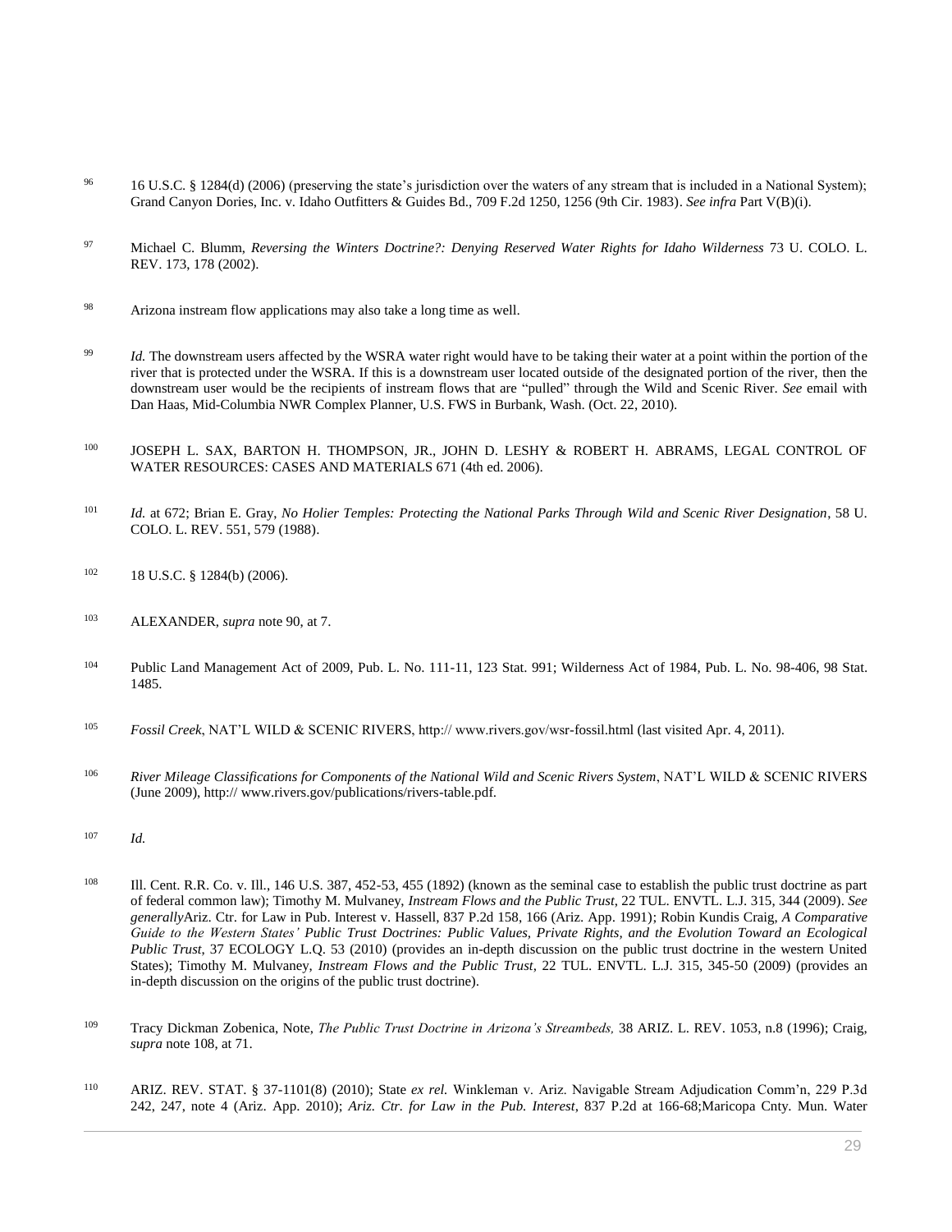[96] 16 U.S.C. § 1284(d) (2006) (preserving the state's jurisdiction over the waters of any stream that is included in a National System); Grand Canyon Dories, Inc. v. Idaho Outfitters & Guides Bd., 709 F.2d 1250, 1256 (9th Cir. 1983). *See infra* Part V(B)(i).

[97] Michael C. Blumm, *Reversing the Winters Doctrine?: Denying Reserved Water Rights for Idaho Wilderness* 73 U. COLO. L. REV. 173, 178 (2002).

[98] Arizona instream flow applications may also take a long time as well.

[99] *Id.* The downstream users affected by the WSRA water right would have to be taking their water at a point within the portion of the river that is protected under the WSRA. If this is a downstream user located outside of the designated portion of the river, then the downstream user would be the recipients of instream flows that are "pulled" through the Wild and Scenic River. *See* email with Dan Haas, Mid-Columbia NWR Complex Planner, U.S. FWS in Burbank, Wash. (Oct. 22, 2010).

[100] JOSEPH L. SAX, BARTON H. THOMPSON, JR., JOHN D. LESHY & ROBERT H. ABRAMS, LEGAL CONTROL OF WATER RESOURCES: CASES AND MATERIALS 671 (4th ed. 2006).

[101] *Id.* at 672; Brian E. Gray, *No Holier Temples: Protecting the National Parks Through Wild and Scenic River Designation*, 58 U. COLO. L. REV. 551, 579 (1988).

[102] 18 U.S.C. § 1284(b) (2006).

[103] ALEXANDER, *supra* note 90, at 7.

[104] Public Land Management Act of 2009, Pub. L. No. 111-11, 123 Stat. 991; Wilderness Act of 1984, Pub. L. No. 98-406, 98 Stat. 1485.

[105] *Fossil Creek*, NAT'L WILD & SCENIC RIVERS, http:// www.rivers.gov/wsr-fossil.html (last visited Apr. 4, 2011).

[106] *River Mileage Classifications for Components of the National Wild and Scenic Rivers System*, NAT'L WILD & SCENIC RIVERS (June 2009), http:// www.rivers.gov/publications/rivers-table.pdf.

[107] *Id.*

[108] Ill. Cent. R.R. Co. v. Ill., 146 U.S. 387, 452-53, 455 (1892) (known as the seminal case to establish the public trust doctrine as part of federal common law); Timothy M. Mulvaney, *Instream Flows and the Public Trust*, 22 TUL. ENVTL. L.J. 315, 344 (2009). *See generally*Ariz. Ctr. for Law in Pub. Interest v. Hassell, 837 P.2d 158, 166 (Ariz. App. 1991); Robin Kundis Craig, *A Comparative Guide to the Western States' Public Trust Doctrines: Public Values, Private Rights, and the Evolution Toward an Ecological Public Trust*, 37 ECOLOGY L.Q. 53 (2010) (provides an in-depth discussion on the public trust doctrine in the western United States); Timothy M. Mulvaney, *Instream Flows and the Public Trust*, 22 TUL. ENVTL. L.J. 315, 345-50 (2009) (provides an in-depth discussion on the origins of the public trust doctrine).

[109] Tracy Dickman Zobenica, Note, *The Public Trust Doctrine in Arizona's Streambeds,* 38 ARIZ. L. REV. 1053, n.8 (1996); Craig, *supra* note 108, at 71.

[110] ARIZ. REV. STAT. § 37-1101(8) (2010); State *ex rel.* Winkleman v. Ariz. Navigable Stream Adjudication Comm'n, 229 P.3d 242, 247, note 4 (Ariz. App. 2010); *Ariz. Ctr. for Law in the Pub. Interest*, 837 P.2d at 166-68;Maricopa Cnty. Mun. Water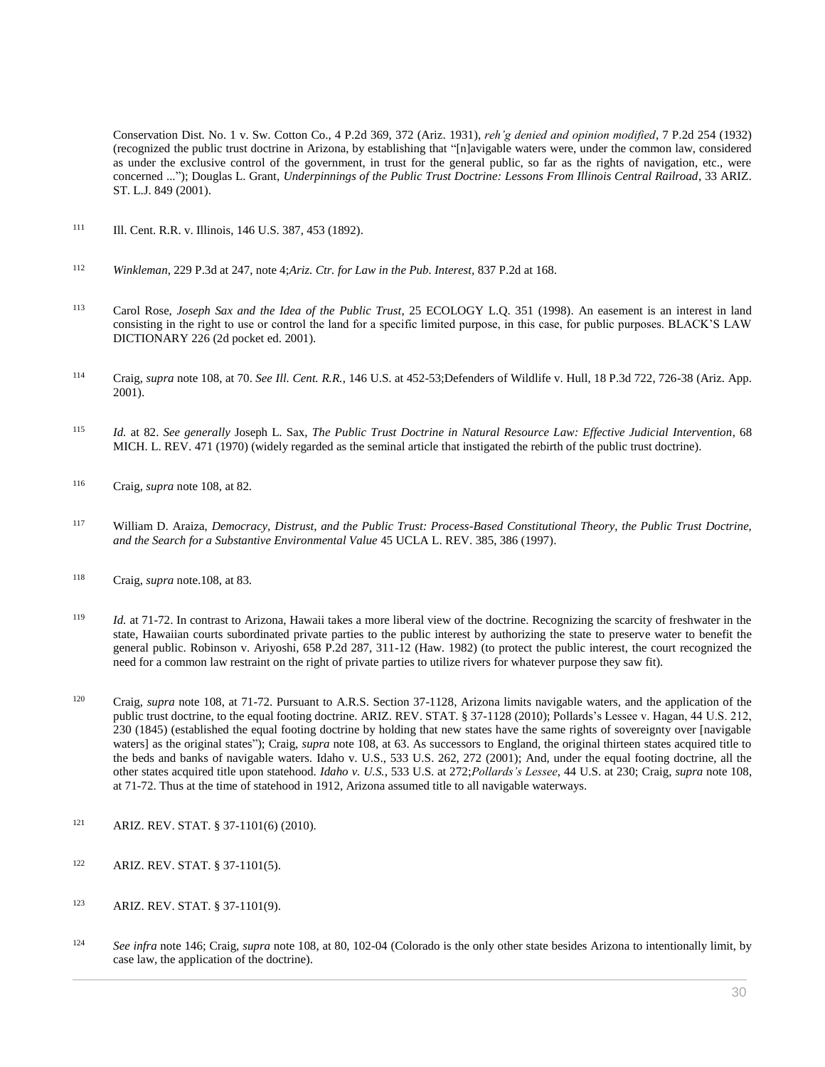Conservation Dist. No. 1 v. Sw. Cotton Co., 4 P.2d 369, 372 (Ariz. 1931), *reh'g denied and opinion modified*, 7 P.2d 254 (1932) (recognized the public trust doctrine in Arizona, by establishing that "[n]avigable waters were, under the common law, considered as under the exclusive control of the government, in trust for the general public, so far as the rights of navigation, etc., were concerned ..."); Douglas L. Grant, *Underpinnings of the Public Trust Doctrine: Lessons From Illinois Central Railroad*, 33 ARIZ. ST. L.J. 849 (2001).

[111] Ill. Cent. R.R. v. Illinois, 146 U.S. 387, 453 (1892).

[112] *Winkleman*, 229 P.3d at 247, note 4;*Ariz. Ctr. for Law in the Pub. Interest*, 837 P.2d at 168.

[113] Carol Rose, *Joseph Sax and the Idea of the Public Trust*, 25 ECOLOGY L.Q. 351 (1998). An easement is an interest in land consisting in the right to use or control the land for a specific limited purpose, in this case, for public purposes. BLACK'S LAW DICTIONARY 226 (2d pocket ed. 2001).

[114] Craig, *supra* note 108, at 70. *See Ill. Cent. R.R.*, 146 U.S. at 452-53;Defenders of Wildlife v. Hull, 18 P.3d 722, 726-38 (Ariz. App. 2001).

[115] *Id.* at 82. *See generally* Joseph L. Sax, *The Public Trust Doctrine in Natural Resource Law: Effective Judicial Intervention*, 68 MICH. L. REV. 471 (1970) (widely regarded as the seminal article that instigated the rebirth of the public trust doctrine).

[116] Craig, *supra* note 108, at 82.

[117] William D. Araiza, *Democracy, Distrust, and the Public Trust: Process-Based Constitutional Theory, the Public Trust Doctrine, and the Search for a Substantive Environmental Value* 45 UCLA L. REV. 385, 386 (1997).

[118] Craig, *supra* note.108, at 83.

[119] *Id.* at 71-72. In contrast to Arizona, Hawaii takes a more liberal view of the doctrine. Recognizing the scarcity of freshwater in the state, Hawaiian courts subordinated private parties to the public interest by authorizing the state to preserve water to benefit the general public. Robinson v. Ariyoshi, 658 P.2d 287, 311-12 (Haw. 1982) (to protect the public interest, the court recognized the need for a common law restraint on the right of private parties to utilize rivers for whatever purpose they saw fit).

[120] Craig, *supra* note 108, at 71-72. Pursuant to A.R.S. Section 37-1128, Arizona limits navigable waters, and the application of the public trust doctrine, to the equal footing doctrine. ARIZ. REV. STAT. § 37-1128 (2010); Pollards's Lessee v. Hagan, 44 U.S. 212, 230 (1845) (established the equal footing doctrine by holding that new states have the same rights of sovereignty over [navigable waters] as the original states"); Craig, *supra* note 108, at 63. As successors to England, the original thirteen states acquired title to the beds and banks of navigable waters. Idaho v. U.S., 533 U.S. 262, 272 (2001); And, under the equal footing doctrine, all the other states acquired title upon statehood. *Idaho v. U.S.*, 533 U.S. at 272;*Pollards's Lessee*, 44 U.S. at 230; Craig, *supra* note 108, at 71-72. Thus at the time of statehood in 1912, Arizona assumed title to all navigable waterways.

[121] ARIZ. REV. STAT. § 37-1101(6) (2010).

[122] ARIZ. REV. STAT. § 37-1101(5).

[123] ARIZ. REV. STAT. § 37-1101(9).

[124] *See infra* note 146; Craig, *supra* note 108, at 80, 102-04 (Colorado is the only other state besides Arizona to intentionally limit, by case law, the application of the doctrine).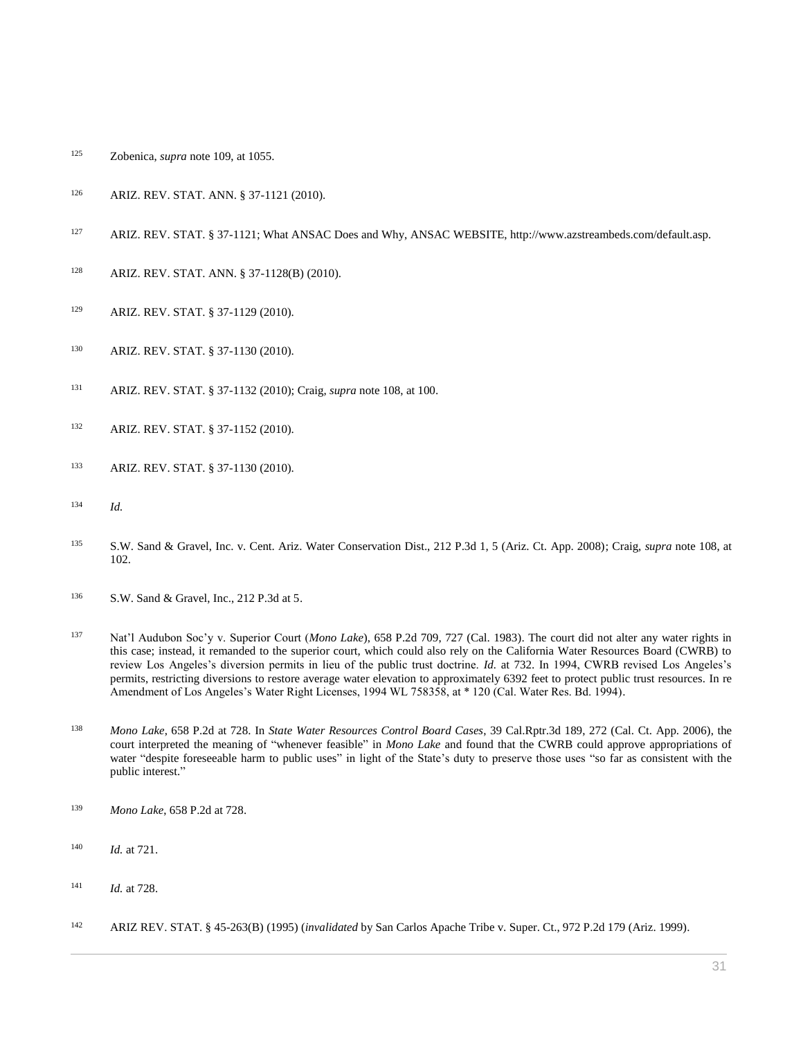[125] Zobenica, *supra* note 109, at 1055.

[126] ARIZ. REV. STAT. ANN. § 37-1121 (2010).

[127] ARIZ. REV. STAT. § 37-1121; What ANSAC Does and Why, ANSAC WEBSITE, http://www.azstreambeds.com/default.asp.

[128] ARIZ. REV. STAT. ANN. § 37-1128(B) (2010).

[129] ARIZ. REV. STAT. § 37-1129 (2010).

[130] ARIZ. REV. STAT. § 37-1130 (2010).

[131] ARIZ. REV. STAT. § 37-1132 (2010); Craig, *supra* note 108, at 100.

[132] ARIZ. REV. STAT. § 37-1152 (2010).

[133] ARIZ. REV. STAT. § 37-1130 (2010).

[134] *Id.*

[135] S.W. Sand & Gravel, Inc. v. Cent. Ariz. Water Conservation Dist., 212 P.3d 1, 5 (Ariz. Ct. App. 2008); Craig, *supra* note 108, at 102.

[136] S.W. Sand & Gravel, Inc., 212 P.3d at 5.

[137] Nat'l Audubon Soc'y v. Superior Court (*Mono Lake*), 658 P.2d 709, 727 (Cal. 1983). The court did not alter any water rights in this case; instead, it remanded to the superior court, which could also rely on the California Water Resources Board (CWRB) to review Los Angeles's diversion permits in lieu of the public trust doctrine. *Id.* at 732. In 1994, CWRB revised Los Angeles's permits, restricting diversions to restore average water elevation to approximately 6392 feet to protect public trust resources. In re Amendment of Los Angeles's Water Right Licenses, 1994 WL 758358, at * 120 (Cal. Water Res. Bd. 1994).

[138] *Mono Lake*, 658 P.2d at 728. In *State Water Resources Control Board Cases*, 39 Cal.Rptr.3d 189, 272 (Cal. Ct. App. 2006), the court interpreted the meaning of "whenever feasible" in *Mono Lake* and found that the CWRB could approve appropriations of water "despite foreseeable harm to public uses" in light of the State's duty to preserve those uses "so far as consistent with the public interest."

[139] *Mono Lake*, 658 P.2d at 728.

[140] *Id.* at 721.

[141] *Id.* at 728.

[142] ARIZ REV. STAT. § 45-263(B) (1995) (*invalidated* by San Carlos Apache Tribe v. Super. Ct., 972 P.2d 179 (Ariz. 1999).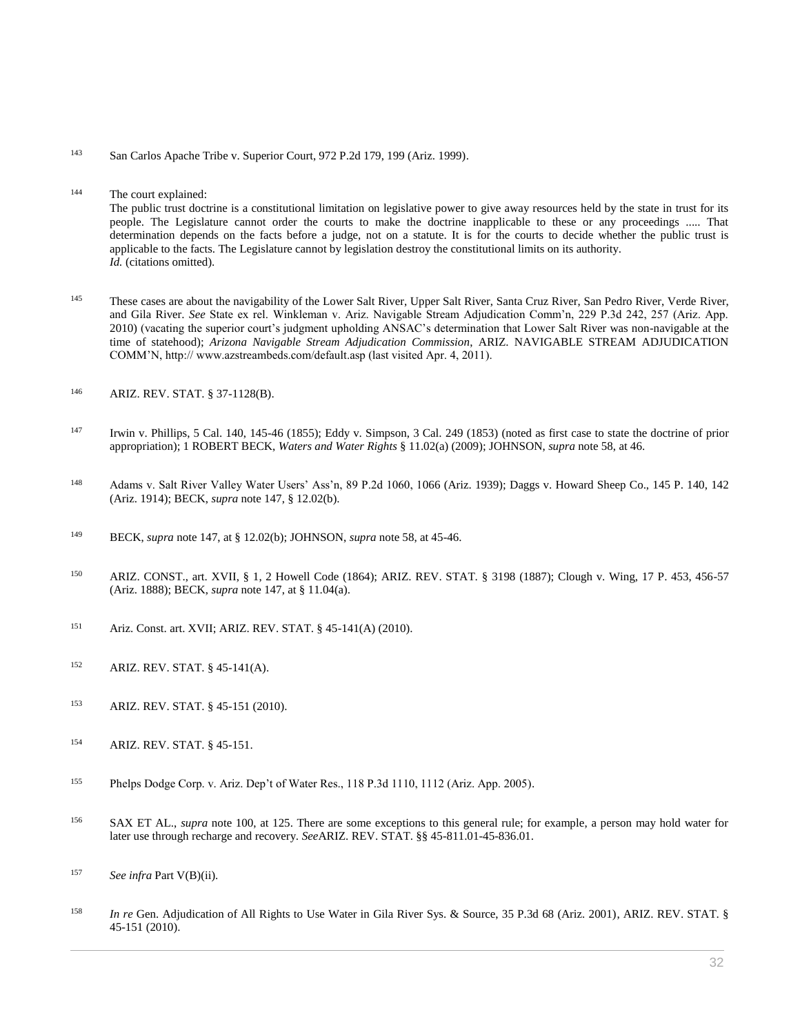[143] San Carlos Apache Tribe v. Superior Court, 972 P.2d 179, 199 (Ariz. 1999).

[144] The court explained:

The public trust doctrine is a constitutional limitation on legislative power to give away resources held by the state in trust for its people. The Legislature cannot order the courts to make the doctrine inapplicable to these or any proceedings ..... That determination depends on the facts before a judge, not on a statute. It is for the courts to decide whether the public trust is applicable to the facts. The Legislature cannot by legislation destroy the constitutional limits on its authority.

*Id.* (citations omitted).

[145] These cases are about the navigability of the Lower Salt River, Upper Salt River, Santa Cruz River, San Pedro River, Verde River, and Gila River. *See* State ex rel. Winkleman v. Ariz. Navigable Stream Adjudication Comm'n, 229 P.3d 242, 257 (Ariz. App. 2010) (vacating the superior court's judgment upholding ANSAC's determination that Lower Salt River was non-navigable at the time of statehood); *Arizona Navigable Stream Adjudication Commission*, ARIZ. NAVIGABLE STREAM ADJUDICATION COMM'N, http:// www.azstreambeds.com/default.asp (last visited Apr. 4, 2011).

[146] ARIZ. REV. STAT. § 37-1128(B).

[147] Irwin v. Phillips, 5 Cal. 140, 145-46 (1855); Eddy v. Simpson, 3 Cal. 249 (1853) (noted as first case to state the doctrine of prior appropriation); 1 ROBERT BECK, *Waters and Water Rights* § 11.02(a) (2009); JOHNSON, *supra* note 58, at 46.

[148] Adams v. Salt River Valley Water Users' Ass'n, 89 P.2d 1060, 1066 (Ariz. 1939); Daggs v. Howard Sheep Co., 145 P. 140, 142 (Ariz. 1914); BECK, *supra* note 147, § 12.02(b).

[149] BECK, *supra* note 147, at § 12.02(b); JOHNSON, *supra* note 58, at 45-46.

[150] ARIZ. CONST., art. XVII, § 1, 2 Howell Code (1864); ARIZ. REV. STAT. § 3198 (1887); Clough v. Wing, 17 P. 453, 456-57 (Ariz. 1888); BECK, *supra* note 147, at § 11.04(a).

[151] Ariz. Const. art. XVII; ARIZ. REV. STAT. § 45-141(A) (2010).

[152] ARIZ. REV. STAT. § 45-141(A).

[153] ARIZ. REV. STAT. § 45-151 (2010).

[154] ARIZ. REV. STAT. § 45-151.

[155] Phelps Dodge Corp. v. Ariz. Dep't of Water Res., 118 P.3d 1110, 1112 (Ariz. App. 2005).

[156] SAX ET AL., *supra* note 100, at 125. There are some exceptions to this general rule; for example, a person may hold water for later use through recharge and recovery. *See*ARIZ. REV. STAT. §§ 45-811.01-45-836.01.

[157] *See infra* Part V(B)(ii).

[158] *In re* Gen. Adjudication of All Rights to Use Water in Gila River Sys. & Source, 35 P.3d 68 (Ariz. 2001), ARIZ. REV. STAT. § 45-151 (2010).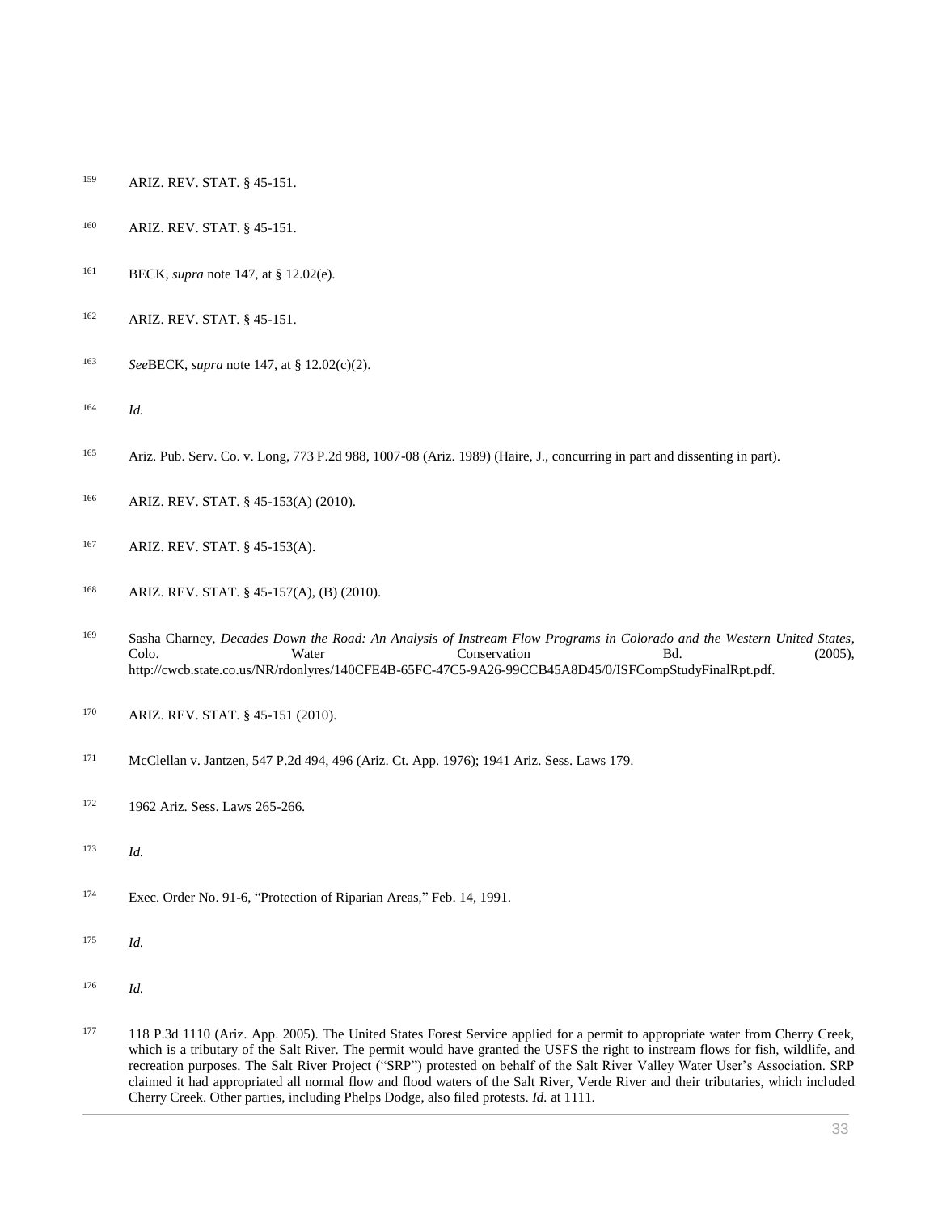[159] ARIZ. REV. STAT. § 45-151.

[160] ARIZ. REV. STAT. § 45-151.

[161] BECK, *supra* note 147, at § 12.02(e).

[162] ARIZ. REV. STAT. § 45-151.

[163] *See*BECK, *supra* note 147, at § 12.02(c)(2).

[164] *Id.*

[165] Ariz. Pub. Serv. Co. v. Long, 773 P.2d 988, 1007-08 (Ariz. 1989) (Haire, J., concurring in part and dissenting in part).

[166] ARIZ. REV. STAT. § 45-153(A) (2010).

[167] ARIZ. REV. STAT. § 45-153(A).

[168] ARIZ. REV. STAT. § 45-157(A), (B) (2010).

[169] Sasha Charney, *Decades Down the Road: An Analysis of Instream Flow Programs in Colorado and the Western United States*, Colo. Water Conservation Bd. (2005), http://cwcb.state.co.us/NR/rdonlyres/140CFE4B-65FC-47C5-9A26-99CCB45A8D45/0/ISFCompStudyFinalRpt.pdf.

[170] ARIZ. REV. STAT. § 45-151 (2010).

[171] McClellan v. Jantzen, 547 P.2d 494, 496 (Ariz. Ct. App. 1976); 1941 Ariz. Sess. Laws 179.

[172] 1962 Ariz. Sess. Laws 265-266.

[173] *Id.*

[174] Exec. Order No. 91-6, "Protection of Riparian Areas," Feb. 14, 1991.

[175] *Id.*

[176] *Id.*

[177] 118 P.3d 1110 (Ariz. App. 2005). The United States Forest Service applied for a permit to appropriate water from Cherry Creek, which is a tributary of the Salt River. The permit would have granted the USFS the right to instream flows for fish, wildlife, and recreation purposes. The Salt River Project ("SRP") protested on behalf of the Salt River Valley Water User's Association. SRP claimed it had appropriated all normal flow and flood waters of the Salt River, Verde River and their tributaries, which included Cherry Creek. Other parties, including Phelps Dodge, also filed protests. *Id.* at 1111.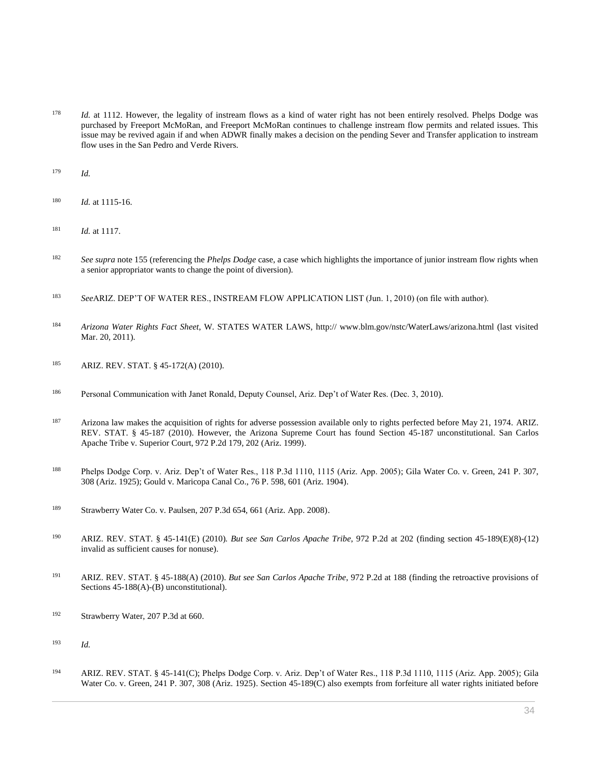[178] *Id.* at 1112. However, the legality of instream flows as a kind of water right has not been entirely resolved. Phelps Dodge was purchased by Freeport McMoRan, and Freeport McMoRan continues to challenge instream flow permits and related issues. This issue may be revived again if and when ADWR finally makes a decision on the pending Sever and Transfer application to instream flow uses in the San Pedro and Verde Rivers.

[179] *Id.*

[180] *Id.* at 1115-16.

[181] *Id.* at 1117.

[182] *See supra* note 155 (referencing the *Phelps Dodge* case, a case which highlights the importance of junior instream flow rights when a senior appropriator wants to change the point of diversion).

[183] *See*ARIZ. DEP'T OF WATER RES., INSTREAM FLOW APPLICATION LIST (Jun. 1, 2010) (on file with author).

[184] *Arizona Water Rights Fact Sheet*, W. STATES WATER LAWS, http:// www.blm.gov/nstc/WaterLaws/arizona.html (last visited Mar. 20, 2011).

[185] ARIZ. REV. STAT. § 45-172(A) (2010).

[186] Personal Communication with Janet Ronald, Deputy Counsel, Ariz. Dep't of Water Res. (Dec. 3, 2010).

[187] Arizona law makes the acquisition of rights for adverse possession available only to rights perfected before May 21, 1974. ARIZ. REV. STAT. § 45-187 (2010). However, the Arizona Supreme Court has found Section 45-187 unconstitutional. San Carlos Apache Tribe v. Superior Court, 972 P.2d 179, 202 (Ariz. 1999).

[188] Phelps Dodge Corp. v. Ariz. Dep't of Water Res., 118 P.3d 1110, 1115 (Ariz. App. 2005); Gila Water Co. v. Green, 241 P. 307, 308 (Ariz. 1925); Gould v. Maricopa Canal Co., 76 P. 598, 601 (Ariz. 1904).

[189] Strawberry Water Co. v. Paulsen, 207 P.3d 654, 661 (Ariz. App. 2008).

[190] ARIZ. REV. STAT. § 45-141(E) (2010). *But see San Carlos Apache Tribe*, 972 P.2d at 202 (finding section 45-189(E)(8)-(12) invalid as sufficient causes for nonuse).

[191] ARIZ. REV. STAT. § 45-188(A) (2010). *But see San Carlos Apache Tribe*, 972 P.2d at 188 (finding the retroactive provisions of Sections 45-188(A)-(B) unconstitutional).

[192] Strawberry Water, 207 P.3d at 660.

[193] *Id.*

[194] ARIZ. REV. STAT. § 45-141(C); Phelps Dodge Corp. v. Ariz. Dep't of Water Res., 118 P.3d 1110, 1115 (Ariz. App. 2005); Gila Water Co. v. Green, 241 P. 307, 308 (Ariz. 1925). Section 45-189(C) also exempts from forfeiture all water rights initiated before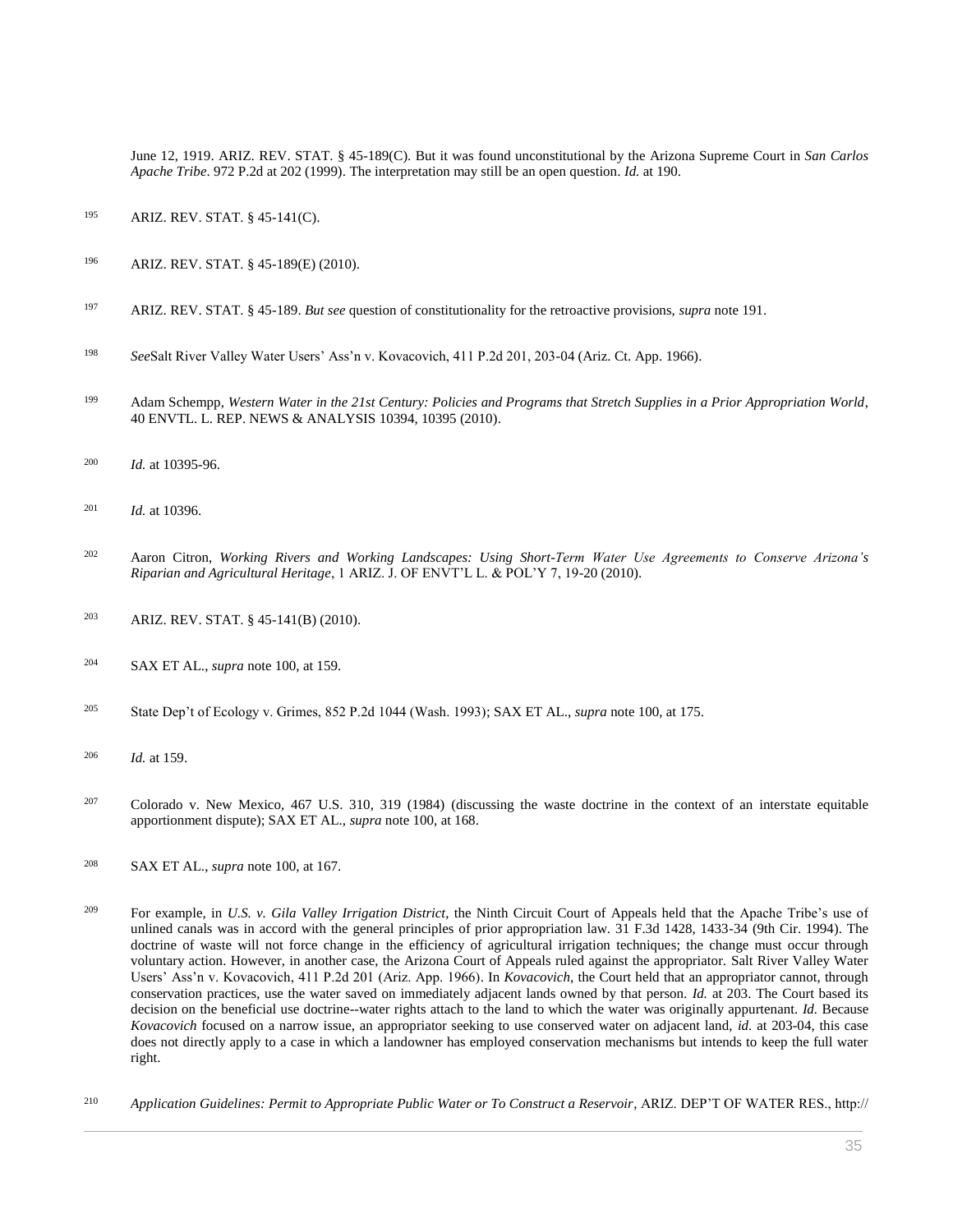June 12, 1919. ARIZ. REV. STAT. § 45-189(C). But it was found unconstitutional by the Arizona Supreme Court in *San Carlos Apache Tribe*. 972 P.2d at 202 (1999). The interpretation may still be an open question. *Id.* at 190.

195 ARIZ. REV. STAT. § 45-141(C).

196 ARIZ. REV. STAT. § 45-189(E) (2010).

197 ARIZ. REV. STAT. § 45-189. *But see* question of constitutionality for the retroactive provisions, *supra* note 191.

198 *See*Salt River Valley Water Users' Ass'n v. Kovacovich, 411 P.2d 201, 203-04 (Ariz. Ct. App. 1966).

199 Adam Schempp, *Western Water in the 21st Century: Policies and Programs that Stretch Supplies in a Prior Appropriation World*, 40 ENVTL. L. REP. NEWS & ANALYSIS 10394, 10395 (2010).

200 *Id.* at 10395-96.

201 *Id.* at 10396.

202 Aaron Citron, *Working Rivers and Working Landscapes: Using Short-Term Water Use Agreements to Conserve Arizona's Riparian and Agricultural Heritage*, 1 ARIZ. J. OF ENVT'L L. & POL'Y 7, 19-20 (2010).

203 ARIZ. REV. STAT. § 45-141(B) (2010).

204 SAX ET AL., *supra* note 100, at 159.

205 State Dep't of Ecology v. Grimes, 852 P.2d 1044 (Wash. 1993); SAX ET AL., *supra* note 100, at 175.

206 *Id.* at 159.

207 Colorado v. New Mexico, 467 U.S. 310, 319 (1984) (discussing the waste doctrine in the context of an interstate equitable apportionment dispute); SAX ET AL., *supra* note 100, at 168.

208 SAX ET AL., *supra* note 100, at 167.

209 For example, in *U.S. v. Gila Valley Irrigation District*, the Ninth Circuit Court of Appeals held that the Apache Tribe's use of unlined canals was in accord with the general principles of prior appropriation law. 31 F.3d 1428, 1433-34 (9th Cir. 1994). The doctrine of waste will not force change in the efficiency of agricultural irrigation techniques; the change must occur through voluntary action. However, in another case, the Arizona Court of Appeals ruled against the appropriator. Salt River Valley Water Users' Ass'n v. Kovacovich, 411 P.2d 201 (Ariz. App. 1966). In *Kovacovich*, the Court held that an appropriator cannot, through conservation practices, use the water saved on immediately adjacent lands owned by that person. *Id.* at 203. The Court based its decision on the beneficial use doctrine--water rights attach to the land to which the water was originally appurtenant. *Id.* Because *Kovacovich* focused on a narrow issue, an appropriator seeking to use conserved water on adjacent land, *id.* at 203-04, this case does not directly apply to a case in which a landowner has employed conservation mechanisms but intends to keep the full water right.

210 *Application Guidelines: Permit to Appropriate Public Water or To Construct a Reservoir*, ARIZ. DEP'T OF WATER RES., http://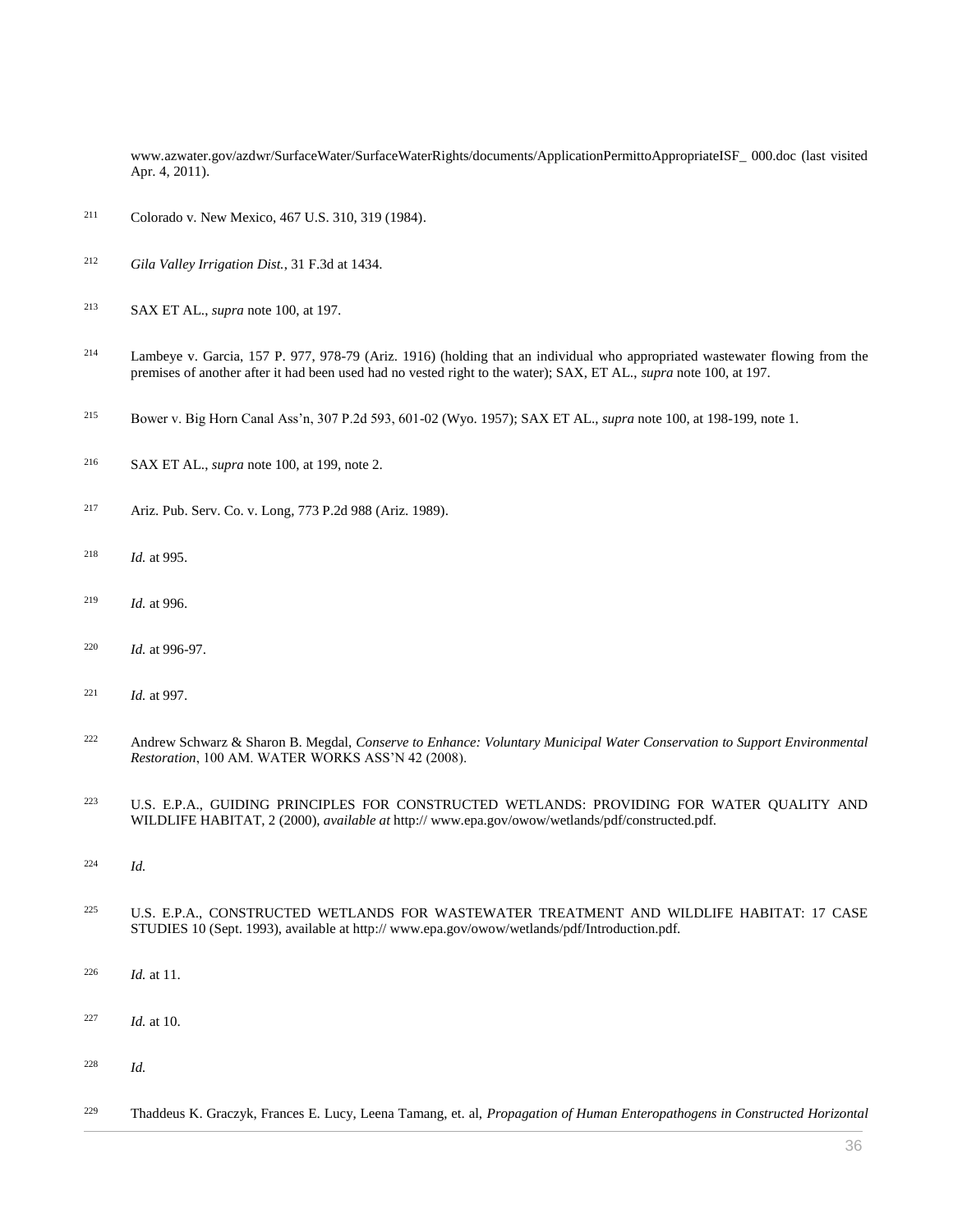www.azwater.gov/azdwr/SurfaceWater/SurfaceWaterRights/documents/ApplicationPermittoAppropriateISF_ 000.doc (last visited Apr. 4, 2011).

[211] Colorado v. New Mexico, 467 U.S. 310, 319 (1984).

[212] *Gila Valley Irrigation Dist.*, 31 F.3d at 1434.

[213] SAX ET AL., *supra* note 100, at 197.

[214] Lambeye v. Garcia, 157 P. 977, 978-79 (Ariz. 1916) (holding that an individual who appropriated wastewater flowing from the premises of another after it had been used had no vested right to the water); SAX, ET AL., *supra* note 100, at 197.

[215] Bower v. Big Horn Canal Ass'n, 307 P.2d 593, 601-02 (Wyo. 1957); SAX ET AL., *supra* note 100, at 198-199, note 1.

[216] SAX ET AL., *supra* note 100, at 199, note 2.

[217] Ariz. Pub. Serv. Co. v. Long, 773 P.2d 988 (Ariz. 1989).

[218] *Id.* at 995.

[219] *Id.* at 996.

[220] *Id.* at 996-97.

[221] *Id.* at 997.

[222] Andrew Schwarz & Sharon B. Megdal, *Conserve to Enhance: Voluntary Municipal Water Conservation to Support Environmental Restoration*, 100 AM. WATER WORKS ASS'N 42 (2008).

[223] U.S. E.P.A., GUIDING PRINCIPLES FOR CONSTRUCTED WETLANDS: PROVIDING FOR WATER QUALITY AND WILDLIFE HABITAT, 2 (2000), *available at* http:// www.epa.gov/owow/wetlands/pdf/constructed.pdf.

[224] *Id.*

[225] U.S. E.P.A., CONSTRUCTED WETLANDS FOR WASTEWATER TREATMENT AND WILDLIFE HABITAT: 17 CASE STUDIES 10 (Sept. 1993), available at http:// www.epa.gov/owow/wetlands/pdf/Introduction.pdf.

[226] *Id.* at 11.

[227] *Id.* at 10.

[228] *Id.*

[229] Thaddeus K. Graczyk, Frances E. Lucy, Leena Tamang, et. al, *Propagation of Human Enteropathogens in Constructed Horizontal*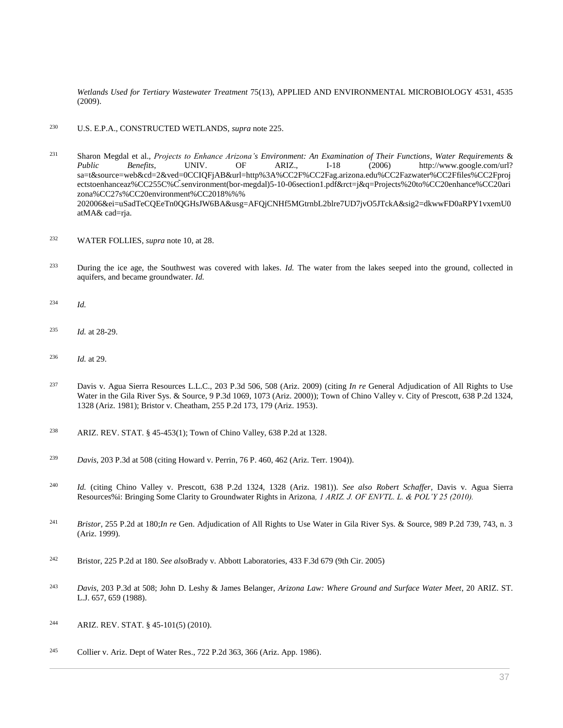*Wetlands Used for Tertiary Wastewater Treatment* 75(13), APPLIED AND ENVIRONMENTAL MICROBIOLOGY 4531, 4535 (2009).

[230] U.S. E.P.A., CONSTRUCTED WETLANDS, *supra* note 225.

[231] Sharon Megdal et al., *Projects to Enhance Arizona's Environment: An Examination of Their Functions*, *Water Requirements* & *Public Benefits*, UNIV. OF ARIZ., I-18 (2006) http://www.google.com/url?sa=t&source=web&cd=2&ved=0CCIQFjAB&url=http%3A%CC2F%CC2Fag.arizona.edu%CC2Fazwater%CC2Ffiles%CC2Fprojectstoenhanceaz%CC255C%C̃senvironment(bor-megdal)5-10-06section1.pdf&rct=j&q=Projects%20to%CC20enhance%CC20arizona%CC27s%CC20environment%CC2018%%%202006&ei=uSadTeCQEeTn0QGHsJW6BA&usg=AFQjCNHf5MGtrnbL2blre7UD7jvO5JTckA&sig2=dkwwFD0aRPY1vxemU0atMA& cad=rja.

[232] WATER FOLLIES, *supra* note 10, at 28.

[233] During the ice age, the Southwest was covered with lakes. *Id.* The water from the lakes seeped into the ground, collected in aquifers, and became groundwater. *Id.*

[234] *Id.*

[235] *Id.* at 28-29.

[236] *Id.* at 29.

[237] Davis v. Agua Sierra Resources L.L.C., 203 P.3d 506, 508 (Ariz. 2009) (citing *In re* General Adjudication of All Rights to Use Water in the Gila River Sys. & Source, 9 P.3d 1069, 1073 (Ariz. 2000)); Town of Chino Valley v. City of Prescott, 638 P.2d 1324, 1328 (Ariz. 1981); Bristor v. Cheatham, 255 P.2d 173, 179 (Ariz. 1953).

[238] ARIZ. REV. STAT. § 45-453(1); Town of Chino Valley, 638 P.2d at 1328.

[239] *Davis*, 203 P.3d at 508 (citing Howard v. Perrin, 76 P. 460, 462 (Ariz. Terr. 1904)).

[240] *Id.* (citing Chino Valley v. Prescott, 638 P.2d 1324, 1328 (Ariz. 1981)). *See also Robert Schaffer*, Davis v. Agua Sierra Resources%i: Bringing Some Clarity to Groundwater Rights in Arizona*, 1 ARIZ. J. OF ENVTL. L. & POL'Y 25 (2010).*

[241] *Bristor*, 255 P.2d at 180;*In re* Gen. Adjudication of All Rights to Use Water in Gila River Sys. & Source, 989 P.2d 739, 743, n. 3 (Ariz. 1999).

[242] Bristor, 225 P.2d at 180. *See also*Brady v. Abbott Laboratories, 433 F.3d 679 (9th Cir. 2005)

[243] *Davis*, 203 P.3d at 508; John D. Leshy & James Belanger, *Arizona Law: Where Ground and Surface Water Meet*, 20 ARIZ. ST. L.J. 657, 659 (1988).

[244] ARIZ. REV. STAT. § 45-101(5) (2010).

[245] Collier v. Ariz. Dept of Water Res., 722 P.2d 363, 366 (Ariz. App. 1986).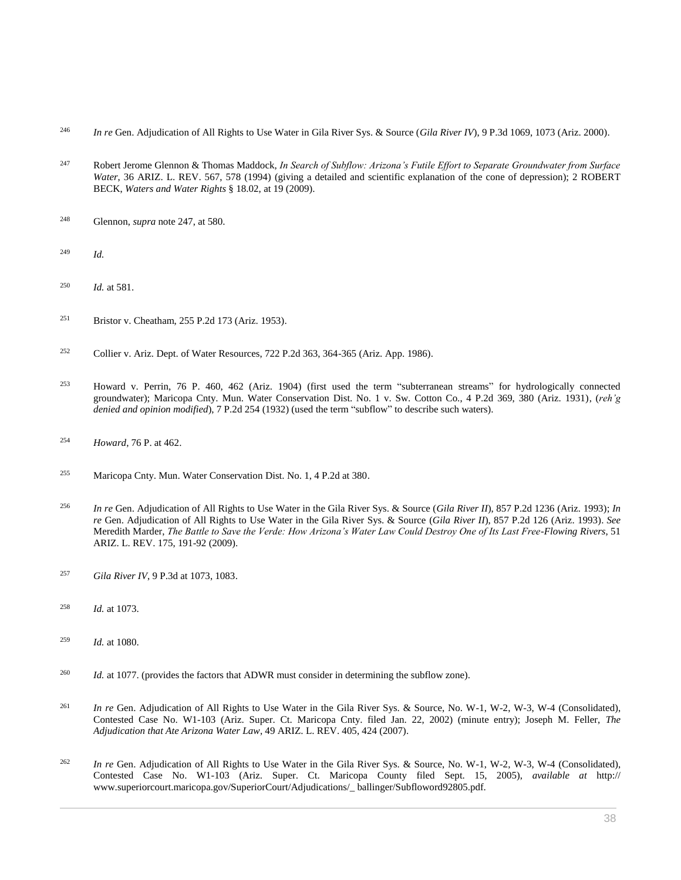[246] *In re* Gen. Adjudication of All Rights to Use Water in Gila River Sys. & Source (*Gila River IV*), 9 P.3d 1069, 1073 (Ariz. 2000).

[247] Robert Jerome Glennon & Thomas Maddock, *In Search of Subflow: Arizona's Futile Effort to Separate Groundwater from Surface Water*, 36 ARIZ. L. REV. 567, 578 (1994) (giving a detailed and scientific explanation of the cone of depression); 2 ROBERT BECK, *Waters and Water Rights* § 18.02, at 19 (2009).

[248] Glennon, *supra* note 247, at 580.

[249] *Id.*

[250] *Id.* at 581.

[251] Bristor v. Cheatham, 255 P.2d 173 (Ariz. 1953).

[252] Collier v. Ariz. Dept. of Water Resources, 722 P.2d 363, 364-365 (Ariz. App. 1986).

[253] Howard v. Perrin, 76 P. 460, 462 (Ariz. 1904) (first used the term "subterranean streams" for hydrologically connected groundwater); Maricopa Cnty. Mun. Water Conservation Dist. No. 1 v. Sw. Cotton Co., 4 P.2d 369, 380 (Ariz. 1931), (*reh'g denied and opinion modified*), 7 P.2d 254 (1932) (used the term "subflow" to describe such waters).

[254] *Howard*, 76 P. at 462.

[255] Maricopa Cnty. Mun. Water Conservation Dist. No. 1, 4 P.2d at 380.

[256] *In re* Gen. Adjudication of All Rights to Use Water in the Gila River Sys. & Source (*Gila River II*), 857 P.2d 1236 (Ariz. 1993); *In re* Gen. Adjudication of All Rights to Use Water in the Gila River Sys. & Source (*Gila River II*), 857 P.2d 126 (Ariz. 1993). *See* Meredith Marder, *The Battle to Save the Verde: How Arizona's Water Law Could Destroy One of Its Last Free-Flowing Rivers*, 51 ARIZ. L. REV. 175, 191-92 (2009).

[257] *Gila River IV*, 9 P.3d at 1073, 1083.

[258] *Id.* at 1073.

[259] *Id.* at 1080.

[260] *Id.* at 1077. (provides the factors that ADWR must consider in determining the subflow zone).

[261] *In re* Gen. Adjudication of All Rights to Use Water in the Gila River Sys. & Source, No. W-1, W-2, W-3, W-4 (Consolidated), Contested Case No. W1-103 (Ariz. Super. Ct. Maricopa Cnty. filed Jan. 22, 2002) (minute entry); Joseph M. Feller, *The Adjudication that Ate Arizona Water Law*, 49 ARIZ. L. REV. 405, 424 (2007).

[262] *In re* Gen. Adjudication of All Rights to Use Water in the Gila River Sys. & Source, No. W-1, W-2, W-3, W-4 (Consolidated), Contested Case No. W1-103 (Ariz. Super. Ct. Maricopa County filed Sept. 15, 2005), *available at* http:// www.superiorcourt.maricopa.gov/SuperiorCourt/Adjudications/_ ballinger/Subfloword92805.pdf.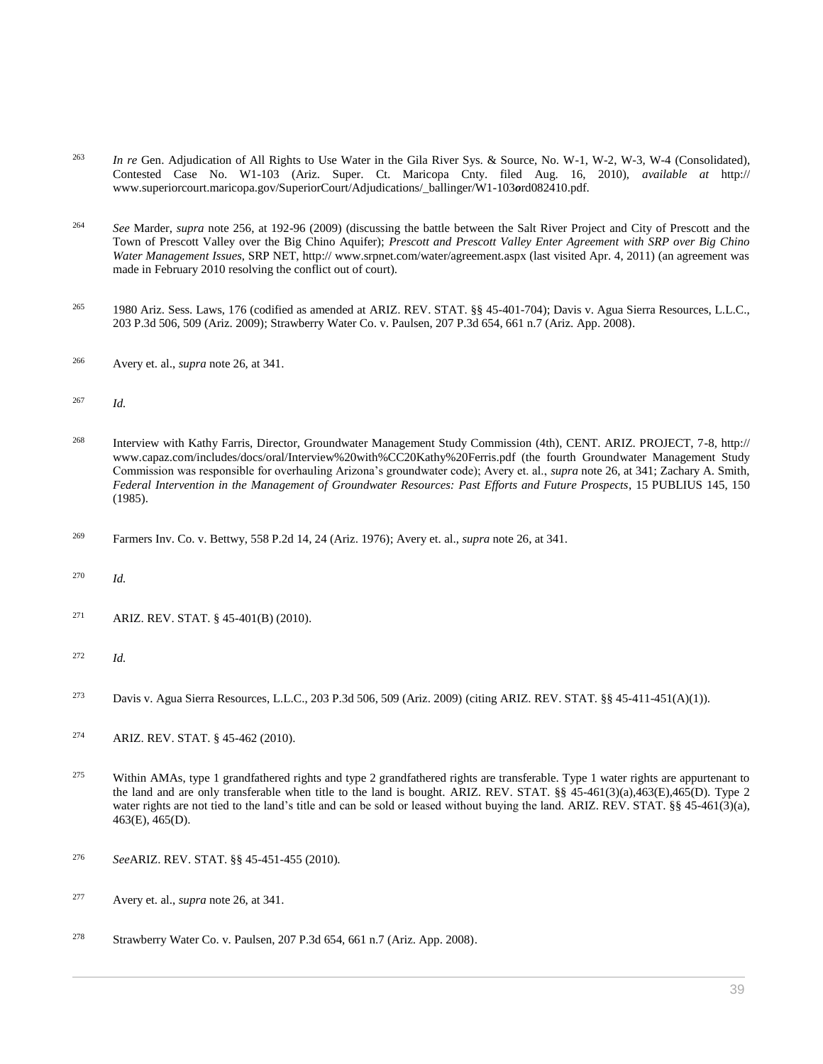263 *In re* Gen. Adjudication of All Rights to Use Water in the Gila River Sys. & Source, No. W-1, W-2, W-3, W-4 (Consolidated), Contested Case No. W1-103 (Ariz. Super. Ct. Maricopa Cnty. filed Aug. 16, 2010), *available at* http:// www.superiorcourt.maricopa.gov/SuperiorCourt/Adjudications/_ballinger/W1-103ord082410.pdf.

264 *See* Marder, *supra* note 256, at 192-96 (2009) (discussing the battle between the Salt River Project and City of Prescott and the Town of Prescott Valley over the Big Chino Aquifer); *Prescott and Prescott Valley Enter Agreement with SRP over Big Chino Water Management Issues*, SRP NET, http:// www.srpnet.com/water/agreement.aspx (last visited Apr. 4, 2011) (an agreement was made in February 2010 resolving the conflict out of court).

265 1980 Ariz. Sess. Laws, 176 (codified as amended at ARIZ. REV. STAT. §§ 45-401-704); Davis v. Agua Sierra Resources, L.L.C., 203 P.3d 506, 509 (Ariz. 2009); Strawberry Water Co. v. Paulsen, 207 P.3d 654, 661 n.7 (Ariz. App. 2008).

266 Avery et. al., *supra* note 26, at 341.

267 *Id.*

268 Interview with Kathy Farris, Director, Groundwater Management Study Commission (4th), CENT. ARIZ. PROJECT, 7-8, http:// www.capaz.com/includes/docs/oral/Interview%20with%CC20Kathy%20Ferris.pdf (the fourth Groundwater Management Study Commission was responsible for overhauling Arizona's groundwater code); Avery et. al., *supra* note 26, at 341; Zachary A. Smith, *Federal Intervention in the Management of Groundwater Resources: Past Efforts and Future Prospects*, 15 PUBLIUS 145, 150 (1985).

269 Farmers Inv. Co. v. Bettwy, 558 P.2d 14, 24 (Ariz. 1976); Avery et. al., *supra* note 26, at 341.

270 *Id.*

271 ARIZ. REV. STAT. § 45-401(B) (2010).

272 *Id.*

273 Davis v. Agua Sierra Resources, L.L.C., 203 P.3d 506, 509 (Ariz. 2009) (citing ARIZ. REV. STAT. §§ 45-411-451(A)(1)).

274 ARIZ. REV. STAT. § 45-462 (2010).

275 Within AMAs, type 1 grandfathered rights and type 2 grandfathered rights are transferable. Type 1 water rights are appurtenant to the land and are only transferable when title to the land is bought. ARIZ. REV. STAT. §§ 45-461(3)(a),463(E),465(D). Type 2 water rights are not tied to the land's title and can be sold or leased without buying the land. ARIZ. REV. STAT. §§ 45-461(3)(a), 463(E), 465(D).

276 *See*ARIZ. REV. STAT. §§ 45-451-455 (2010).

277 Avery et. al., *supra* note 26, at 341.

278 Strawberry Water Co. v. Paulsen, 207 P.3d 654, 661 n.7 (Ariz. App. 2008).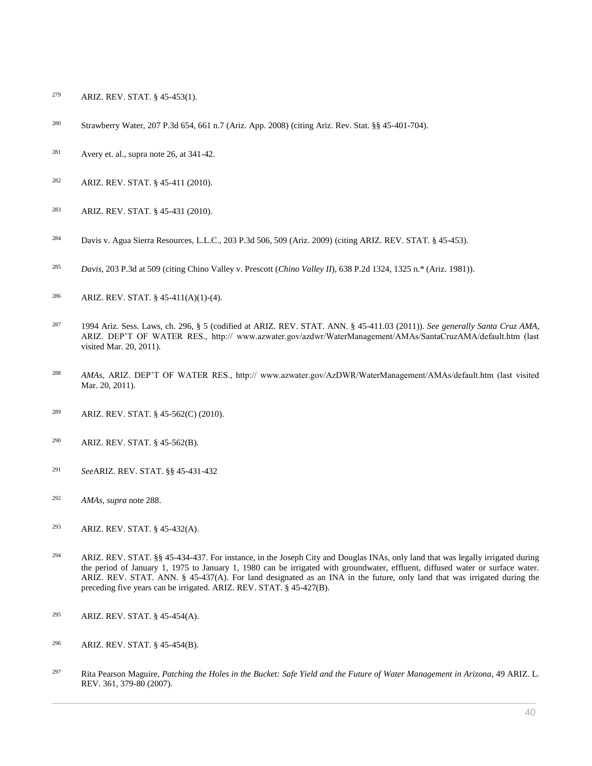[279] ARIZ. REV. STAT. § 45-453(1).

[280] Strawberry Water, 207 P.3d 654, 661 n.7 (Ariz. App. 2008) (citing Ariz. Rev. Stat. §§ 45-401-704).

[281] Avery et. al., supra note 26, at 341-42.

[282] ARIZ. REV. STAT. § 45-411 (2010).

[283] ARIZ. REV. STAT. § 45-431 (2010).

[284] Davis v. Agua Sierra Resources, L.L.C., 203 P.3d 506, 509 (Ariz. 2009) (citing ARIZ. REV. STAT. § 45-453).

[285] *Davis*, 203 P.3d at 509 (citing Chino Valley v. Prescott (*Chino Valley II*), 638 P.2d 1324, 1325 n.* (Ariz. 1981)).

[286] ARIZ. REV. STAT. § 45-411(A)(1)-(4).

[287] 1994 Ariz. Sess. Laws, ch. 296, § 5 (codified at ARIZ. REV. STAT. ANN. § 45-411.03 (2011)). *See generally Santa Cruz AMA*, ARIZ. DEP'T OF WATER RES., http:// www.azwater.gov/azdwr/WaterManagement/AMAs/SantaCruzAMA/default.htm (last visited Mar. 20, 2011).

[288] *AMAs*, ARIZ. DEP'T OF WATER RES., http:// www.azwater.gov/AzDWR/WaterManagement/AMAs/default.htm (last visited Mar. 20, 2011).

[289] ARIZ. REV. STAT. § 45-562(C) (2010).

[290] ARIZ. REV. STAT. § 45-562(B).

[291] *See*ARIZ. REV. STAT. §§ 45-431-432

[292] *AMAs*, *supra* note 288.

[293] ARIZ. REV. STAT. § 45-432(A).

[294] ARIZ. REV. STAT. §§ 45-434-437. For instance, in the Joseph City and Douglas INAs, only land that was legally irrigated during the period of January 1, 1975 to January 1, 1980 can be irrigated with groundwater, effluent, diffused water or surface water. ARIZ. REV. STAT. ANN. § 45-437(A). For land designated as an INA in the future, only land that was irrigated during the preceding five years can be irrigated. ARIZ. REV. STAT. § 45-427(B).

[295] ARIZ. REV. STAT. § 45-454(A).

[296] ARIZ. REV. STAT. § 45-454(B).

[297] Rita Pearson Maguire, *Patching the Holes in the Bucket: Safe Yield and the Future of Water Management in Arizona*, 49 ARIZ. L. REV. 361, 379-80 (2007).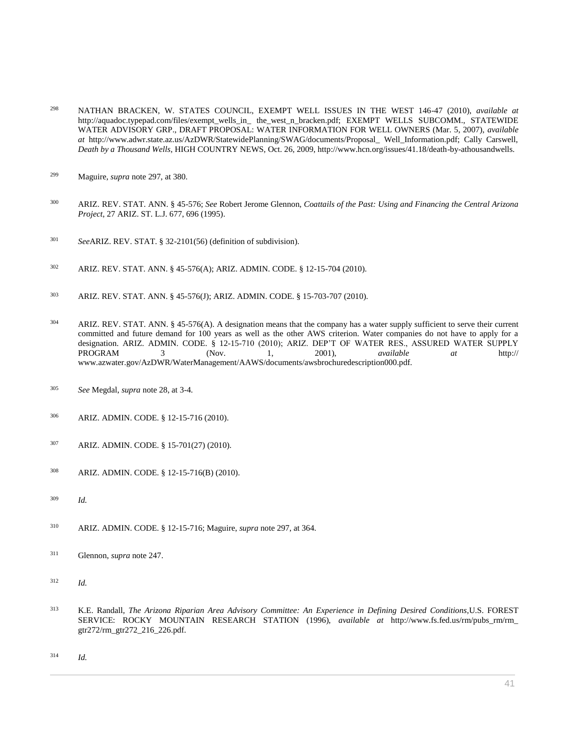[298] NATHAN BRACKEN, W. STATES COUNCIL, EXEMPT WELL ISSUES IN THE WEST 146-47 (2010), *available at* http://aquadoc.typepad.com/files/exempt_wells_in_ the_west_n_bracken.pdf; EXEMPT WELLS SUBCOMM., STATEWIDE WATER ADVISORY GRP., DRAFT PROPOSAL: WATER INFORMATION FOR WELL OWNERS (Mar. 5, 2007), *available at* http://www.adwr.state.az.us/AzDWR/StatewidePlanning/SWAG/documents/Proposal_ Well_Information.pdf; Cally Carswell, *Death by a Thousand Wells*, HIGH COUNTRY NEWS, Oct. 26, 2009, http://www.hcn.org/issues/41.18/death-by-athousandwells.

[299] Maguire, *supra* note 297, at 380.

[300] ARIZ. REV. STAT. ANN. § 45-576; *See* Robert Jerome Glennon, *Coattails of the Past: Using and Financing the Central Arizona Project*, 27 ARIZ. ST. L.J. 677, 696 (1995).

[301] *See*ARIZ. REV. STAT. § 32-2101(56) (definition of subdivision).

[302] ARIZ. REV. STAT. ANN. § 45-576(A); ARIZ. ADMIN. CODE. § 12-15-704 (2010).

[303] ARIZ. REV. STAT. ANN. § 45-576(J); ARIZ. ADMIN. CODE. § 15-703-707 (2010).

[304] ARIZ. REV. STAT. ANN. § 45-576(A). A designation means that the company has a water supply sufficient to serve their current committed and future demand for 100 years as well as the other AWS criterion. Water companies do not have to apply for a designation. ARIZ. ADMIN. CODE. § 12-15-710 (2010); ARIZ. DEP'T OF WATER RES., ASSURED WATER SUPPLY PROGRAM 3 (Nov. 1, 2001), *available at* http:// www.azwater.gov/AzDWR/WaterManagement/AAWS/documents/awsbrochuredescription000.pdf.

[305] *See* Megdal, *supra* note 28, at 3-4.

[306] ARIZ. ADMIN. CODE. § 12-15-716 (2010).

[307] ARIZ. ADMIN. CODE. § 15-701(27) (2010).

[308] ARIZ. ADMIN. CODE. § 12-15-716(B) (2010).

[309] *Id.*

[310] ARIZ. ADMIN. CODE. § 12-15-716; Maguire, *supra* note 297, at 364.

[311] Glennon, *supra* note 247.

[312] *Id.*

[313] K.E. Randall, *The Arizona Riparian Area Advisory Committee: An Experience in Defining Desired Conditions*,U.S. FOREST SERVICE: ROCKY MOUNTAIN RESEARCH STATION (1996), *available at* http://www.fs.fed.us/rm/pubs_rm/rm_ gtr272/rm_gtr272_216_226.pdf.

[314] *Id.*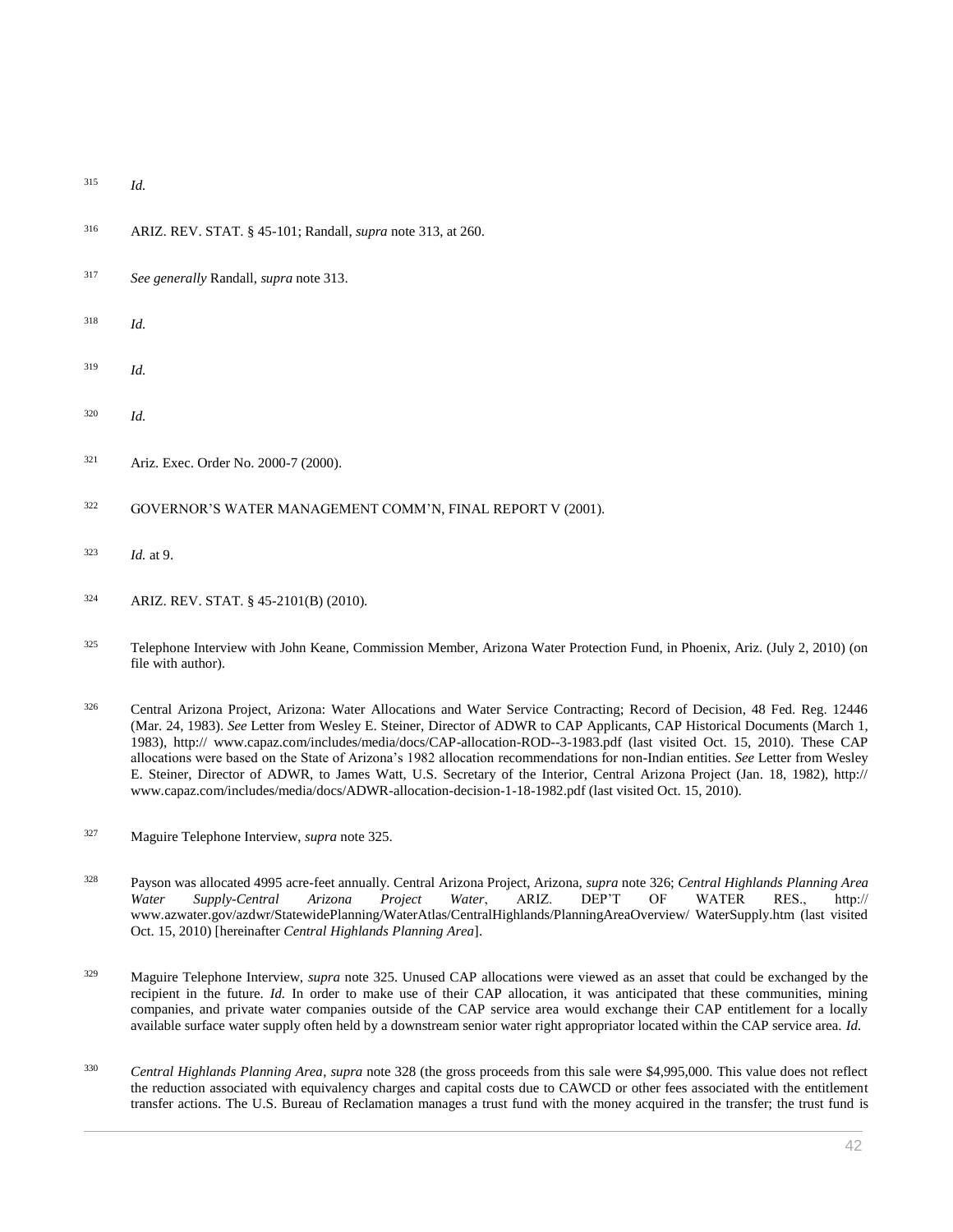315 *Id.*

316 ARIZ. REV. STAT. § 45-101; Randall, *supra* note 313, at 260.

317 *See generally* Randall, *supra* note 313.

318 *Id.*

319 *Id.*

320 *Id.*

321 Ariz. Exec. Order No. 2000-7 (2000).

322 GOVERNOR'S WATER MANAGEMENT COMM'N, FINAL REPORT V (2001).

323 *Id.* at 9.

324 ARIZ. REV. STAT. § 45-2101(B) (2010).

325 Telephone Interview with John Keane, Commission Member, Arizona Water Protection Fund, in Phoenix, Ariz. (July 2, 2010) (on file with author).

326 Central Arizona Project, Arizona: Water Allocations and Water Service Contracting; Record of Decision, 48 Fed. Reg. 12446 (Mar. 24, 1983). *See* Letter from Wesley E. Steiner, Director of ADWR to CAP Applicants, CAP Historical Documents (March 1, 1983), http:// www.capaz.com/includes/media/docs/CAP-allocation-ROD--3-1983.pdf (last visited Oct. 15, 2010). These CAP allocations were based on the State of Arizona's 1982 allocation recommendations for non-Indian entities. *See* Letter from Wesley E. Steiner, Director of ADWR, to James Watt, U.S. Secretary of the Interior, Central Arizona Project (Jan. 18, 1982), http:// www.capaz.com/includes/media/docs/ADWR-allocation-decision-1-18-1982.pdf (last visited Oct. 15, 2010).

327 Maguire Telephone Interview, *supra* note 325.

328 Payson was allocated 4995 acre-feet annually. Central Arizona Project, Arizona, *supra* note 326; *Central Highlands Planning Area Water Supply-Central Arizona Project Water*, ARIZ. DEP'T OF WATER RES., http:// www.azwater.gov/azdwr/StatewidePlanning/WaterAtlas/CentralHighlands/PlanningAreaOverview/ WaterSupply.htm (last visited Oct. 15, 2010) [hereinafter *Central Highlands Planning Area*].

329 Maguire Telephone Interview, *supra* note 325. Unused CAP allocations were viewed as an asset that could be exchanged by the recipient in the future. *Id.* In order to make use of their CAP allocation, it was anticipated that these communities, mining companies, and private water companies outside of the CAP service area would exchange their CAP entitlement for a locally available surface water supply often held by a downstream senior water right appropriator located within the CAP service area. *Id.*

330 *Central Highlands Planning Area*, *supra* note 328 (the gross proceeds from this sale were $4,995,000. This value does not reflect the reduction associated with equivalency charges and capital costs due to CAWCD or other fees associated with the entitlement transfer actions. The U.S. Bureau of Reclamation manages a trust fund with the money acquired in the transfer; the trust fund is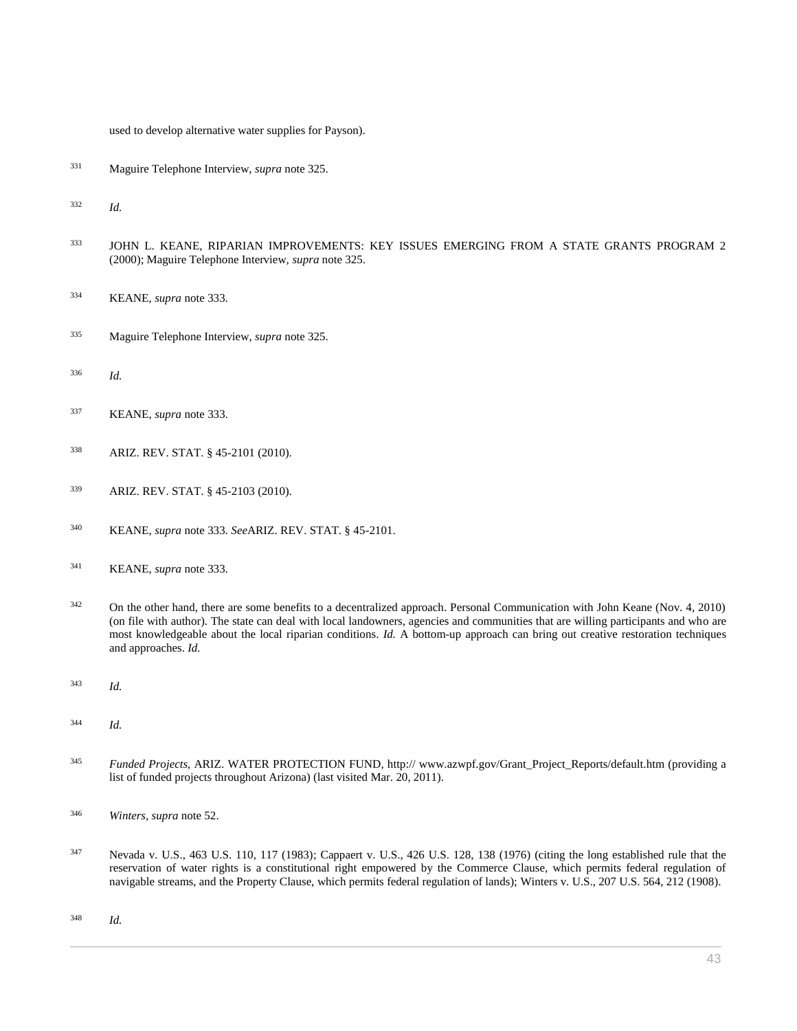used to develop alternative water supplies for Payson).

[331] Maguire Telephone Interview, *supra* note 325.

[332] *Id.*

[333] JOHN L. KEANE, RIPARIAN IMPROVEMENTS: KEY ISSUES EMERGING FROM A STATE GRANTS PROGRAM 2 (2000); Maguire Telephone Interview, *supra* note 325.

[334] KEANE, *supra* note 333.

[335] Maguire Telephone Interview, *supra* note 325.

[336] *Id.*

[337] KEANE, *supra* note 333.

[338] ARIZ. REV. STAT. § 45-2101 (2010).

[339] ARIZ. REV. STAT. § 45-2103 (2010).

[340] KEANE, *supra* note 333. *See*ARIZ. REV. STAT. § 45-2101.

[341] KEANE, *supra* note 333.

[342] On the other hand, there are some benefits to a decentralized approach. Personal Communication with John Keane (Nov. 4, 2010) (on file with author). The state can deal with local landowners, agencies and communities that are willing participants and who are most knowledgeable about the local riparian conditions. *Id.* A bottom-up approach can bring out creative restoration techniques and approaches. *Id.*

[343] *Id.*

[344] *Id.*

[345] *Funded Projects*, ARIZ. WATER PROTECTION FUND, http:// www.azwpf.gov/Grant_Project_Reports/default.htm (providing a list of funded projects throughout Arizona) (last visited Mar. 20, 2011).

[346] *Winters*, *supra* note 52.

[347] Nevada v. U.S., 463 U.S. 110, 117 (1983); Cappaert v. U.S., 426 U.S. 128, 138 (1976) (citing the long established rule that the reservation of water rights is a constitutional right empowered by the Commerce Clause, which permits federal regulation of navigable streams, and the Property Clause, which permits federal regulation of lands); Winters v. U.S., 207 U.S. 564, 212 (1908).

[348] *Id.*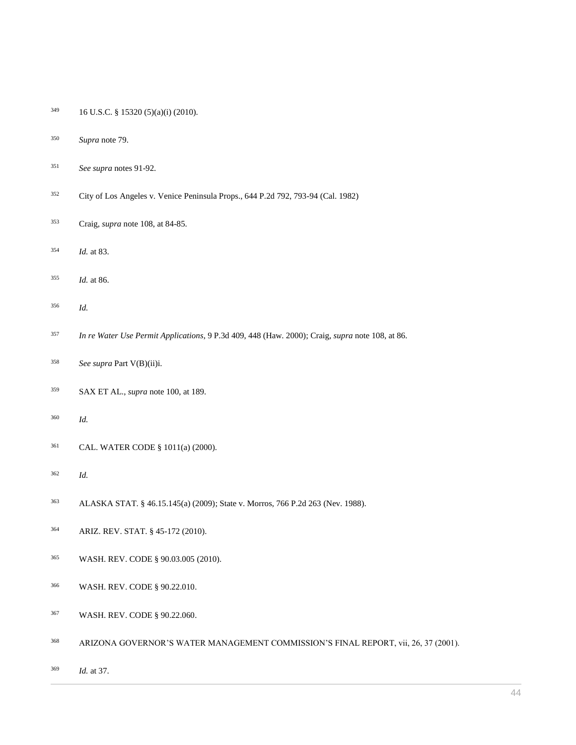[349] 16 U.S.C. § 15320 (5)(a)(i) (2010).

[350] *Supra* note 79.

[351] *See supra* notes 91-92.

[352] City of Los Angeles v. Venice Peninsula Props., 644 P.2d 792, 793-94 (Cal. 1982)

[353] Craig, *supra* note 108, at 84-85.

[354] *Id.* at 83.

[355] *Id.* at 86.

[356] *Id.*

[357] *In re Water Use Permit Applications*, 9 P.3d 409, 448 (Haw. 2000); Craig, *supra* note 108, at 86.

[358] *See supra* Part V(B)(ii)i.

[359] SAX ET AL., *supra* note 100, at 189.

[360] *Id.*

[361] CAL. WATER CODE § 1011(a) (2000).

[362] *Id.*

[363] ALASKA STAT. § 46.15.145(a) (2009); State v. Morros, 766 P.2d 263 (Nev. 1988).

[364] ARIZ. REV. STAT. § 45-172 (2010).

[365] WASH. REV. CODE § 90.03.005 (2010).

[366] WASH. REV. CODE § 90.22.010.

[367] WASH. REV. CODE § 90.22.060.

[368] ARIZONA GOVERNOR'S WATER MANAGEMENT COMMISSION'S FINAL REPORT, vii, 26, 37 (2001).

[369] *Id.* at 37.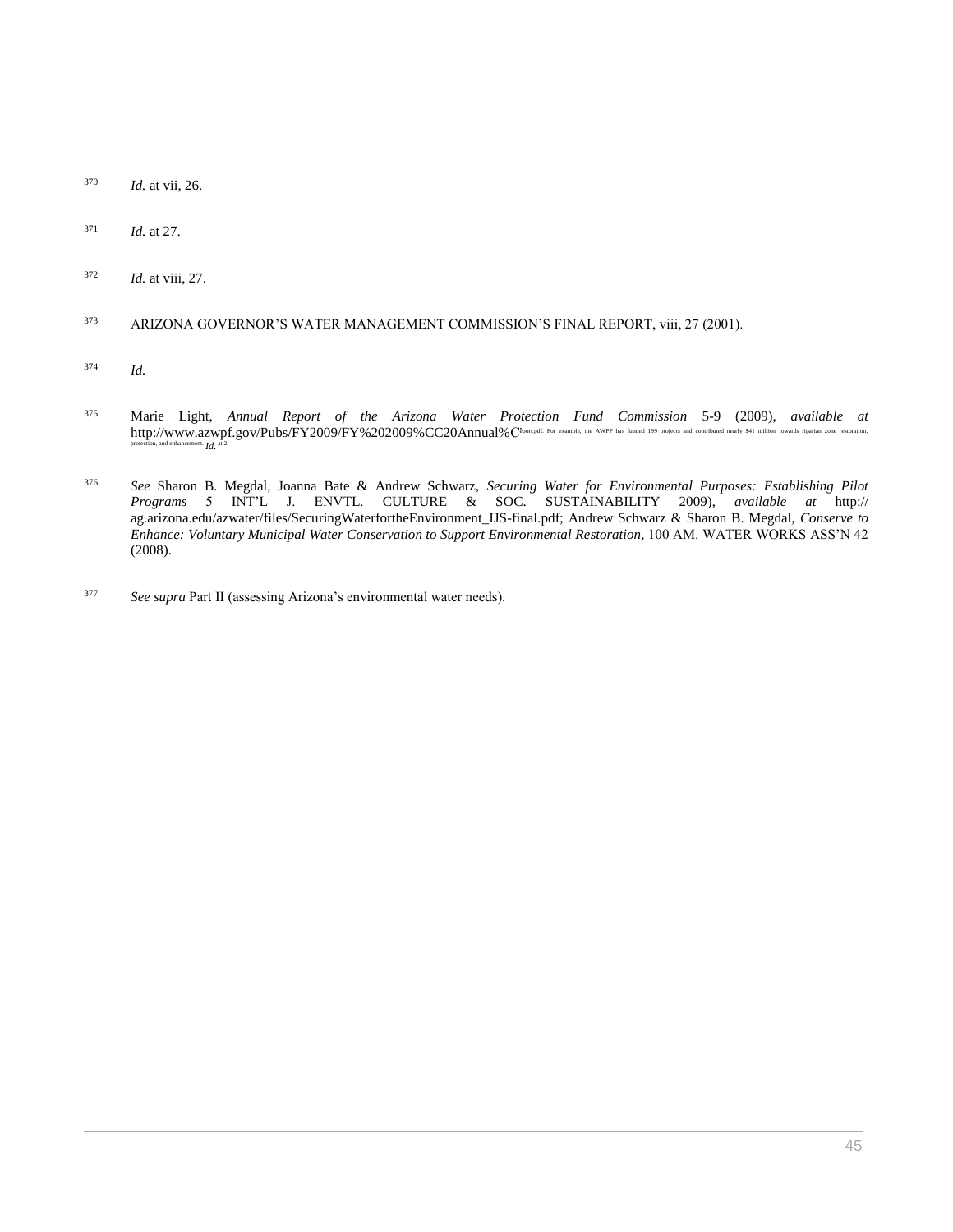[370] *Id.* at vii, 26.

[371] *Id.* at 27.

[372] *Id.* at viii, 27.

[373] ARIZONA GOVERNOR'S WATER MANAGEMENT COMMISSION'S FINAL REPORT, viii, 27 (2001).

[374] *Id.*

[375] Marie Light, *Annual Report of the Arizona Water Protection Fund Commission* 5-9 (2009), *available at* http://www.azwpf.gov/Pubs/FY2009/FY%202009%CC20Annual%CReport.pdf. For example, the AWPF has funded 199 projects and contributed nearly $41 million towards riparian zone restoration, protection, and enhancement. *Id.* at 2.

[376] *See* Sharon B. Megdal, Joanna Bate & Andrew Schwarz, *Securing Water for Environmental Purposes: Establishing Pilot Programs* 5 INT'L J. ENVTL. CULTURE & SOC. SUSTAINABILITY 2009), *available at* http:// ag.arizona.edu/azwater/files/SecuringWaterfortheEnvironment_IJS-final.pdf; Andrew Schwarz & Sharon B. Megdal, *Conserve to Enhance: Voluntary Municipal Water Conservation to Support Environmental Restoration*, 100 AM. WATER WORKS ASS'N 42 (2008).

[377] *See supra* Part II (assessing Arizona's environmental water needs).